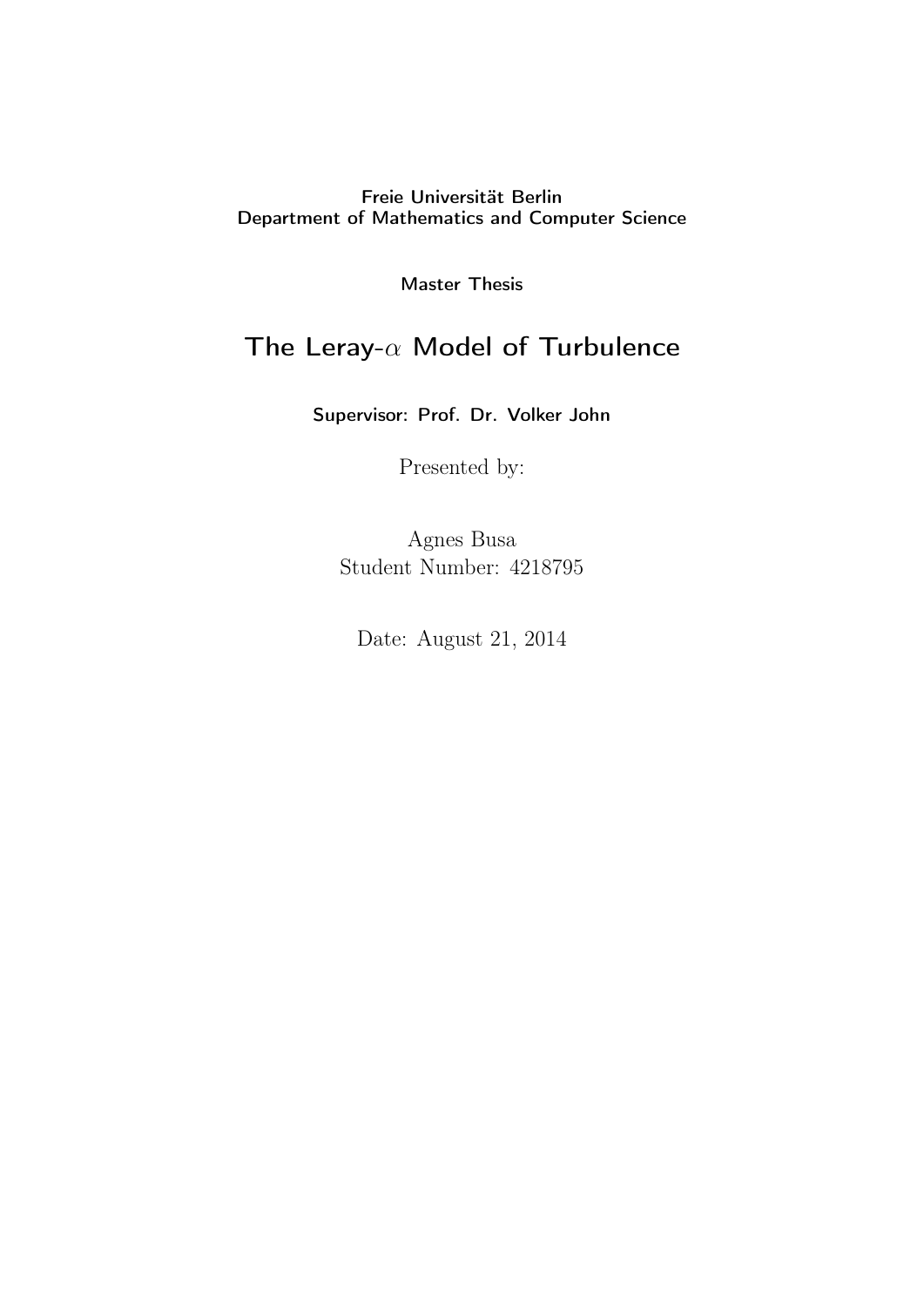Freie Universität Berlin
Department of Mathematics and Computer Science

Master Thesis

# The Leray-$\alpha$ Model of Turbulence

**Supervisor: Prof. Dr. Volker John**

Presented by:

Agnes Busa
Student Number: 4218795

Date: August 21, 2014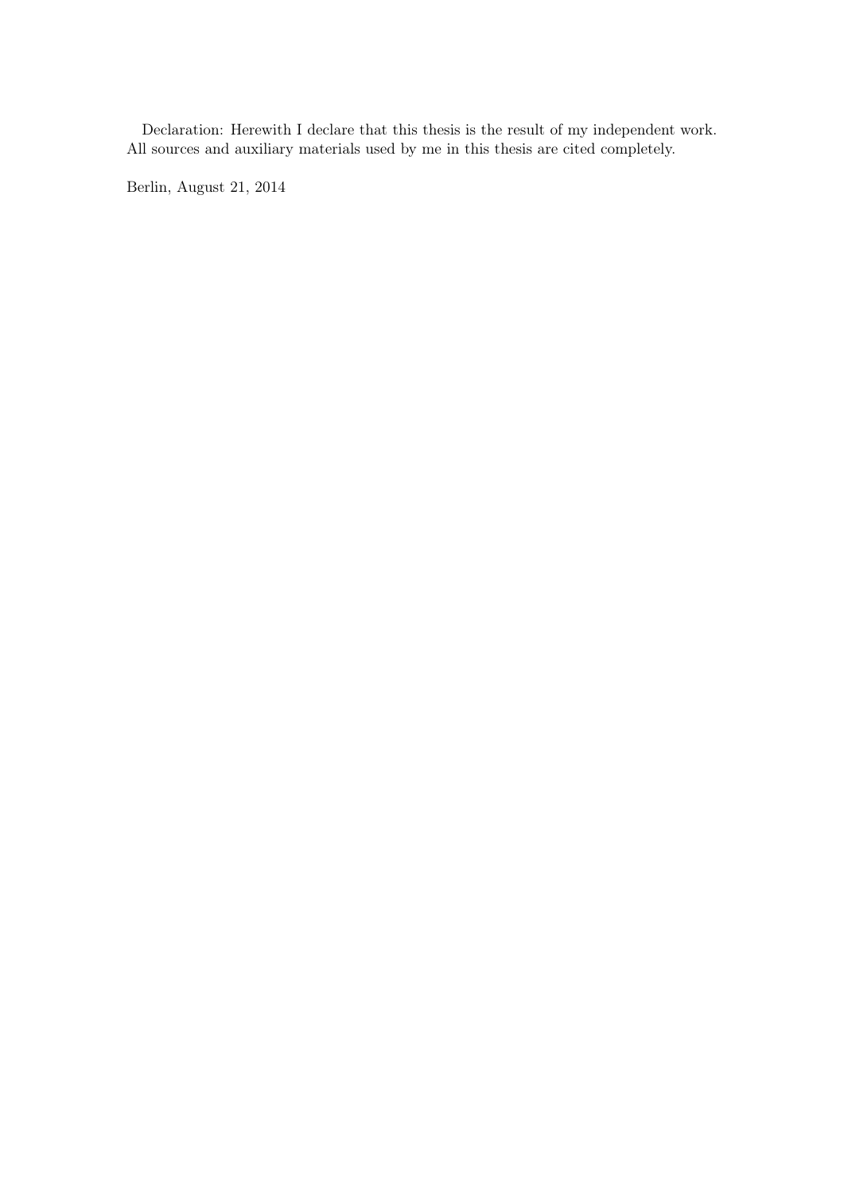Declaration: Herewith I declare that this thesis is the result of my independent work. All sources and auxiliary materials used by me in this thesis are cited completely.

Berlin, August 21, 2014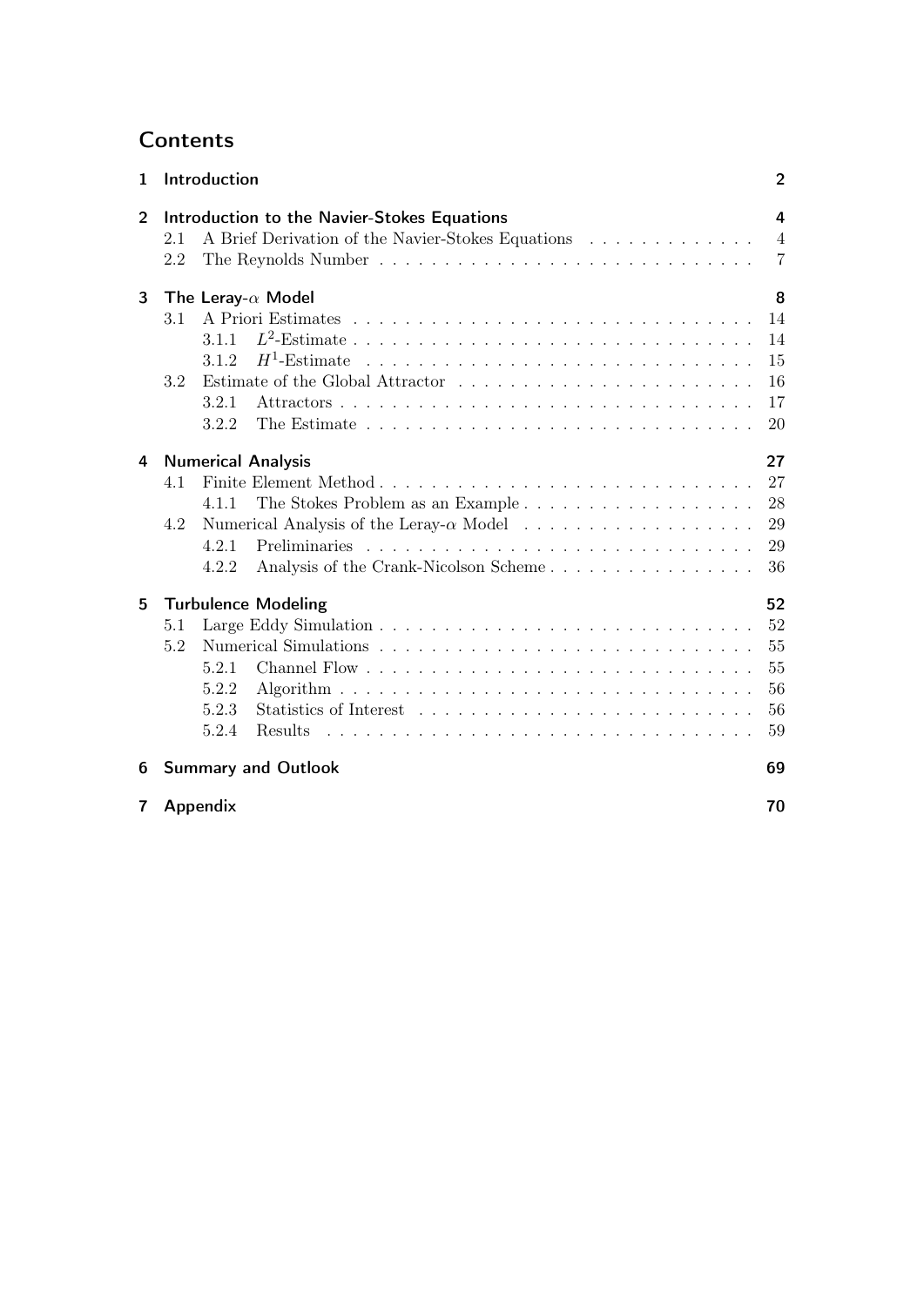# Contents

1 Introduction 2

2 Introduction to the Navier-Stokes Equations 4
- 2.1 A Brief Derivation of the Navier-Stokes Equations 4
- 2.2 The Reynolds Number 7

3 The Leray-$\alpha$ Model 8
- 3.1 A Priori Estimates 14
  - 3.1.1 $L^2$-Estimate 14
  - 3.1.2 $H^1$-Estimate 15
- 3.2 Estimate of the Global Attractor 16
  - 3.2.1 Attractors 17
  - 3.2.2 The Estimate 20

4 Numerical Analysis 27
- 4.1 Finite Element Method 27
  - 4.1.1 The Stokes Problem as an Example 28
- 4.2 Numerical Analysis of the Leray-$\alpha$ Model 29
  - 4.2.1 Preliminaries 29
  - 4.2.2 Analysis of the Crank-Nicolson Scheme 36

5 Turbulence Modeling 52
- 5.1 Large Eddy Simulation 52
- 5.2 Numerical Simulations 55
  - 5.2.1 Channel Flow 55
  - 5.2.2 Algorithm 56
  - 5.2.3 Statistics of Interest 56
  - 5.2.4 Results 59

6 Summary and Outlook 69

7 Appendix 70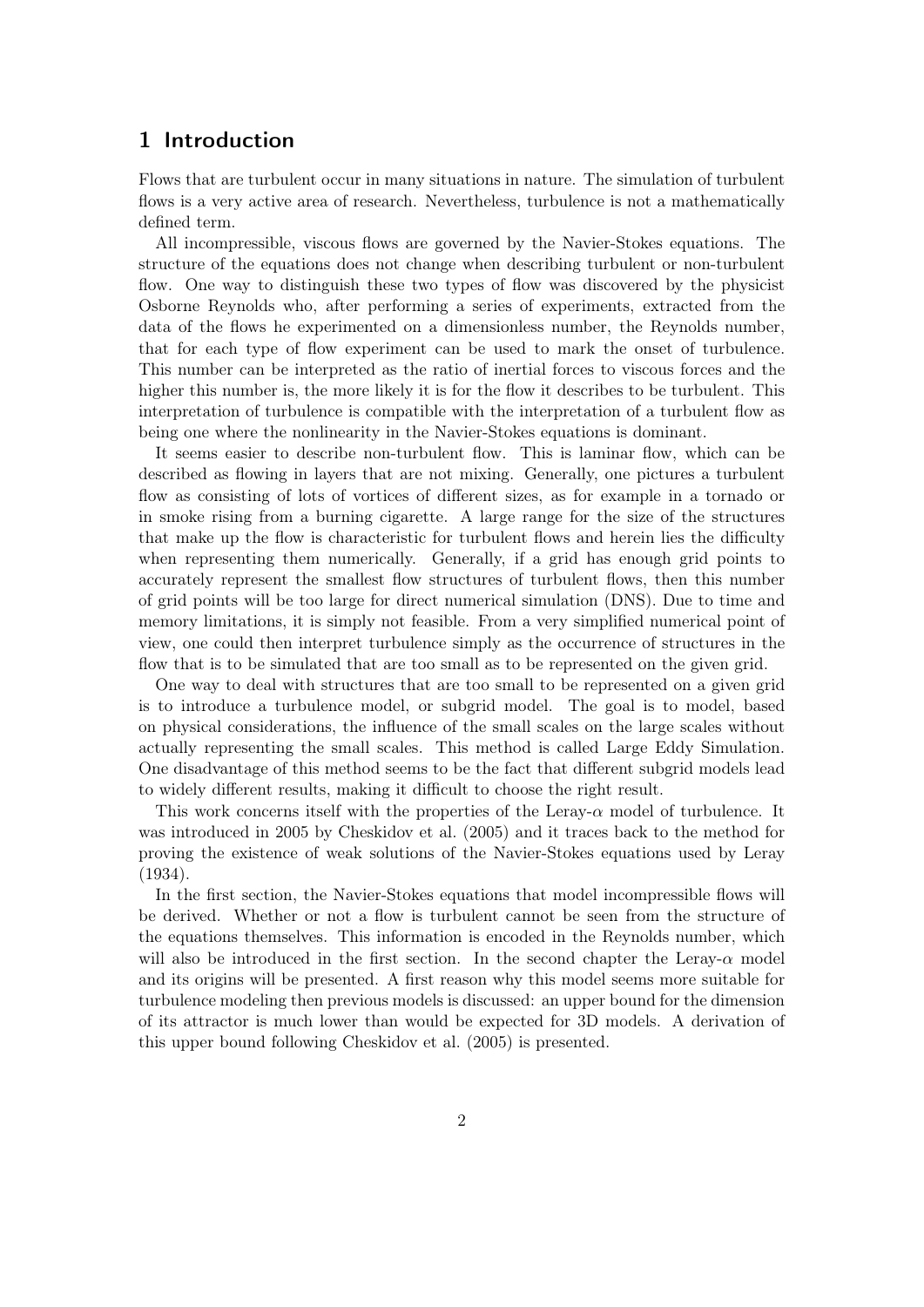# 1 Introduction

Flows that are turbulent occur in many situations in nature. The simulation of turbulent flows is a very active area of research. Nevertheless, turbulence is not a mathematically defined term.

All incompressible, viscous flows are governed by the Navier-Stokes equations. The structure of the equations does not change when describing turbulent or non-turbulent flow. One way to distinguish these two types of flow was discovered by the physicist Osborne Reynolds who, after performing a series of experiments, extracted from the data of the flows he experimented on a dimensionless number, the Reynolds number, that for each type of flow experiment can be used to mark the onset of turbulence. This number can be interpreted as the ratio of inertial forces to viscous forces and the higher this number is, the more likely it is for the flow it describes to be turbulent. This interpretation of turbulence is compatible with the interpretation of a turbulent flow as being one where the nonlinearity in the Navier-Stokes equations is dominant.

It seems easier to describe non-turbulent flow. This is laminar flow, which can be described as flowing in layers that are not mixing. Generally, one pictures a turbulent flow as consisting of lots of vortices of different sizes, as for example in a tornado or in smoke rising from a burning cigarette. A large range for the size of the structures that make up the flow is characteristic for turbulent flows and herein lies the difficulty when representing them numerically. Generally, if a grid has enough grid points to accurately represent the smallest flow structures of turbulent flows, then this number of grid points will be too large for direct numerical simulation (DNS). Due to time and memory limitations, it is simply not feasible. From a very simplified numerical point of view, one could then interpret turbulence simply as the occurrence of structures in the flow that is to be simulated that are too small as to be represented on the given grid.

One way to deal with structures that are too small to be represented on a given grid is to introduce a turbulence model, or subgrid model. The goal is to model, based on physical considerations, the influence of the small scales on the large scales without actually representing the small scales. This method is called Large Eddy Simulation. One disadvantage of this method seems to be the fact that different subgrid models lead to widely different results, making it difficult to choose the right result.

This work concerns itself with the properties of the Leray-$\alpha$ model of turbulence. It was introduced in 2005 by Cheskidov et al. (2005) and it traces back to the method for proving the existence of weak solutions of the Navier-Stokes equations used by Leray (1934).

In the first section, the Navier-Stokes equations that model incompressible flows will be derived. Whether or not a flow is turbulent cannot be seen from the structure of the equations themselves. This information is encoded in the Reynolds number, which will also be introduced in the first section. In the second chapter the Leray-$\alpha$ model and its origins will be presented. A first reason why this model seems more suitable for turbulence modeling then previous models is discussed: an upper bound for the dimension of its attractor is much lower than would be expected for 3D models. A derivation of this upper bound following Cheskidov et al. (2005) is presented.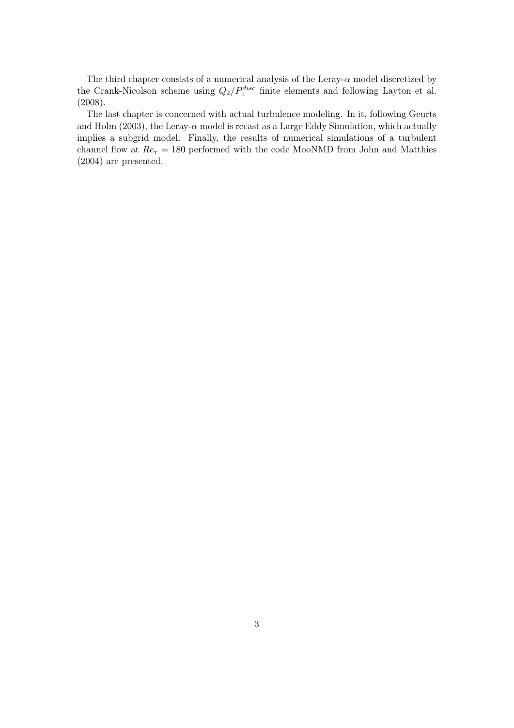The third chapter consists of a numerical analysis of the Leray-$\alpha$ model discretized by the Crank-Nicolson scheme using $Q_2/P_1^{disc}$ finite elements and following Layton et al. (2008).

The last chapter is concerned with actual turbulence modeling. In it, following Geurts and Holm (2003), the Leray-$\alpha$ model is recast as a Large Eddy Simulation, which actually implies a subgrid model. Finally, the results of numerical simulations of a turbulent channel flow at $Re_\tau = 180$ performed with the code MooNMD from John and Matthies (2004) are presented.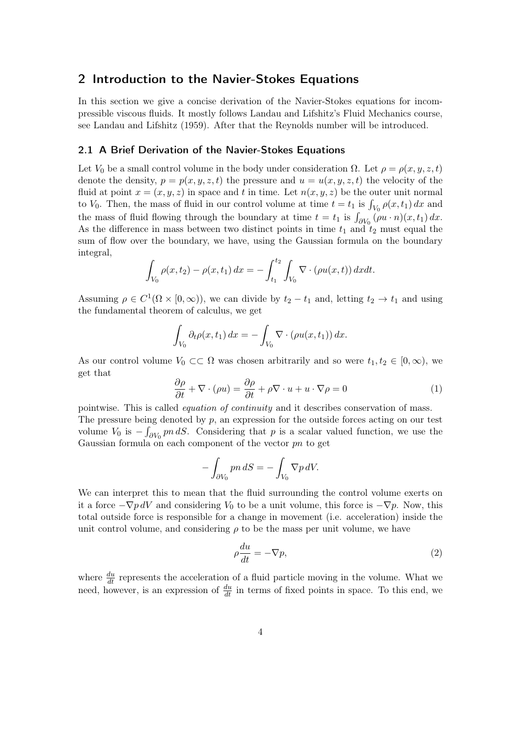## 2 Introduction to the Navier-Stokes Equations

In this section we give a concise derivation of the Navier-Stokes equations for incompressible viscous fluids. It mostly follows Landau and Lifshitz's Fluid Mechanics course, see Landau and Lifshitz (1959). After that the Reynolds number will be introduced.

### 2.1 A Brief Derivation of the Navier-Stokes Equations

Let $V_0$ be a small control volume in the body under consideration $\Omega$. Let $\rho = \rho(x, y, z, t)$ denote the density, $p = p(x, y, z, t)$ the pressure and $u = u(x, y, z, t)$ the velocity of the fluid at point $x = (x, y, z)$ in space and $t$ in time. Let $n(x, y, z)$ be the outer unit normal to $V_0$. Then, the mass of fluid in our control volume at time $t = t_1$ is $\int_{V_0} \rho(x, t_1)\, dx$ and the mass of fluid flowing through the boundary at time $t = t_1$ is $\int_{\partial V_0} (\rho u \cdot n)(x, t_1)\, dx$. As the difference in mass between two distinct points in time $t_1$ and $t_2$ must equal the sum of flow over the boundary, we have, using the Gaussian formula on the boundary integral,

$$\int_{V_0} \rho(x, t_2) - \rho(x, t_1)\, dx = -\int_{t_1}^{t_2} \int_{V_0} \nabla \cdot (\rho u(x, t))\, dx dt.$$

Assuming $\rho \in C^1(\Omega \times [0, \infty))$, we can divide by $t_2 - t_1$ and, letting $t_2 \to t_1$ and using the fundamental theorem of calculus, we get

$$\int_{V_0} \partial_t \rho(x, t_1)\, dx = -\int_{V_0} \nabla \cdot (\rho u(x, t_1))\, dx.$$

As our control volume $V_0 \subset\subset \Omega$ was chosen arbitrarily and so were $t_1, t_2 \in [0, \infty)$, we get that

$$\frac{\partial \rho}{\partial t} + \nabla \cdot (\rho u) = \frac{\partial \rho}{\partial t} + \rho \nabla \cdot u + u \cdot \nabla \rho = 0 \tag{1}$$

pointwise. This is called *equation of continuity* and it describes conservation of mass.

The pressure being denoted by $p$, an expression for the outside forces acting on our test volume $V_0$ is $-\int_{\partial V_0} pn\, dS$. Considering that $p$ is a scalar valued function, we use the Gaussian formula on each component of the vector $pn$ to get

$$-\int_{\partial V_0} pn\, dS = -\int_{V_0} \nabla p\, dV.$$

We can interpret this to mean that the fluid surrounding the control volume exerts on it a force $-\nabla p\, dV$ and considering $V_0$ to be a unit volume, this force is $-\nabla p$. Now, this total outside force is responsible for a change in movement (i.e. acceleration) inside the unit control volume, and considering $\rho$ to be the mass per unit volume, we have

$$\rho \frac{du}{dt} = -\nabla p, \tag{2}$$

where $\frac{du}{dt}$ represents the acceleration of a fluid particle moving in the volume. What we need, however, is an expression of $\frac{du}{dt}$ in terms of fixed points in space. To this end, we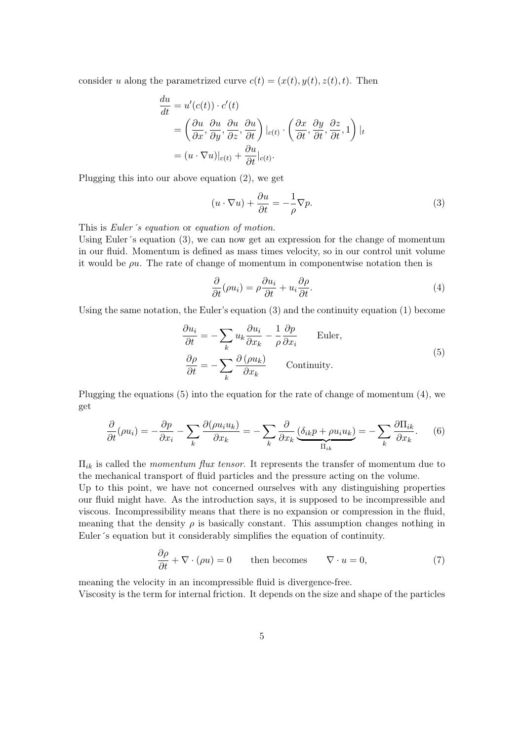consider $u$ along the parametrized curve $c(t) = (x(t), y(t), z(t), t)$. Then

$$\begin{aligned}
\frac{du}{dt} &= u'(c(t)) \cdot c'(t) \\
&= \left( \frac{\partial u}{\partial x}, \frac{\partial u}{\partial y}, \frac{\partial u}{\partial z}, \frac{\partial u}{\partial t} \right) |_{c(t)} \cdot \left( \frac{\partial x}{\partial t}, \frac{\partial y}{\partial t}, \frac{\partial z}{\partial t}, 1 \right) |_t \\
&= (u \cdot \nabla u)|_{c(t)} + \frac{\partial u}{\partial t}|_{c(t)}.
\end{aligned}$$

Plugging this into our above equation (2), we get

$$(u \cdot \nabla u) + \frac{\partial u}{\partial t} = -\frac{1}{\rho} \nabla p. \tag{3}$$

This is *Euler´s equation* or *equation of motion*.

Using Euler´s equation (3), we can now get an expression for the change of momentum in our fluid. Momentum is defined as mass times velocity, so in our control unit volume it would be $\rho u$. The rate of change of momentum in componentwise notation then is

$$\frac{\partial}{\partial t}(\rho u_i) = \rho \frac{\partial u_i}{\partial t} + u_i \frac{\partial \rho}{\partial t}. \tag{4}$$

Using the same notation, the Euler's equation (3) and the continuity equation (1) become

$$\begin{aligned}
\frac{\partial u_i}{\partial t} &= -\sum_k u_k \frac{\partial u_i}{\partial x_k} - \frac{1}{\rho} \frac{\partial p}{\partial x_i} \qquad \text{Euler,} \\
\frac{\partial \rho}{\partial t} &= -\sum_k \frac{\partial (\rho u_k)}{\partial x_k} \qquad \text{Continuity.}
\end{aligned} \tag{5}$$

Plugging the equations (5) into the equation for the rate of change of momentum (4), we get

$$\frac{\partial}{\partial t}(\rho u_i) = -\frac{\partial p}{\partial x_i} - \sum_k \frac{\partial(\rho u_i u_k)}{\partial x_k} = -\sum_k \frac{\partial}{\partial x_k} \underbrace{(\delta_{ik} p + \rho u_i u_k)}_{\Pi_{ik}} = -\sum_k \frac{\partial \Pi_{ik}}{\partial x_k}. \tag{6}$$

$\Pi_{ik}$ is called the *momentum flux tensor*. It represents the transfer of momentum due to the mechanical transport of fluid particles and the pressure acting on the volume.

Up to this point, we have not concerned ourselves with any distinguishing properties our fluid might have. As the introduction says, it is supposed to be incompressible and viscous. Incompressibility means that there is no expansion or compression in the fluid, meaning that the density $\rho$ is basically constant. This assumption changes nothing in Euler´s equation but it considerably simplifies the equation of continuity.

$$\frac{\partial \rho}{\partial t} + \nabla \cdot (\rho u) = 0 \qquad \text{then becomes} \qquad \nabla \cdot u = 0, \tag{7}$$

meaning the velocity in an incompressible fluid is divergence-free.

Viscosity is the term for internal friction. It depends on the size and shape of the particles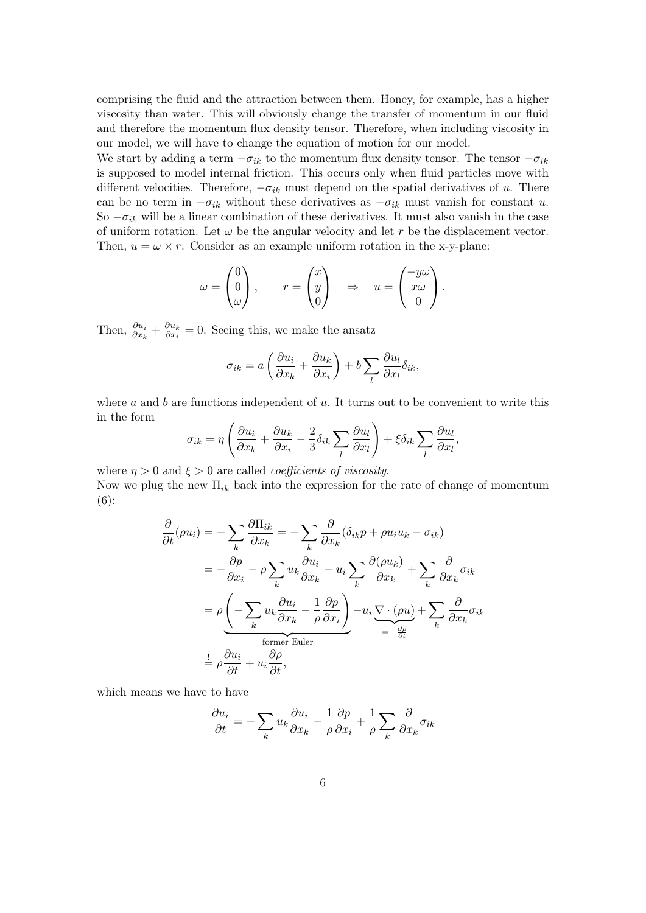comprising the fluid and the attraction between them. Honey, for example, has a higher viscosity than water. This will obviously change the transfer of momentum in our fluid and therefore the momentum flux density tensor. Therefore, when including viscosity in our model, we will have to change the equation of motion for our model.

We start by adding a term $-\sigma_{ik}$ to the momentum flux density tensor. The tensor $-\sigma_{ik}$ is supposed to model internal friction. This occurs only when fluid particles move with different velocities. Therefore, $-\sigma_{ik}$ must depend on the spatial derivatives of $u$. There can be no term in $-\sigma_{ik}$ without these derivatives as $-\sigma_{ik}$ must vanish for constant $u$. So $-\sigma_{ik}$ will be a linear combination of these derivatives. It must also vanish in the case of uniform rotation. Let $\omega$ be the angular velocity and let $r$ be the displacement vector. Then, $u = \omega \times r$. Consider as an example uniform rotation in the x-y-plane:

$$\omega = \begin{pmatrix} 0 \\ 0 \\ \omega \end{pmatrix}, \qquad r = \begin{pmatrix} x \\ y \\ 0 \end{pmatrix} \quad \Rightarrow \quad u = \begin{pmatrix} -y\omega \\ x\omega \\ 0 \end{pmatrix}.$$

Then, $\frac{\partial u_i}{\partial x_k} + \frac{\partial u_k}{\partial x_i} = 0$. Seeing this, we make the ansatz

$$\sigma_{ik} = a \left( \frac{\partial u_i}{\partial x_k} + \frac{\partial u_k}{\partial x_i} \right) + b \sum_l \frac{\partial u_l}{\partial x_l} \delta_{ik},$$

where $a$ and $b$ are functions independent of $u$. It turns out to be convenient to write this in the form

$$\sigma_{ik} = \eta \left( \frac{\partial u_i}{\partial x_k} + \frac{\partial u_k}{\partial x_i} - \frac{2}{3} \delta_{ik} \sum_l \frac{\partial u_l}{\partial x_l} \right) + \xi \delta_{ik} \sum_l \frac{\partial u_l}{\partial x_l},$$

where $\eta > 0$ and $\xi > 0$ are called *coefficients of viscosity*.

Now we plug the new $\Pi_{ik}$ back into the expression for the rate of change of momentum (6):

$$\begin{aligned}
\frac{\partial}{\partial t}(\rho u_i) &= - \sum_k \frac{\partial \Pi_{ik}}{\partial x_k} = - \sum_k \frac{\partial}{\partial x_k} (\delta_{ik} p + \rho u_i u_k - \sigma_{ik}) \\
&= - \frac{\partial p}{\partial x_i} - \rho \sum_k u_k \frac{\partial u_i}{\partial x_k} - u_i \sum_k \frac{\partial (\rho u_k)}{\partial x_k} + \sum_k \frac{\partial}{\partial x_k} \sigma_{ik} \\
&= \underbrace{\rho \left( - \sum_k u_k \frac{\partial u_i}{\partial x_k} - \frac{1}{\rho} \frac{\partial p}{\partial x_i} \right)}_{\text{former Euler}} - u_i \underbrace{\nabla \cdot (\rho u)}_{= -\frac{\partial \rho}{\partial t}} + \sum_k \frac{\partial}{\partial x_k} \sigma_{ik} \\
&\stackrel{!}{=} \rho \frac{\partial u_i}{\partial t} + u_i \frac{\partial \rho}{\partial t},
\end{aligned}$$

which means we have to have

$$\frac{\partial u_i}{\partial t} = - \sum_k u_k \frac{\partial u_i}{\partial x_k} - \frac{1}{\rho} \frac{\partial p}{\partial x_i} + \frac{1}{\rho} \sum_k \frac{\partial}{\partial x_k} \sigma_{ik}$$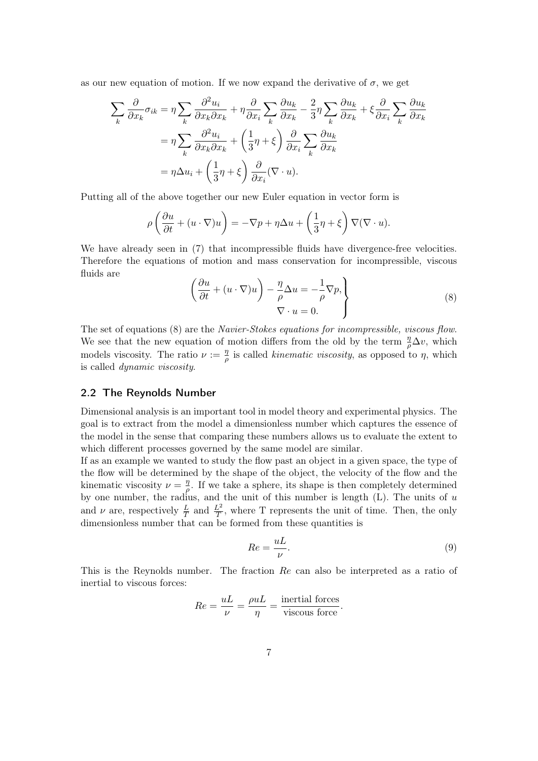as our new equation of motion. If we now expand the derivative of $\sigma$, we get

$$
\begin{aligned}
\sum_k \frac{\partial}{\partial x_k}\sigma_{ik} &= \eta \sum_k \frac{\partial^2 u_i}{\partial x_k \partial x_k} + \eta \frac{\partial}{\partial x_i}\sum_k \frac{\partial u_k}{\partial x_k} - \frac{2}{3}\eta \sum_k \frac{\partial u_k}{\partial x_k} + \xi \frac{\partial}{\partial x_i}\sum_k \frac{\partial u_k}{\partial x_k} \\
&= \eta \sum_k \frac{\partial^2 u_i}{\partial x_k \partial x_k} + \left(\frac{1}{3}\eta + \xi\right)\frac{\partial}{\partial x_i}\sum_k \frac{\partial u_k}{\partial x_k} \\
&= \eta \Delta u_i + \left(\frac{1}{3}\eta + \xi\right)\frac{\partial}{\partial x_i}(\nabla \cdot u).
\end{aligned}
$$

Putting all of the above together our new Euler equation in vector form is

$$
\rho\left(\frac{\partial u}{\partial t} + (u \cdot \nabla)u\right) = -\nabla p + \eta \Delta u + \left(\frac{1}{3}\eta + \xi\right)\nabla(\nabla \cdot u).
$$

We have already seen in (7) that incompressible fluids have divergence-free velocities. Therefore the equations of motion and mass conservation for incompressible, viscous fluids are

$$
\left.
\begin{aligned}
\left(\frac{\partial u}{\partial t} + (u \cdot \nabla)u\right) - \frac{\eta}{\rho}\Delta u = -\frac{1}{\rho}\nabla p, \\
\nabla \cdot u = 0.
\end{aligned}
\right\} \tag{8}
$$

The set of equations (8) are the *Navier-Stokes equations for incompressible, viscous flow*. We see that the new equation of motion differs from the old by the term $\frac{\eta}{\rho}\Delta v$, which models viscosity. The ratio $\nu := \frac{\eta}{\rho}$ is called *kinematic viscosity*, as opposed to $\eta$, which is called *dynamic viscosity*.

## 2.2 The Reynolds Number

Dimensional analysis is an important tool in model theory and experimental physics. The goal is to extract from the model a dimensionless number which captures the essence of the model in the sense that comparing these numbers allows us to evaluate the extent to which different processes governed by the same model are similar.

If as an example we wanted to study the flow past an object in a given space, the type of the flow will be determined by the shape of the object, the velocity of the flow and the kinematic viscosity $\nu = \frac{\eta}{\rho}$. If we take a sphere, its shape is then completely determined by one number, the radius, and the unit of this number is length (L). The units of $u$ and $\nu$ are, respectively $\frac{L}{T}$ and $\frac{L^2}{T}$, where T represents the unit of time. Then, the only dimensionless number that can be formed from these quantities is

$$
Re = \frac{uL}{\nu}. \tag{9}
$$

This is the Reynolds number. The fraction $Re$ can also be interpreted as a ratio of inertial to viscous forces:

$$
Re = \frac{uL}{\nu} = \frac{\rho u L}{\eta} = \frac{\text{inertial forces}}{\text{viscous force}}.
$$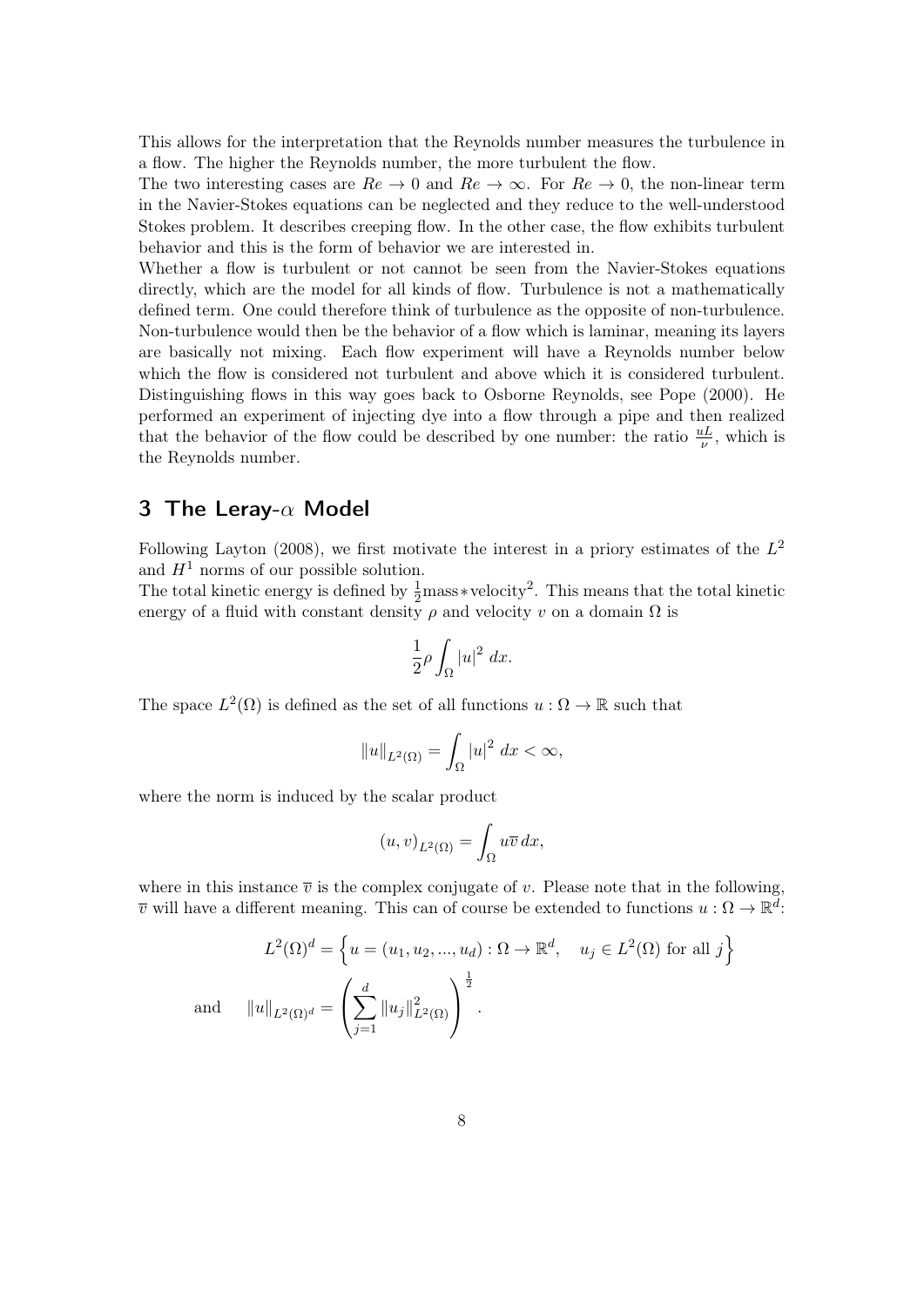This allows for the interpretation that the Reynolds number measures the turbulence in a flow. The higher the Reynolds number, the more turbulent the flow.
The two interesting cases are $Re \to 0$ and $Re \to \infty$. For $Re \to 0$, the non-linear term in the Navier-Stokes equations can be neglected and they reduce to the well-understood Stokes problem. It describes creeping flow. In the other case, the flow exhibits turbulent behavior and this is the form of behavior we are interested in.
Whether a flow is turbulent or not cannot be seen from the Navier-Stokes equations directly, which are the model for all kinds of flow. Turbulence is not a mathematically defined term. One could therefore think of turbulence as the opposite of non-turbulence. Non-turbulence would then be the behavior of a flow which is laminar, meaning its layers are basically not mixing. Each flow experiment will have a Reynolds number below which the flow is considered not turbulent and above which it is considered turbulent. Distinguishing flows in this way goes back to Osborne Reynolds, see Pope (2000). He performed an experiment of injecting dye into a flow through a pipe and then realized that the behavior of the flow could be described by one number: the ratio $\frac{uL}{\nu}$, which is the Reynolds number.

## 3 The Leray-$\alpha$ Model

Following Layton (2008), we first motivate the interest in a priory estimates of the $L^2$ and $H^1$ norms of our possible solution.
The total kinetic energy is defined by $\frac{1}{2}$mass $*$ velocity$^2$. This means that the total kinetic energy of a fluid with constant density $\rho$ and velocity $v$ on a domain $\Omega$ is

$$\frac{1}{2}\rho \int_\Omega |u|^2 \, dx.$$

The space $L^2(\Omega)$ is defined as the set of all functions $u : \Omega \to \mathbb{R}$ such that

$$\|u\|_{L^2(\Omega)} = \int_\Omega |u|^2 \, dx < \infty,$$

where the norm is induced by the scalar product

$$(u, v)_{L^2(\Omega)} = \int_\Omega u\overline{v} \, dx,$$

where in this instance $\overline{v}$ is the complex conjugate of $v$. Please note that in the following, $\overline{v}$ will have a different meaning. This can of course be extended to functions $u : \Omega \to \mathbb{R}^d$:

$$L^2(\Omega)^d = \left\{ u = (u_1, u_2, ..., u_d) : \Omega \to \mathbb{R}^d, \quad u_j \in L^2(\Omega) \text{ for all } j \right\}$$

$$\text{and} \qquad \|u\|_{L^2(\Omega)^d} = \left( \sum_{j=1}^{d} \|u_j\|^2_{L^2(\Omega)} \right)^{\frac{1}{2}}.$$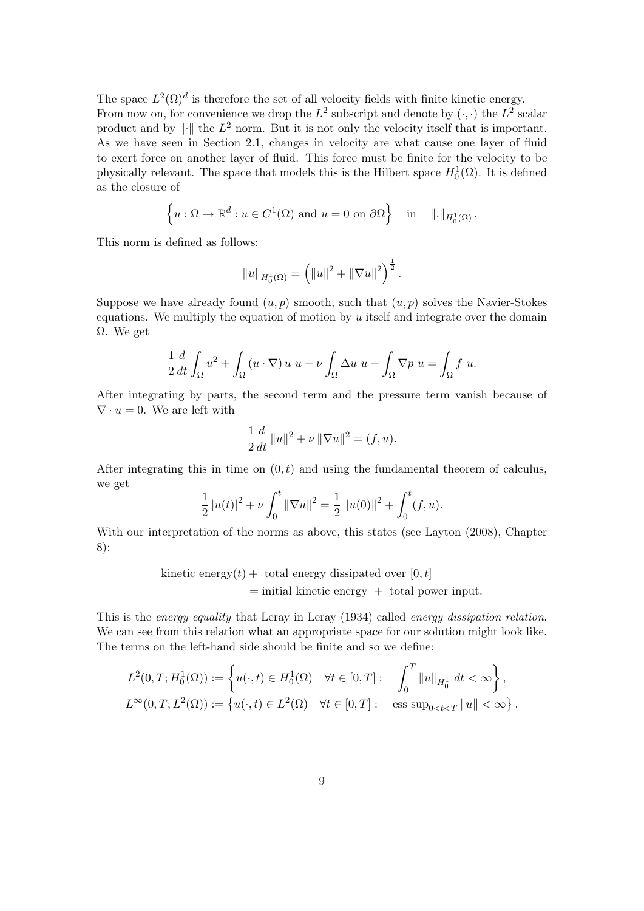The space $L^2(\Omega)^d$ is therefore the set of all velocity fields with finite kinetic energy. From now on, for convenience we drop the $L^2$ subscript and denote by $(\cdot,\cdot)$ the $L^2$ scalar product and by $\|\cdot\|$ the $L^2$ norm. But it is not only the velocity itself that is important. As we have seen in Section 2.1, changes in velocity are what cause one layer of fluid to exert force on another layer of fluid. This force must be finite for the velocity to be physically relevant. The space that models this is the Hilbert space $H_0^1(\Omega)$. It is defined as the closure of

$$\left\{ u : \Omega \to \mathbb{R}^d : u \in C^1(\Omega) \text{ and } u = 0 \text{ on } \partial\Omega \right\} \quad \text{in} \quad \|.\|_{H_0^1(\Omega)}.$$

This norm is defined as follows:

$$\|u\|_{H_0^1(\Omega)} = \left( \|u\|^2 + \|\nabla u\|^2 \right)^{\frac{1}{2}}.$$

Suppose we have already found $(u,p)$ smooth, such that $(u,p)$ solves the Navier-Stokes equations. We multiply the equation of motion by $u$ itself and integrate over the domain $\Omega$. We get

$$\frac{1}{2}\frac{d}{dt}\int_\Omega u^2 + \int_\Omega (u\cdot\nabla)\,u\;u - \nu\int_\Omega \Delta u\;u + \int_\Omega \nabla p\;u = \int_\Omega f\;u.$$

After integrating by parts, the second term and the pressure term vanish because of $\nabla\cdot u = 0$. We are left with

$$\frac{1}{2}\frac{d}{dt}\|u\|^2 + \nu\|\nabla u\|^2 = (f,u).$$

After integrating this in time on $(0,t)$ and using the fundamental theorem of calculus, we get

$$\frac{1}{2}|u(t)|^2 + \nu\int_0^t \|\nabla u\|^2 = \frac{1}{2}\|u(0)\|^2 + \int_0^t (f,u).$$

With our interpretation of the norms as above, this states (see Layton (2008), Chapter 8):

$$\begin{aligned} &\text{kinetic energy}(t) + \text{ total energy dissipated over } [0,t] \\ &\qquad = \text{initial kinetic energy } + \text{ total power input.} \end{aligned}$$

This is the *energy equality* that Leray in Leray (1934) called *energy dissipation relation*. We can see from this relation what an appropriate space for our solution might look like. The terms on the left-hand side should be finite and so we define:

$$\begin{aligned} L^2(0,T;H_0^1(\Omega)) &:= \left\{ u(\cdot,t) \in H_0^1(\Omega) \quad \forall t\in[0,T] : \quad \int_0^T \|u\|_{H_0^1}\,dt < \infty \right\}, \\ L^\infty(0,T;L^2(\Omega)) &:= \left\{ u(\cdot,t) \in L^2(\Omega) \quad \forall t\in[0,T] : \quad \operatorname{ess\,sup}_{0<t<T}\|u\| < \infty \right\}. \end{aligned}$$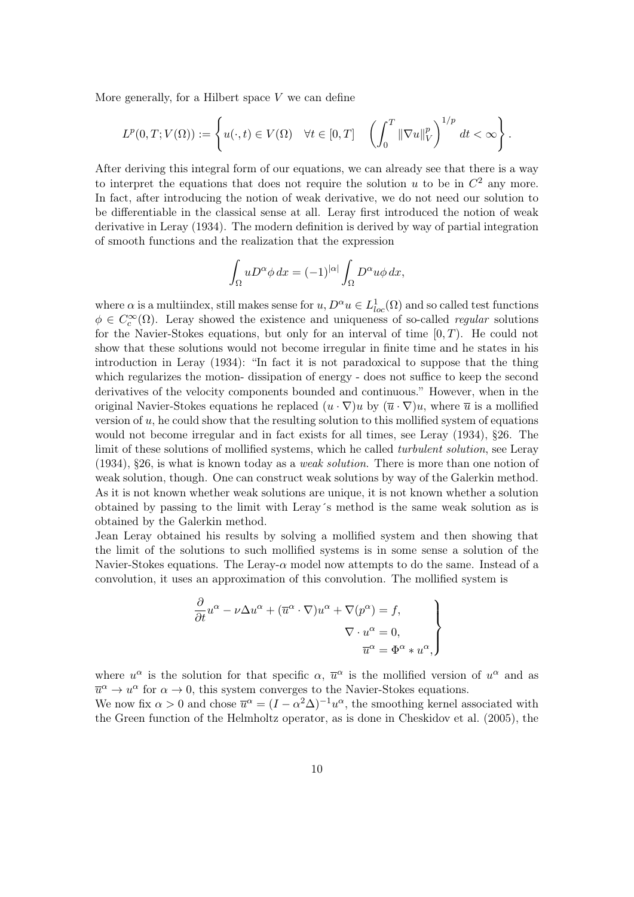More generally, for a Hilbert space $V$ we can define

$$L^p(0,T;V(\Omega)) := \left\{ u(\cdot,t) \in V(\Omega) \quad \forall t \in [0,T] \quad \left( \int_0^T \|\nabla u\|_V^p \right)^{1/p} dt < \infty \right\}.$$

After deriving this integral form of our equations, we can already see that there is a way to interpret the equations that does not require the solution $u$ to be in $C^2$ any more. In fact, after introducing the notion of weak derivative, we do not need our solution to be differentiable in the classical sense at all. Leray first introduced the notion of weak derivative in Leray (1934). The modern definition is derived by way of partial integration of smooth functions and the realization that the expression

$$\int_\Omega u D^\alpha \phi \, dx = (-1)^{|\alpha|} \int_\Omega D^\alpha u \phi \, dx,$$

where $\alpha$ is a multiindex, still makes sense for $u, D^\alpha u \in L^1_{loc}(\Omega)$ and so called test functions $\phi \in C_c^\infty(\Omega)$. Leray showed the existence and uniqueness of so-called *regular* solutions for the Navier-Stokes equations, but only for an interval of time $[0,T)$. He could not show that these solutions would not become irregular in finite time and he states in his introduction in Leray (1934): "In fact it is not paradoxical to suppose that the thing which regularizes the motion- dissipation of energy - does not suffice to keep the second derivatives of the velocity components bounded and continuous." However, when in the original Navier-Stokes equations he replaced $(u \cdot \nabla)u$ by $(\overline{u} \cdot \nabla)u$, where $\overline{u}$ is a mollified version of $u$, he could show that the resulting solution to this mollified system of equations would not become irregular and in fact exists for all times, see Leray (1934), §26. The limit of these solutions of mollified systems, which he called *turbulent solution*, see Leray (1934), §26, is what is known today as a *weak solution*. There is more than one notion of weak solution, though. One can construct weak solutions by way of the Galerkin method. As it is not known whether weak solutions are unique, it is not known whether a solution obtained by passing to the limit with Leray´s method is the same weak solution as is obtained by the Galerkin method.

Jean Leray obtained his results by solving a mollified system and then showing that the limit of the solutions to such mollified systems is in some sense a solution of the Navier-Stokes equations. The Leray-$\alpha$ model now attempts to do the same. Instead of a convolution, it uses an approximation of this convolution. The mollified system is

$$\left.\begin{aligned} \frac{\partial}{\partial t} u^\alpha - \nu \Delta u^\alpha + (\overline{u}^\alpha \cdot \nabla) u^\alpha + \nabla(p^\alpha) = f, \\ \nabla \cdot u^\alpha = 0, \\ \overline{u}^\alpha = \Phi^\alpha * u^\alpha, \end{aligned}\right\}$$

where $u^\alpha$ is the solution for that specific $\alpha$, $\overline{u}^\alpha$ is the mollified version of $u^\alpha$ and as $\overline{u}^\alpha \to u^\alpha$ for $\alpha \to 0$, this system converges to the Navier-Stokes equations.

We now fix $\alpha > 0$ and chose $\overline{u}^\alpha = (I - \alpha^2 \Delta)^{-1} u^\alpha$, the smoothing kernel associated with the Green function of the Helmholtz operator, as is done in Cheskidov et al. (2005), the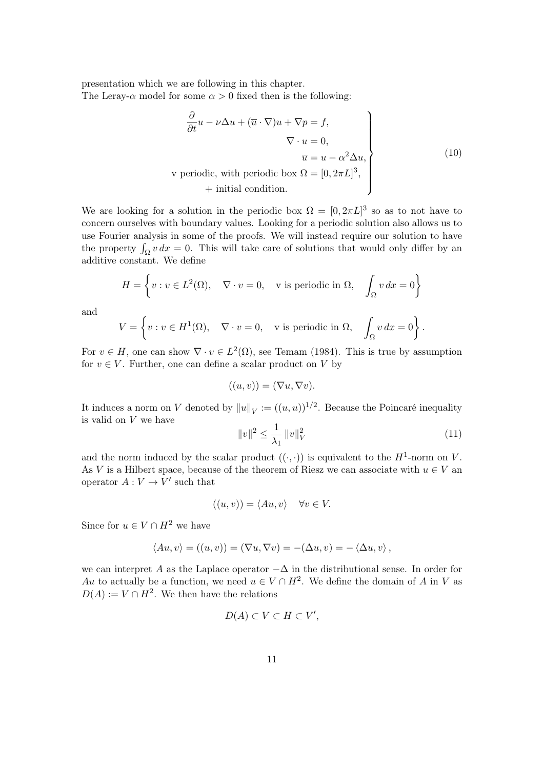presentation which we are following in this chapter.
The Leray-$\alpha$ model for some $\alpha > 0$ fixed then is the following:

$$
\left.
\begin{aligned}
\frac{\partial}{\partial t}u - \nu\Delta u + (\overline{u}\cdot\nabla)u + \nabla p = f,& \\
\nabla \cdot u = 0,& \\
\overline{u} = u - \alpha^2 \Delta u,& \\
\text{v periodic, with periodic box } \Omega = [0, 2\pi L]^3,& \\
+ \text{ initial condition.}&
\end{aligned}
\right\} \tag{10}
$$

We are looking for a solution in the periodic box $\Omega = [0, 2\pi L]^3$ so as to not have to concern ourselves with boundary values. Looking for a periodic solution also allows us to use Fourier analysis in some of the proofs. We will instead require our solution to have the property $\int_\Omega v\,dx = 0$. This will take care of solutions that would only differ by an additive constant. We define

$$
H = \left\{ v : v \in L^2(\Omega), \quad \nabla \cdot v = 0, \quad \text{v is periodic in } \Omega, \quad \int_\Omega v\,dx = 0 \right\}
$$

and

$$
V = \left\{ v : v \in H^1(\Omega), \quad \nabla \cdot v = 0, \quad \text{v is periodic in } \Omega, \quad \int_\Omega v\,dx = 0 \right\}.
$$

For $v \in H$, one can show $\nabla \cdot v \in L^2(\Omega)$, see Temam (1984). This is true by assumption for $v \in V$. Further, one can define a scalar product on $V$ by

$$
((u, v)) = (\nabla u, \nabla v).
$$

It induces a norm on $V$ denoted by $\|u\|_V := ((u, u))^{1/2}$. Because the Poincaré inequality is valid on $V$ we have

$$
\|v\|^2 \leq \frac{1}{\lambda_1}\|v\|_V^2 \tag{11}
$$

and the norm induced by the scalar product $((\cdot,\cdot))$ is equivalent to the $H^1$-norm on $V$. As $V$ is a Hilbert space, because of the theorem of Riesz we can associate with $u \in V$ an operator $A : V \to V'$ such that

$$
((u, v)) = \langle Au, v \rangle \quad \forall v \in V.
$$

Since for $u \in V \cap H^2$ we have

$$
\langle Au, v \rangle = ((u, v)) = (\nabla u, \nabla v) = -(\Delta u, v) = -\langle \Delta u, v \rangle,
$$

we can interpret $A$ as the Laplace operator $-\Delta$ in the distributional sense. In order for $Au$ to actually be a function, we need $u \in V \cap H^2$. We define the domain of $A$ in $V$ as $D(A) := V \cap H^2$. We then have the relations

$$
D(A) \subset V \subset H \subset V',
$$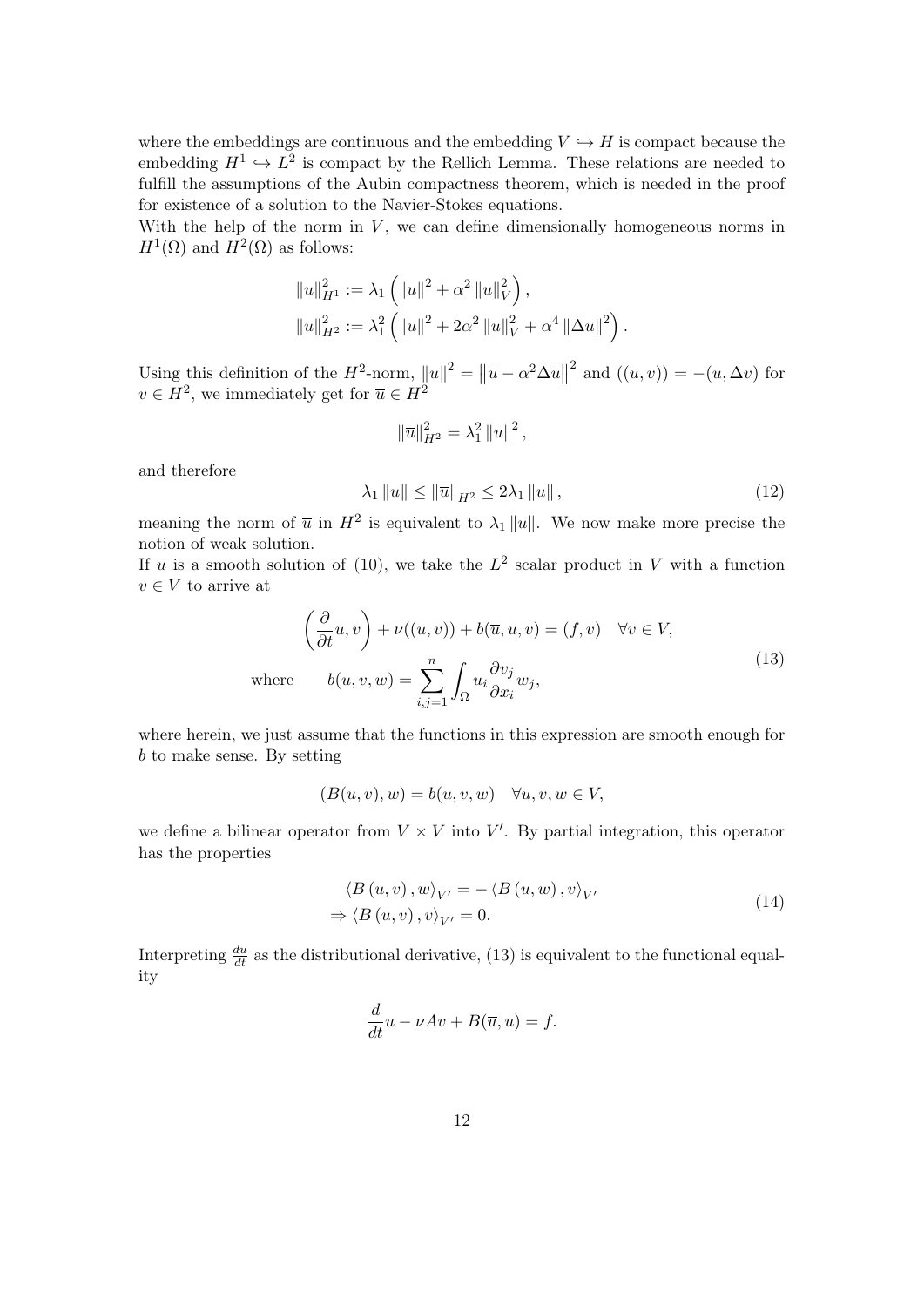where the embeddings are continuous and the embedding $V \hookrightarrow H$ is compact because the embedding $H^1 \hookrightarrow L^2$ is compact by the Rellich Lemma. These relations are needed to fulfill the assumptions of the Aubin compactness theorem, which is needed in the proof for existence of a solution to the Navier-Stokes equations.
With the help of the norm in $V$, we can define dimensionally homogeneous norms in $H^1(\Omega)$ and $H^2(\Omega)$ as follows:

$$
\begin{aligned}
\|u\|_{H^1}^2 &:= \lambda_1 \left( \|u\|^2 + \alpha^2 \|u\|_V^2 \right), \\
\|u\|_{H^2}^2 &:= \lambda_1^2 \left( \|u\|^2 + 2\alpha^2 \|u\|_V^2 + \alpha^4 \|\Delta u\|^2 \right).
\end{aligned}
$$

Using this definition of the $H^2$-norm, $\|u\|^2 = \left\|\overline{u} - \alpha^2 \Delta \overline{u}\right\|^2$ and $((u,v)) = -(u, \Delta v)$ for $v \in H^2$, we immediately get for $\overline{u} \in H^2$

$$
\|\overline{u}\|_{H^2}^2 = \lambda_1^2 \|u\|^2,
$$

and therefore

$$
\lambda_1 \|u\| \leq \|\overline{u}\|_{H^2} \leq 2\lambda_1 \|u\|, \tag{12}
$$

meaning the norm of $\overline{u}$ in $H^2$ is equivalent to $\lambda_1 \|u\|$. We now make more precise the notion of weak solution.
If $u$ is a smooth solution of (10), we take the $L^2$ scalar product in $V$ with a function $v \in V$ to arrive at

$$
\begin{aligned}
\left( \frac{\partial}{\partial t} u, v \right) + \nu((u,v)) + b(\overline{u}, u, v) &= (f, v) \quad \forall v \in V, \\
\text{where} \qquad b(u,v,w) &= \sum_{i,j=1}^{n} \int_\Omega u_i \frac{\partial v_j}{\partial x_i} w_j,
\end{aligned} \tag{13}
$$

where herein, we just assume that the functions in this expression are smooth enough for $b$ to make sense. By setting

$$
(B(u,v), w) = b(u,v,w) \quad \forall u, v, w \in V,
$$

we define a bilinear operator from $V \times V$ into $V'$. By partial integration, this operator has the properties

$$
\begin{aligned}
&\langle B(u,v), w \rangle_{V'} = - \langle B(u,w), v \rangle_{V'} \\
\Rightarrow &\langle B(u,v), v \rangle_{V'} = 0.
\end{aligned} \tag{14}
$$

Interpreting $\frac{du}{dt}$ as the distributional derivative, (13) is equivalent to the functional equality

$$
\frac{d}{dt} u - \nu A v + B(\overline{u}, u) = f.
$$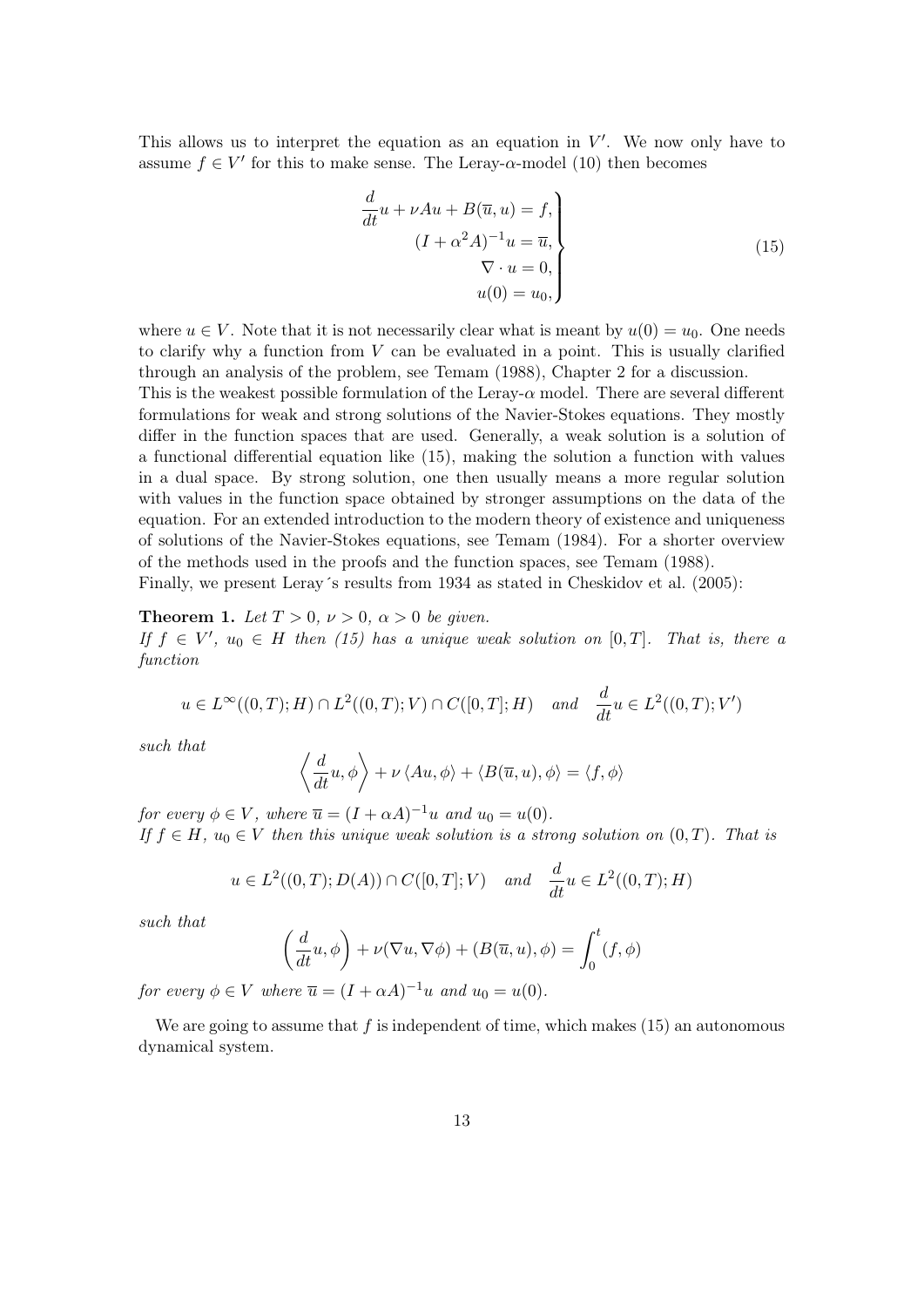This allows us to interpret the equation as an equation in $V'$. We now only have to assume $f \in V'$ for this to make sense. The Leray-$\alpha$-model (10) then becomes

$$
\left.\begin{aligned}
\frac{d}{dt}u + \nu A u + B(\overline{u}, u) = f,\\
(I + \alpha^2 A)^{-1} u = \overline{u},\\
\nabla \cdot u = 0,\\
u(0) = u_0,
\end{aligned}\right\} \tag{15}
$$

where $u \in V$. Note that it is not necessarily clear what is meant by $u(0) = u_0$. One needs to clarify why a function from $V$ can be evaluated in a point. This is usually clarified through an analysis of the problem, see Temam (1988), Chapter 2 for a discussion.
This is the weakest possible formulation of the Leray-$\alpha$ model. There are several different formulations for weak and strong solutions of the Navier-Stokes equations. They mostly differ in the function spaces that are used. Generally, a weak solution is a solution of a functional differential equation like (15), making the solution a function with values in a dual space. By strong solution, one then usually means a more regular solution with values in the function space obtained by stronger assumptions on the data of the equation. For an extended introduction to the modern theory of existence and uniqueness of solutions of the Navier-Stokes equations, see Temam (1984). For a shorter overview of the methods used in the proofs and the function spaces, see Temam (1988).
Finally, we present Leray´s results from 1934 as stated in Cheskidov et al. (2005):

**Theorem 1.** *Let $T > 0$, $\nu > 0$, $\alpha > 0$ be given.*
*If $f \in V'$, $u_0 \in H$ then (15) has a unique weak solution on $[0, T]$. That is, there a function*

$$
u \in L^\infty((0,T); H) \cap L^2((0,T); V) \cap C([0,T]; H) \quad \text{and} \quad \frac{d}{dt}u \in L^2((0,T); V')
$$

*such that*

$$
\left\langle \frac{d}{dt}u, \phi \right\rangle + \nu \left\langle Au, \phi \right\rangle + \left\langle B(\overline{u}, u), \phi \right\rangle = \left\langle f, \phi \right\rangle
$$

*for every $\phi \in V$, where $\overline{u} = (I + \alpha A)^{-1} u$ and $u_0 = u(0)$.*
*If $f \in H$, $u_0 \in V$ then this unique weak solution is a strong solution on $(0, T)$. That is*

$$
u \in L^2((0,T); D(A)) \cap C([0,T]; V) \quad \text{and} \quad \frac{d}{dt}u \in L^2((0,T); H)
$$

*such that*

$$
\left( \frac{d}{dt}u, \phi \right) + \nu (\nabla u, \nabla \phi) + (B(\overline{u}, u), \phi) = \int_0^t (f, \phi)
$$

*for every $\phi \in V$ where $\overline{u} = (I + \alpha A)^{-1} u$ and $u_0 = u(0)$.*

We are going to assume that $f$ is independent of time, which makes (15) an autonomous dynamical system.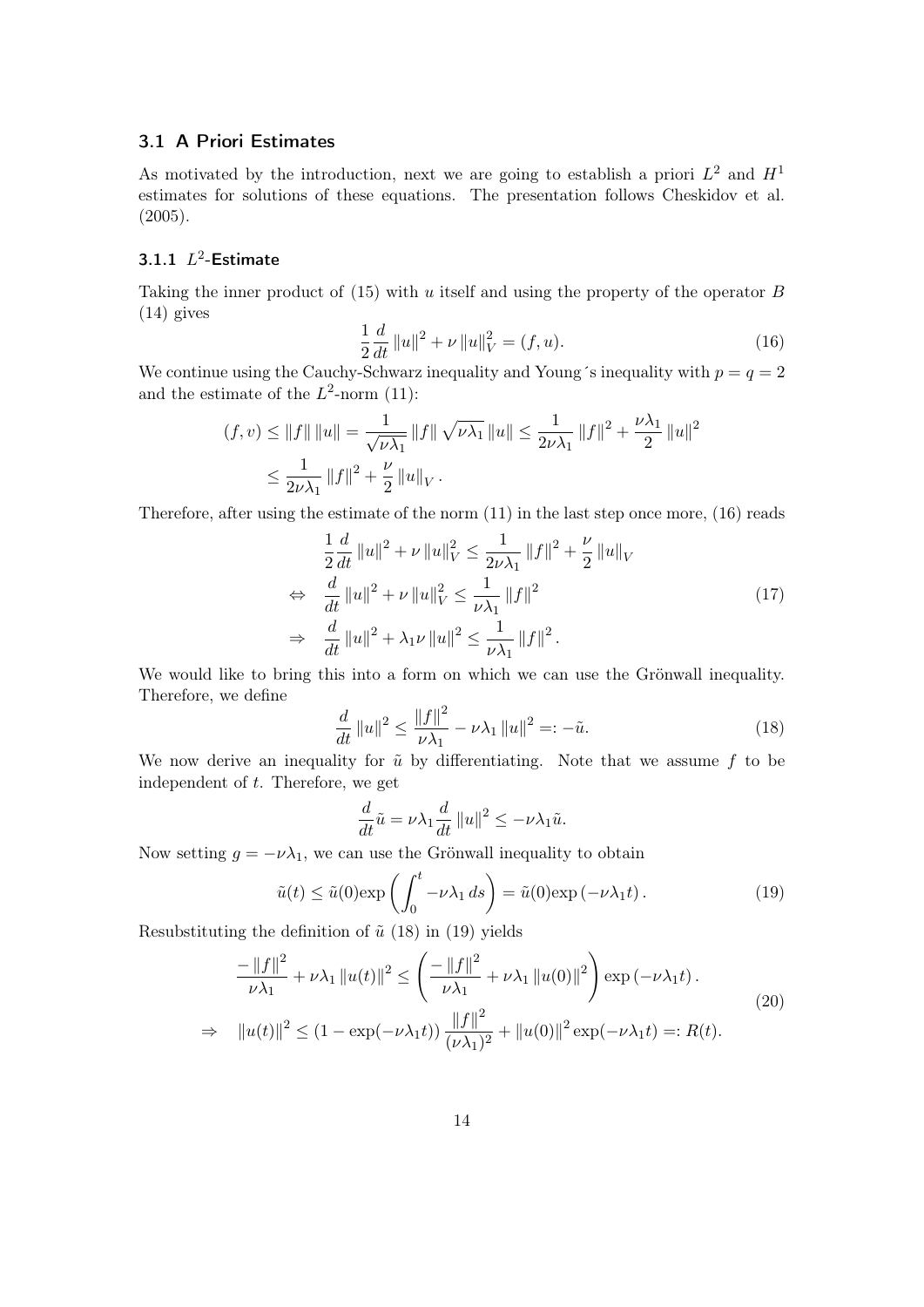### 3.1 A Priori Estimates

As motivated by the introduction, next we are going to establish a priori $L^2$ and $H^1$ estimates for solutions of these equations. The presentation follows Cheskidov et al. (2005).

#### 3.1.1 $L^2$-Estimate

Taking the inner product of (15) with $u$ itself and using the property of the operator $B$ (14) gives

$$\frac{1}{2}\frac{d}{dt}\|u\|^2 + \nu\|u\|_V^2 = (f, u). \tag{16}$$

We continue using the Cauchy-Schwarz inequality and Young´s inequality with $p = q = 2$ and the estimate of the $L^2$-norm (11):

$$\begin{aligned}
(f, v) &\leq \|f\|\,\|u\| = \frac{1}{\sqrt{\nu\lambda_1}}\|f\|\sqrt{\nu\lambda_1}\,\|u\| \leq \frac{1}{2\nu\lambda_1}\|f\|^2 + \frac{\nu\lambda_1}{2}\|u\|^2 \\
&\leq \frac{1}{2\nu\lambda_1}\|f\|^2 + \frac{\nu}{2}\|u\|_V.
\end{aligned}$$

Therefore, after using the estimate of the norm (11) in the last step once more, (16) reads

$$\begin{aligned}
&\frac{1}{2}\frac{d}{dt}\|u\|^2 + \nu\|u\|_V^2 \leq \frac{1}{2\nu\lambda_1}\|f\|^2 + \frac{\nu}{2}\|u\|_V \\
\Leftrightarrow\quad &\frac{d}{dt}\|u\|^2 + \nu\|u\|_V^2 \leq \frac{1}{\nu\lambda_1}\|f\|^2 \\
\Rightarrow\quad &\frac{d}{dt}\|u\|^2 + \lambda_1\nu\|u\|^2 \leq \frac{1}{\nu\lambda_1}\|f\|^2.
\end{aligned} \tag{17}$$

We would like to bring this into a form on which we can use the Grönwall inequality. Therefore, we define

$$\frac{d}{dt}\|u\|^2 \leq \frac{\|f\|^2}{\nu\lambda_1} - \nu\lambda_1\|u\|^2 =: -\tilde{u}. \tag{18}$$

We now derive an inequality for $\tilde{u}$ by differentiating. Note that we assume $f$ to be independent of $t$. Therefore, we get

$$\frac{d}{dt}\tilde{u} = \nu\lambda_1\frac{d}{dt}\|u\|^2 \leq -\nu\lambda_1\tilde{u}.$$

Now setting $g = -\nu\lambda_1$, we can use the Grönwall inequality to obtain

$$\tilde{u}(t) \leq \tilde{u}(0)\exp\left(\int_0^t -\nu\lambda_1\,ds\right) = \tilde{u}(0)\exp\left(-\nu\lambda_1 t\right). \tag{19}$$

Resubstituting the definition of $\tilde{u}$ (18) in (19) yields

$$\begin{aligned}
&\frac{-\|f\|^2}{\nu\lambda_1} + \nu\lambda_1\|u(t)\|^2 \leq \left(\frac{-\|f\|^2}{\nu\lambda_1} + \nu\lambda_1\|u(0)\|^2\right)\exp\left(-\nu\lambda_1 t\right). \\
\Rightarrow\quad &\|u(t)\|^2 \leq \left(1 - \exp(-\nu\lambda_1 t)\right)\frac{\|f\|^2}{(\nu\lambda_1)^2} + \|u(0)\|^2\exp(-\nu\lambda_1 t) =: R(t).
\end{aligned} \tag{20}$$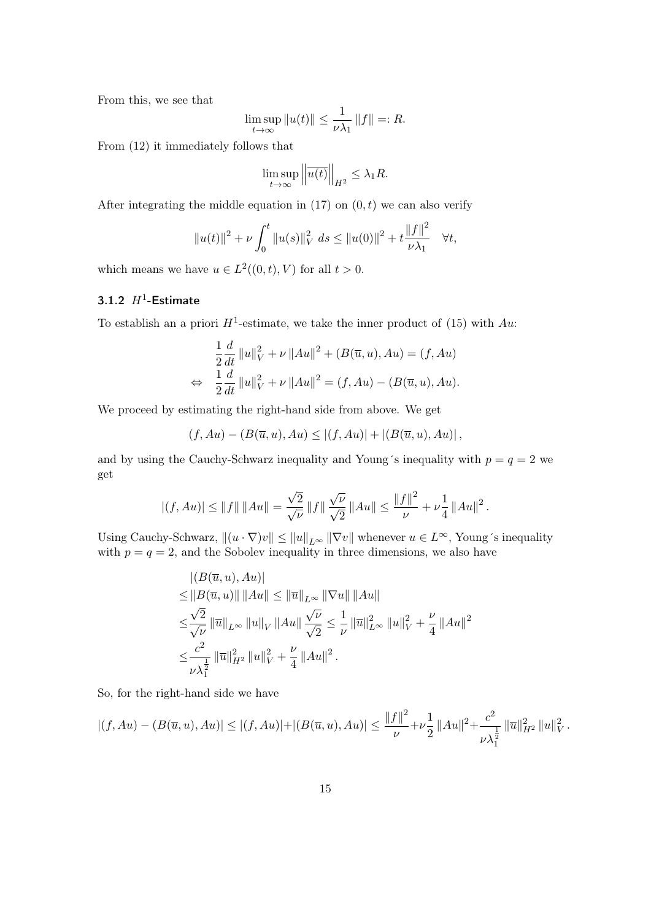From this, we see that

$$\limsup_{t\to\infty} \|u(t)\| \leq \frac{1}{\nu\lambda_1} \|f\| =: R.$$

From (12) it immediately follows that

$$\limsup_{t\to\infty} \left\|\overline{u(t)}\right\|_{H^2} \leq \lambda_1 R.$$

After integrating the middle equation in (17) on $(0,t)$ we can also verify

$$\|u(t)\|^2 + \nu \int_0^t \|u(s)\|_V^2 \, ds \leq \|u(0)\|^2 + t\frac{\|f\|^2}{\nu\lambda_1} \quad \forall t,$$

which means we have $u \in L^2((0,t),V)$ for all $t > 0$.

### 3.1.2 $H^1$-Estimate

To establish an a priori $H^1$-estimate, we take the inner product of (15) with $Au$:

$$\begin{aligned}
&\frac{1}{2}\frac{d}{dt}\|u\|_V^2 + \nu\|Au\|^2 + (B(\overline{u},u),Au) = (f,Au) \\
\Leftrightarrow \quad &\frac{1}{2}\frac{d}{dt}\|u\|_V^2 + \nu\|Au\|^2 = (f,Au) - (B(\overline{u},u),Au).
\end{aligned}$$

We proceed by estimating the right-hand side from above. We get

$$(f,Au) - (B(\overline{u},u),Au) \leq |(f,Au)| + |(B(\overline{u},u),Au)|,$$

and by using the Cauchy-Schwarz inequality and Young´s inequality with $p=q=2$ we get

$$|(f,Au)| \leq \|f\|\,\|Au\| = \frac{\sqrt{2}}{\sqrt{\nu}}\|f\|\frac{\sqrt{\nu}}{\sqrt{2}}\|Au\| \leq \frac{\|f\|^2}{\nu} + \nu\frac{1}{4}\|Au\|^2.$$

Using Cauchy-Schwarz, $\|(u\cdot\nabla)v\| \leq \|u\|_{L^\infty}\|\nabla v\|$ whenever $u \in L^\infty$, Young´s inequality with $p=q=2$, and the Sobolev inequality in three dimensions, we also have

$$\begin{aligned}
&|(B(\overline{u},u),Au)| \\
\leq &\|B(\overline{u},u)\|\,\|Au\| \leq \|\overline{u}\|_{L^\infty}\|\nabla u\|\,\|Au\| \\
\leq &\frac{\sqrt{2}}{\sqrt{\nu}}\|\overline{u}\|_{L^\infty}\|u\|_V\|Au\|\frac{\sqrt{\nu}}{\sqrt{2}} \leq \frac{1}{\nu}\|\overline{u}\|_{L^\infty}^2\|u\|_V^2 + \frac{\nu}{4}\|Au\|^2 \\
\leq &\frac{c^2}{\nu\lambda_1^{\frac{1}{2}}}\|\overline{u}\|_{H^2}^2\|u\|_V^2 + \frac{\nu}{4}\|Au\|^2.
\end{aligned}$$

So, for the right-hand side we have

$$|(f,Au)-(B(\overline{u},u),Au)| \leq |(f,Au)|+|(B(\overline{u},u),Au)| \leq \frac{\|f\|^2}{\nu}+\nu\frac{1}{2}\|Au\|^2+\frac{c^2}{\nu\lambda_1^{\frac{1}{2}}}\|\overline{u}\|_{H^2}^2\|u\|_V^2.$$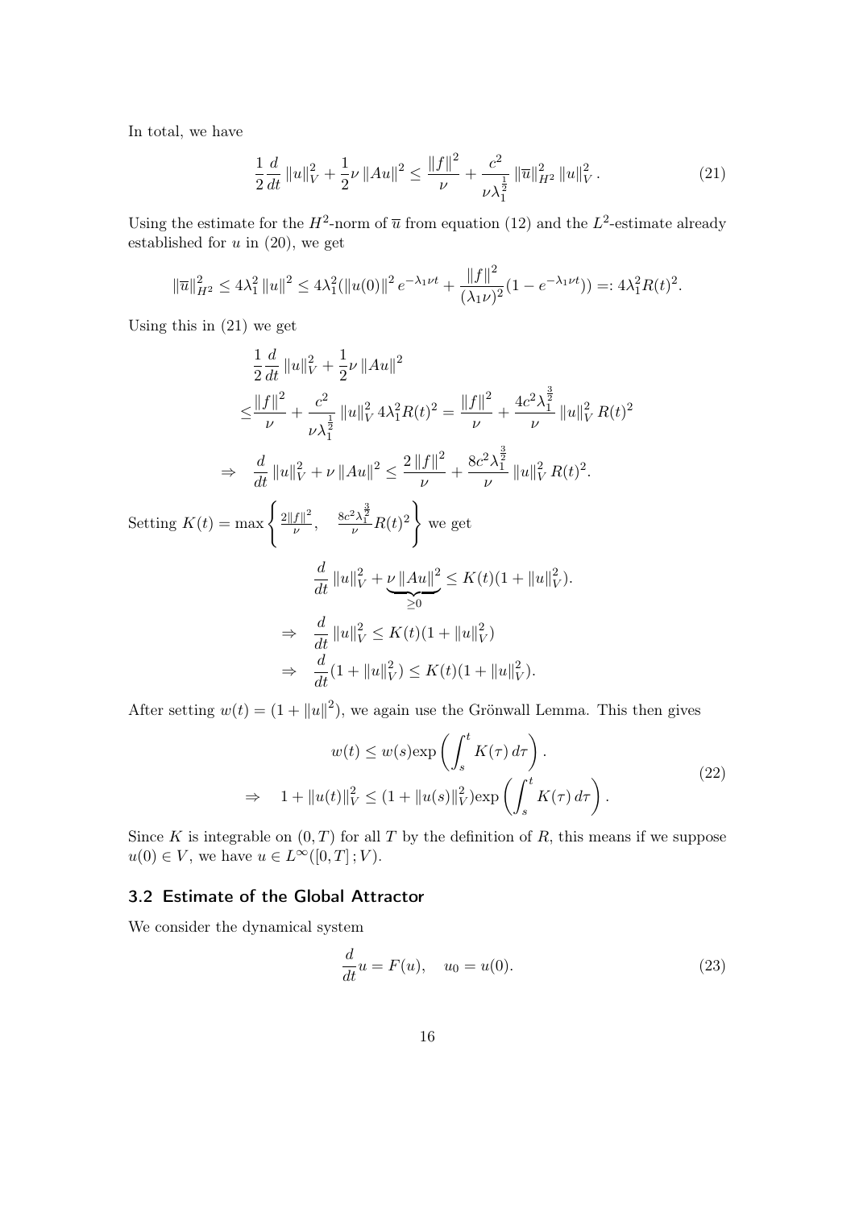In total, we have

$$\frac{1}{2}\frac{d}{dt}\left\|u\right\|_V^2 + \frac{1}{2}\nu\left\|Au\right\|^2 \leq \frac{\left\|f\right\|^2}{\nu} + \frac{c^2}{\nu\lambda_1^{\frac{1}{2}}}\left\|\overline{u}\right\|_{H^2}^2\left\|u\right\|_V^2. \tag{21}$$

Using the estimate for the $H^2$-norm of $\overline{u}$ from equation (12) and the $L^2$-estimate already established for $u$ in (20), we get

$$\left\|\overline{u}\right\|_{H^2}^2 \leq 4\lambda_1^2\left\|u\right\|^2 \leq 4\lambda_1^2(\left\|u(0)\right\|^2 e^{-\lambda_1\nu t} + \frac{\left\|f\right\|^2}{(\lambda_1\nu)^2}(1-e^{-\lambda_1\nu t})) =: 4\lambda_1^2 R(t)^2.$$

Using this in (21) we get

$$\begin{aligned}
&\frac{1}{2}\frac{d}{dt}\left\|u\right\|_V^2 + \frac{1}{2}\nu\left\|Au\right\|^2 \\
\leq &\frac{\left\|f\right\|^2}{\nu} + \frac{c^2}{\nu\lambda_1^{\frac{1}{2}}}\left\|u\right\|_V^2 4\lambda_1^2 R(t)^2 = \frac{\left\|f\right\|^2}{\nu} + \frac{4c^2\lambda_1^{\frac{3}{2}}}{\nu}\left\|u\right\|_V^2 R(t)^2 \\
\Rightarrow \quad &\frac{d}{dt}\left\|u\right\|_V^2 + \nu\left\|Au\right\|^2 \leq \frac{2\left\|f\right\|^2}{\nu} + \frac{8c^2\lambda_1^{\frac{3}{2}}}{\nu}\left\|u\right\|_V^2 R(t)^2.
\end{aligned}$$

Setting $K(t) = \max\left\{\frac{2\left\|f\right\|^2}{\nu}, \quad \frac{8c^2\lambda_1^{\frac{3}{2}}}{\nu}R(t)^2\right\}$ we get

$$\begin{aligned}
&\frac{d}{dt}\left\|u\right\|_V^2 + \underbrace{\nu\left\|Au\right\|^2}_{\geq 0} \leq K(t)(1+\left\|u\right\|_V^2). \\
\Rightarrow \quad &\frac{d}{dt}\left\|u\right\|_V^2 \leq K(t)(1+\left\|u\right\|_V^2) \\
\Rightarrow \quad &\frac{d}{dt}(1+\left\|u\right\|_V^2) \leq K(t)(1+\left\|u\right\|_V^2).
\end{aligned}$$

After setting $w(t) = (1+\left\|u\right\|^2)$, we again use the Grönwall Lemma. This then gives

$$\begin{aligned}
&w(t) \leq w(s)\exp\left(\int_s^t K(\tau)\,d\tau\right). \\
\Rightarrow \quad &1+\left\|u(t)\right\|_V^2 \leq (1+\left\|u(s)\right\|_V^2)\exp\left(\int_s^t K(\tau)\,d\tau\right).
\end{aligned} \tag{22}$$

Since $K$ is integrable on $(0,T)$ for all $T$ by the definition of $R$, this means if we suppose $u(0) \in V$, we have $u \in L^\infty([0,T];V)$.

### 3.2 Estimate of the Global Attractor

We consider the dynamical system

$$\frac{d}{dt}u = F(u), \quad u_0 = u(0). \tag{23}$$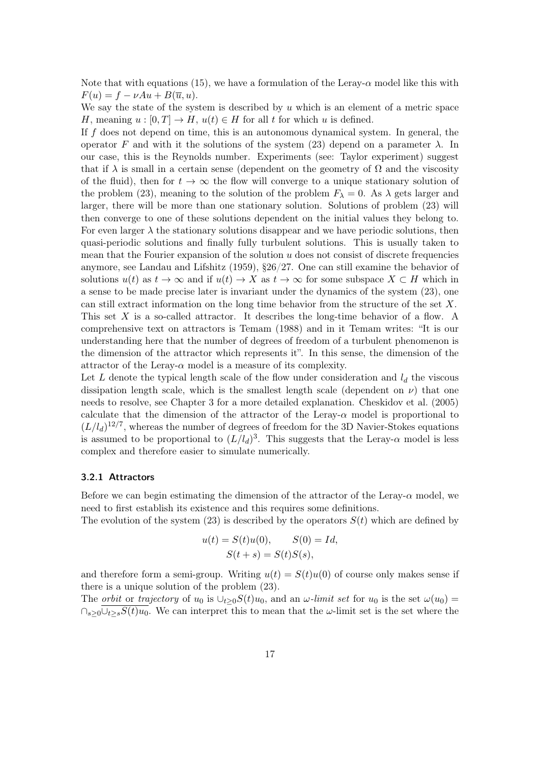Note that with equations (15), we have a formulation of the Leray-$\alpha$ model like this with $F(u) = f - \nu Au + B(\overline{u}, u)$.

We say the state of the system is described by $u$ which is an element of a metric space $H$, meaning $u : [0, T] \to H$, $u(t) \in H$ for all $t$ for which $u$ is defined.

If $f$ does not depend on time, this is an autonomous dynamical system. In general, the operator $F$ and with it the solutions of the system (23) depend on a parameter $\lambda$. In our case, this is the Reynolds number. Experiments (see: Taylor experiment) suggest that if $\lambda$ is small in a certain sense (dependent on the geometry of $\Omega$ and the viscosity of the fluid), then for $t \to \infty$ the flow will converge to a unique stationary solution of the problem (23), meaning to the solution of the problem $F_\lambda = 0$. As $\lambda$ gets larger and larger, there will be more than one stationary solution. Solutions of problem (23) will then converge to one of these solutions dependent on the initial values they belong to. For even larger $\lambda$ the stationary solutions disappear and we have periodic solutions, then quasi-periodic solutions and finally fully turbulent solutions. This is usually taken to mean that the Fourier expansion of the solution $u$ does not consist of discrete frequencies anymore, see Landau and Lifshitz (1959), §26/27. One can still examine the behavior of solutions $u(t)$ as $t \to \infty$ and if $u(t) \to X$ as $t \to \infty$ for some subspace $X \subset H$ which in a sense to be made precise later is invariant under the dynamics of the system (23), one can still extract information on the long time behavior from the structure of the set $X$. This set $X$ is a so-called attractor. It describes the long-time behavior of a flow. A comprehensive text on attractors is Temam (1988) and in it Temam writes: "It is our understanding here that the number of degrees of freedom of a turbulent phenomenon is the dimension of the attractor which represents it". In this sense, the dimension of the attractor of the Leray-$\alpha$ model is a measure of its complexity.

Let $L$ denote the typical length scale of the flow under consideration and $l_d$ the viscous dissipation length scale, which is the smallest length scale (dependent on $\nu$) that one needs to resolve, see Chapter 3 for a more detailed explanation. Cheskidov et al. (2005) calculate that the dimension of the attractor of the Leray-$\alpha$ model is proportional to $(L/l_d)^{12/7}$, whereas the number of degrees of freedom for the 3D Navier-Stokes equations is assumed to be proportional to $(L/l_d)^3$. This suggests that the Leray-$\alpha$ model is less complex and therefore easier to simulate numerically.

### 3.2.1 Attractors

Before we can begin estimating the dimension of the attractor of the Leray-$\alpha$ model, we need to first establish its existence and this requires some definitions.

The evolution of the system (23) is described by the operators $S(t)$ which are defined by

$$u(t) = S(t)u(0), \qquad S(0) = Id,$$
$$S(t + s) = S(t)S(s),$$

and therefore form a semi-group. Writing $u(t) = S(t)u(0)$ of course only makes sense if there is a unique solution of the problem (23).

The *orbit* or *trajectory* of $u_0$ is $\cup_{t\geq 0} S(t)u_0$, and an $\omega$*-limit set* for $u_0$ is the set $\omega(u_0) = \cap_{s\geq 0}\overline{\cup_{t\geq s} S(t)u_0}$. We can interpret this to mean that the $\omega$-limit set is the set where the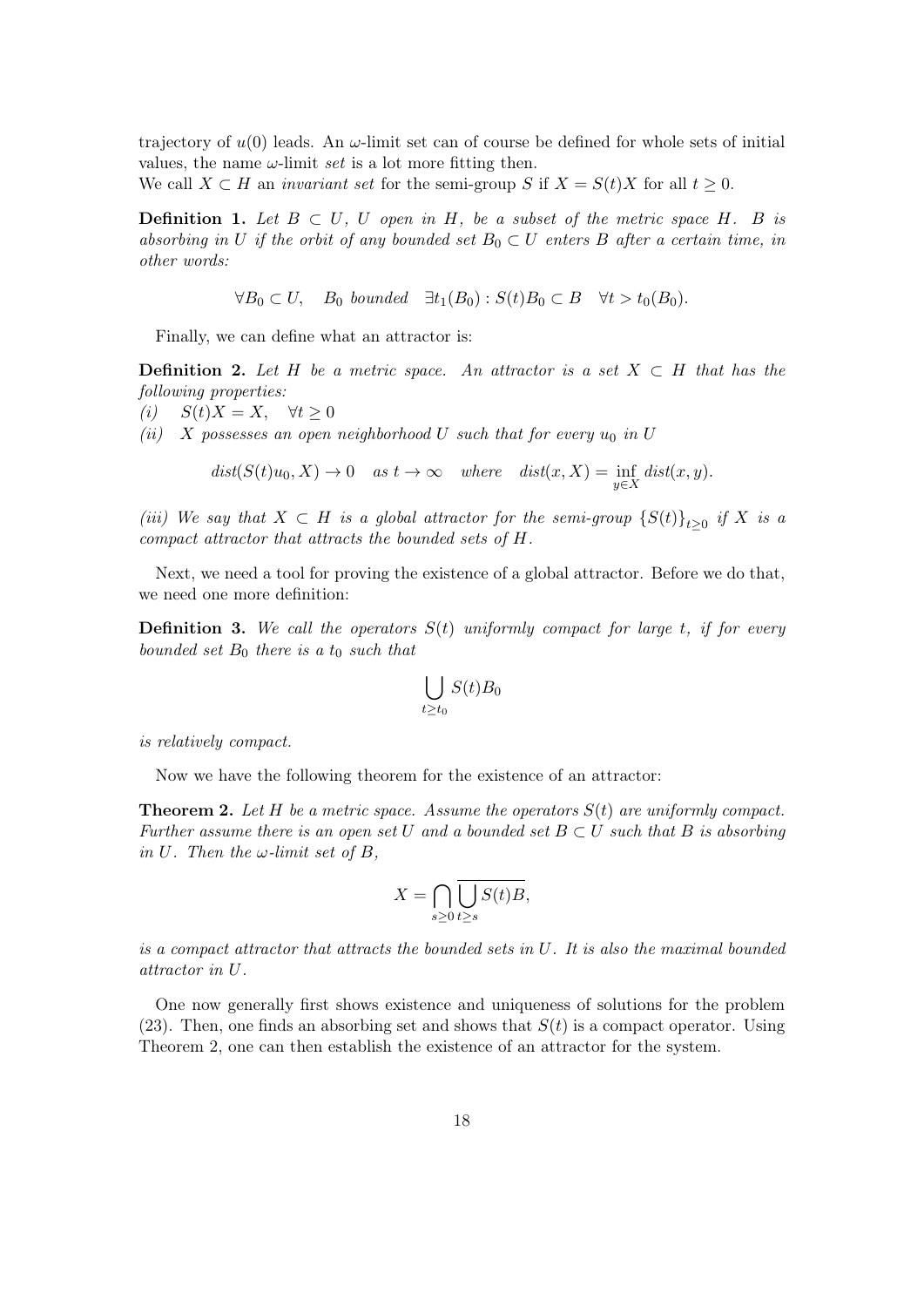trajectory of $u(0)$ leads. An $\omega$-limit set can of course be defined for whole sets of initial values, the name $\omega$-limit *set* is a lot more fitting then.
We call $X \subset H$ an *invariant set* for the semi-group $S$ if $X = S(t)X$ for all $t \geq 0$.

**Definition 1.** *Let $B \subset U$, $U$ open in $H$, be a subset of the metric space $H$. $B$ is absorbing in $U$ if the orbit of any bounded set $B_0 \subset U$ enters $B$ after a certain time, in other words:*

$$\forall B_0 \subset U, \quad B_0 \text{ bounded} \quad \exists t_1(B_0) : S(t)B_0 \subset B \quad \forall t > t_0(B_0).$$

Finally, we can define what an attractor is:

**Definition 2.** *Let $H$ be a metric space. An attractor is a set $X \subset H$ that has the following properties:*
*(i)* $\quad S(t)X = X, \quad \forall t \geq 0$
*(ii)* $\quad$ *$X$ possesses an open neighborhood $U$ such that for every $u_0$ in $U$*

$$dist(S(t)u_0, X) \to 0 \quad \text{as } t \to \infty \quad \text{where} \quad dist(x, X) = \inf_{y \in X} dist(x, y).$$

*(iii) We say that $X \subset H$ is a global attractor for the semi-group $\{S(t)\}_{t \geq 0}$ if $X$ is a compact attractor that attracts the bounded sets of $H$.*

Next, we need a tool for proving the existence of a global attractor. Before we do that, we need one more definition:

**Definition 3.** *We call the operators $S(t)$ uniformly compact for large $t$, if for every bounded set $B_0$ there is a $t_0$ such that*

$$\bigcup_{t \geq t_0} S(t)B_0$$

*is relatively compact.*

Now we have the following theorem for the existence of an attractor:

**Theorem 2.** *Let $H$ be a metric space. Assume the operators $S(t)$ are uniformly compact. Further assume there is an open set $U$ and a bounded set $B \subset U$ such that $B$ is absorbing in $U$. Then the $\omega$-limit set of $B$,*

$$X = \bigcap_{s \geq 0} \overline{\bigcup_{t \geq s} S(t)B},$$

*is a compact attractor that attracts the bounded sets in $U$. It is also the maximal bounded attractor in $U$.*

One now generally first shows existence and uniqueness of solutions for the problem (23). Then, one finds an absorbing set and shows that $S(t)$ is a compact operator. Using Theorem 2, one can then establish the existence of an attractor for the system.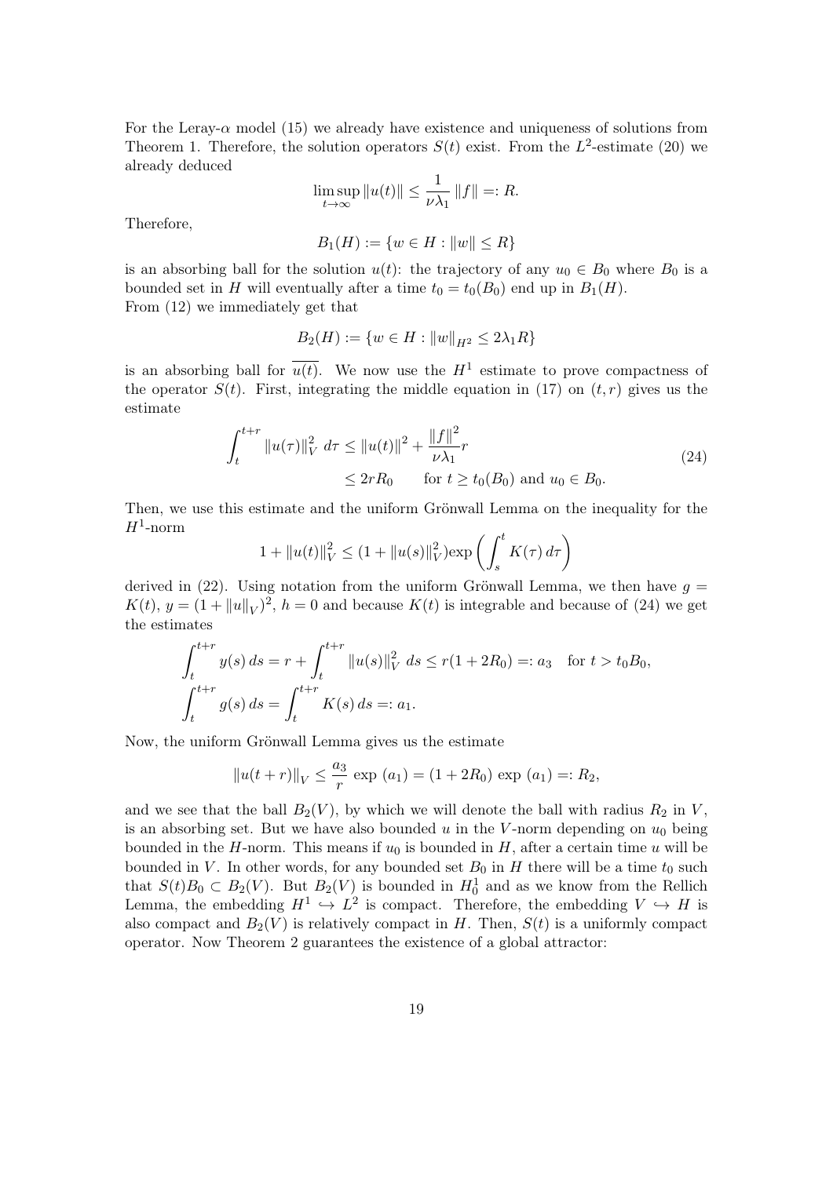For the Leray-$\alpha$ model (15) we already have existence and uniqueness of solutions from Theorem 1. Therefore, the solution operators $S(t)$ exist. From the $L^2$-estimate (20) we already deduced

$$\limsup_{t\to\infty} \|u(t)\| \leq \frac{1}{\nu\lambda_1} \|f\| =: R.$$

Therefore,

$$B_1(H) := \{w \in H : \|w\| \leq R\}$$

is an absorbing ball for the solution $u(t)$: the trajectory of any $u_0 \in B_0$ where $B_0$ is a bounded set in $H$ will eventually after a time $t_0 = t_0(B_0)$ end up in $B_1(H)$.
From (12) we immediately get that

$$B_2(H) := \{w \in H : \|w\|_{H^2} \leq 2\lambda_1 R\}$$

is an absorbing ball for $\overline{u(t)}$. We now use the $H^1$ estimate to prove compactness of the operator $S(t)$. First, integrating the middle equation in (17) on $(t,r)$ gives us the estimate

$$\begin{aligned}\int_t^{t+r} \|u(\tau)\|_V^2 \, d\tau &\leq \|u(t)\|^2 + \frac{\|f\|^2}{\nu\lambda_1} r \\ &\leq 2rR_0 \qquad \text{for } t \geq t_0(B_0) \text{ and } u_0 \in B_0.\end{aligned} \tag{24}$$

Then, we use this estimate and the uniform Grönwall Lemma on the inequality for the $H^1$-norm

$$1 + \|u(t)\|_V^2 \leq (1 + \|u(s)\|_V^2) \exp\left(\int_s^t K(\tau)\, d\tau\right)$$

derived in (22). Using notation from the uniform Grönwall Lemma, we then have $g = K(t)$, $y = (1 + \|u\|_V)^2$, $h = 0$ and because $K(t)$ is integrable and because of (24) we get the estimates

$$\begin{aligned}\int_t^{t+r} y(s)\, ds &= r + \int_t^{t+r} \|u(s)\|_V^2 \, ds \leq r(1 + 2R_0) =: a_3 \quad \text{for } t > t_0 B_0, \\ \int_t^{t+r} g(s)\, ds &= \int_t^{t+r} K(s)\, ds =: a_1.\end{aligned}$$

Now, the uniform Grönwall Lemma gives us the estimate

$$\|u(t+r)\|_V \leq \frac{a_3}{r} \exp\,(a_1) = (1 + 2R_0)\exp\,(a_1) =: R_2,$$

and we see that the ball $B_2(V)$, by which we will denote the ball with radius $R_2$ in $V$, is an absorbing set. But we have also bounded $u$ in the $V$-norm depending on $u_0$ being bounded in the $H$-norm. This means if $u_0$ is bounded in $H$, after a certain time $u$ will be bounded in $V$. In other words, for any bounded set $B_0$ in $H$ there will be a time $t_0$ such that $S(t)B_0 \subset B_2(V)$. But $B_2(V)$ is bounded in $H_0^1$ and as we know from the Rellich Lemma, the embedding $H^1 \hookrightarrow L^2$ is compact. Therefore, the embedding $V \hookrightarrow H$ is also compact and $B_2(V)$ is relatively compact in $H$. Then, $S(t)$ is a uniformly compact operator. Now Theorem 2 guarantees the existence of a global attractor: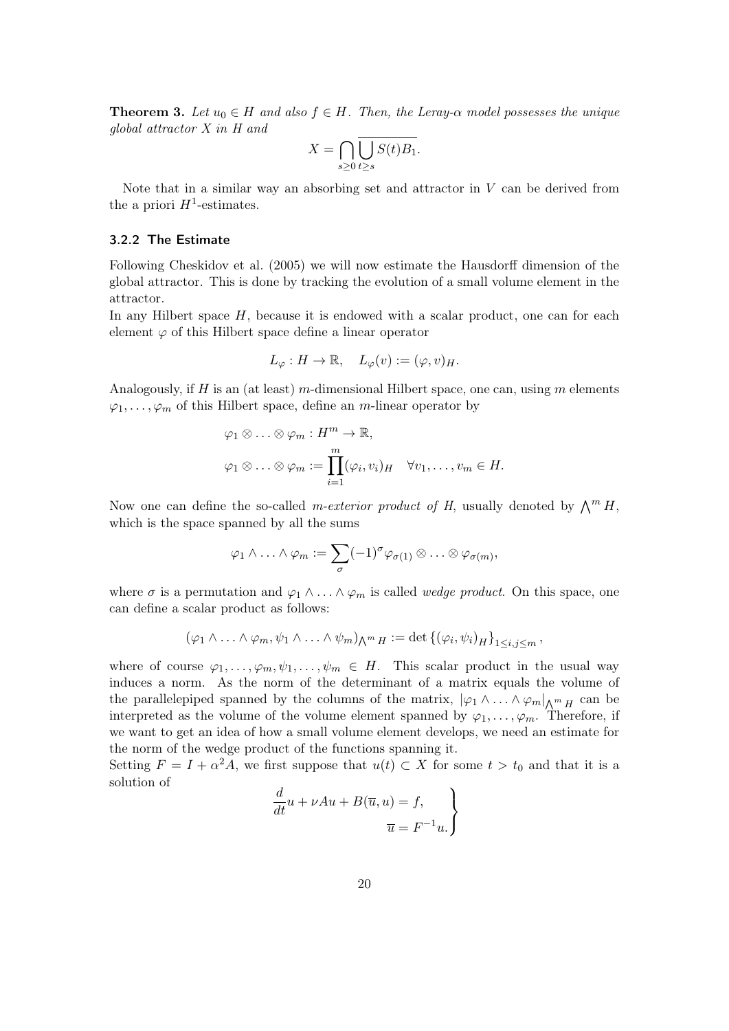**Theorem 3.** *Let $u_0 \in H$ and also $f \in H$. Then, the Leray-$\alpha$ model possesses the unique global attractor $X$ in $H$ and*

$$X = \bigcap_{s \geq 0} \overline{\bigcup_{t \geq s} S(t) B_1}.$$

Note that in a similar way an absorbing set and attractor in $V$ can be derived from the a priori $H^1$-estimates.

### 3.2.2 The Estimate

Following Cheskidov et al. (2005) we will now estimate the Hausdorff dimension of the global attractor. This is done by tracking the evolution of a small volume element in the attractor.

In any Hilbert space $H$, because it is endowed with a scalar product, one can for each element $\varphi$ of this Hilbert space define a linear operator

$$L_\varphi : H \to \mathbb{R}, \quad L_\varphi(v) := (\varphi, v)_H.$$

Analogously, if $H$ is an (at least) $m$-dimensional Hilbert space, one can, using $m$ elements $\varphi_1, \ldots, \varphi_m$ of this Hilbert space, define an $m$-linear operator by

$$\begin{aligned}
&\varphi_1 \otimes \ldots \otimes \varphi_m : H^m \to \mathbb{R}, \\
&\varphi_1 \otimes \ldots \otimes \varphi_m := \prod_{i=1}^{m} (\varphi_i, v_i)_H \quad \forall v_1, \ldots, v_m \in H.
\end{aligned}$$

Now one can define the so-called *m-exterior product of H*, usually denoted by $\bigwedge^m H$, which is the space spanned by all the sums

$$\varphi_1 \wedge \ldots \wedge \varphi_m := \sum_{\sigma} (-1)^\sigma \varphi_{\sigma(1)} \otimes \ldots \otimes \varphi_{\sigma(m)},$$

where $\sigma$ is a permutation and $\varphi_1 \wedge \ldots \wedge \varphi_m$ is called *wedge product*. On this space, one can define a scalar product as follows:

$$(\varphi_1 \wedge \ldots \wedge \varphi_m, \psi_1 \wedge \ldots \wedge \psi_m)_{\bigwedge^m H} := \det \{(\varphi_i, \psi_i)_H\}_{1 \leq i,j \leq m},$$

where of course $\varphi_1, \ldots, \varphi_m, \psi_1, \ldots, \psi_m \in H$. This scalar product in the usual way induces a norm. As the norm of the determinant of a matrix equals the volume of the parallelepiped spanned by the columns of the matrix, $|\varphi_1 \wedge \ldots \wedge \varphi_m|_{\bigwedge^m H}$ can be interpreted as the volume of the volume element spanned by $\varphi_1, \ldots, \varphi_m$. Therefore, if we want to get an idea of how a small volume element develops, we need an estimate for the norm of the wedge product of the functions spanning it.

Setting $F = I + \alpha^2 A$, we first suppose that $u(t) \subset X$ for some $t > t_0$ and that it is a solution of

$$\left.\begin{aligned}
\frac{d}{dt} u + \nu A u + B(\overline{u}, u) = f, \\
\overline{u} = F^{-1} u.
\end{aligned}\right\}$$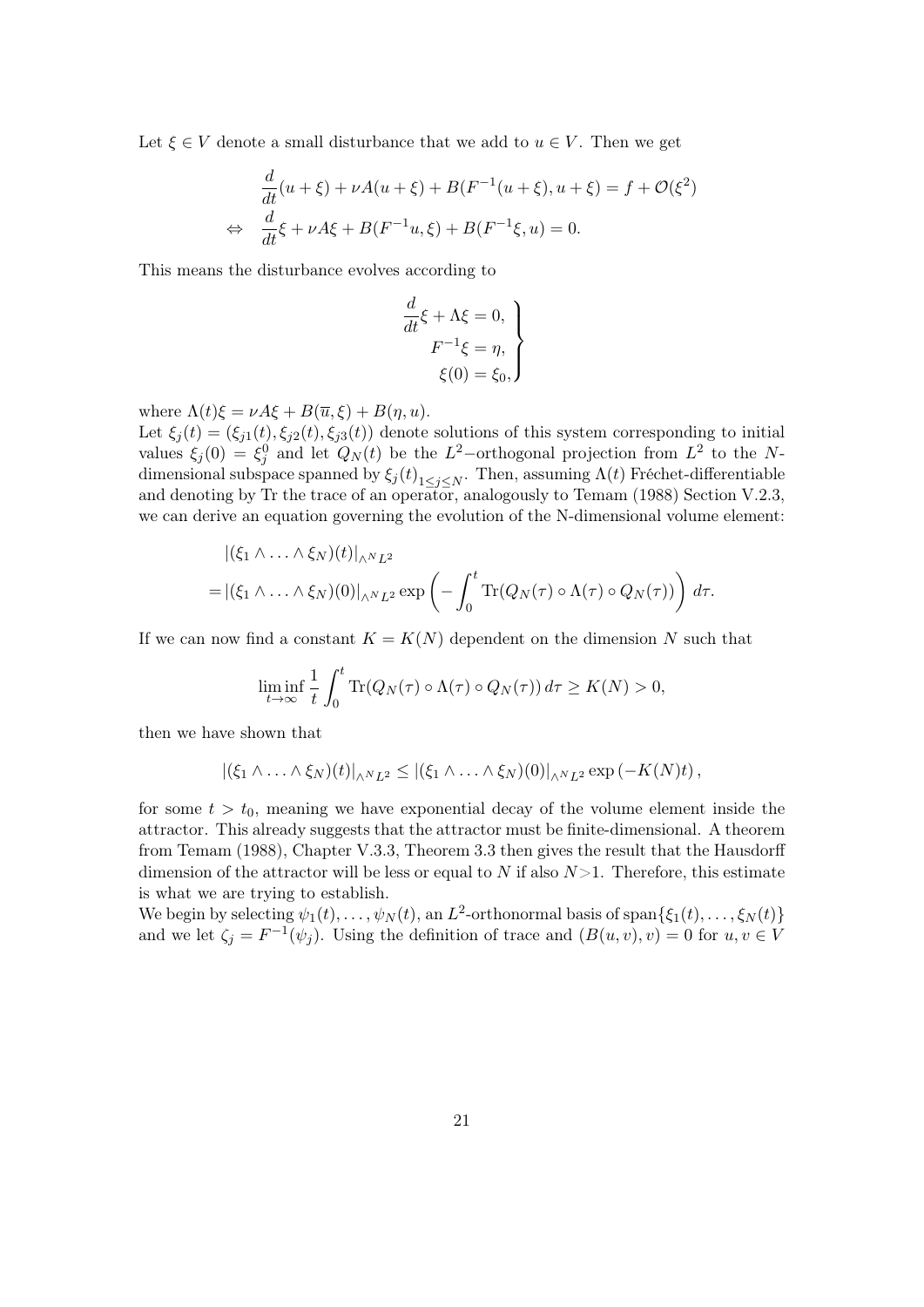Let $\xi \in V$ denote a small disturbance that we add to $u \in V$. Then we get

$$
\begin{aligned}
&\frac{d}{dt}(u+\xi) + \nu A(u+\xi) + B(F^{-1}(u+\xi), u+\xi) = f + \mathcal{O}(\xi^2) \\
\Leftrightarrow \quad &\frac{d}{dt}\xi + \nu A\xi + B(F^{-1}u, \xi) + B(F^{-1}\xi, u) = 0.
\end{aligned}
$$

This means the disturbance evolves according to

$$
\left.
\begin{aligned}
\frac{d}{dt}\xi + \Lambda\xi = 0, \\
F^{-1}\xi = \eta, \\
\xi(0) = \xi_0,
\end{aligned}
\right\}
$$

where $\Lambda(t)\xi = \nu A\xi + B(\overline{u}, \xi) + B(\eta, u)$.

Let $\xi_j(t) = (\xi_{j1}(t), \xi_{j2}(t), \xi_{j3}(t))$ denote solutions of this system corresponding to initial values $\xi_j(0) = \xi_j^0$ and let $Q_N(t)$ be the $L^2-$orthogonal projection from $L^2$ to the $N$-dimensional subspace spanned by $\xi_j(t)_{1\leq j \leq N}$. Then, assuming $\Lambda(t)$ Fréchet-differentiable and denoting by Tr the trace of an operator, analogously to Temam (1988) Section V.2.3, we can derive an equation governing the evolution of the N-dimensional volume element:

$$
\begin{aligned}
&|(\xi_1 \wedge \ldots \wedge \xi_N)(t)|_{\wedge^N L^2} \\
= &|(\xi_1 \wedge \ldots \wedge \xi_N)(0)|_{\wedge^N L^2} \exp\left(-\int_0^t \mathrm{Tr}(Q_N(\tau) \circ \Lambda(\tau) \circ Q_N(\tau))\right) d\tau.
\end{aligned}
$$

If we can now find a constant $K = K(N)$ dependent on the dimension $N$ such that

$$
\liminf_{t\to\infty} \frac{1}{t}\int_0^t \mathrm{Tr}(Q_N(\tau) \circ \Lambda(\tau) \circ Q_N(\tau))\, d\tau \geq K(N) > 0,
$$

then we have shown that

$$
|(\xi_1 \wedge \ldots \wedge \xi_N)(t)|_{\wedge^N L^2} \leq |(\xi_1 \wedge \ldots \wedge \xi_N)(0)|_{\wedge^N L^2} \exp\left(-K(N)t\right),
$$

for some $t > t_0$, meaning we have exponential decay of the volume element inside the attractor. This already suggests that the attractor must be finite-dimensional. A theorem from Temam (1988), Chapter V.3.3, Theorem 3.3 then gives the result that the Hausdorff dimension of the attractor will be less or equal to $N$ if also $N>1$. Therefore, this estimate is what we are trying to establish.

We begin by selecting $\psi_1(t), \ldots, \psi_N(t)$, an $L^2$-orthonormal basis of $\mathrm{span}\{\xi_1(t), \ldots, \xi_N(t)\}$ and we let $\zeta_j = F^{-1}(\psi_j)$. Using the definition of trace and $(B(u,v), v) = 0$ for $u, v \in V$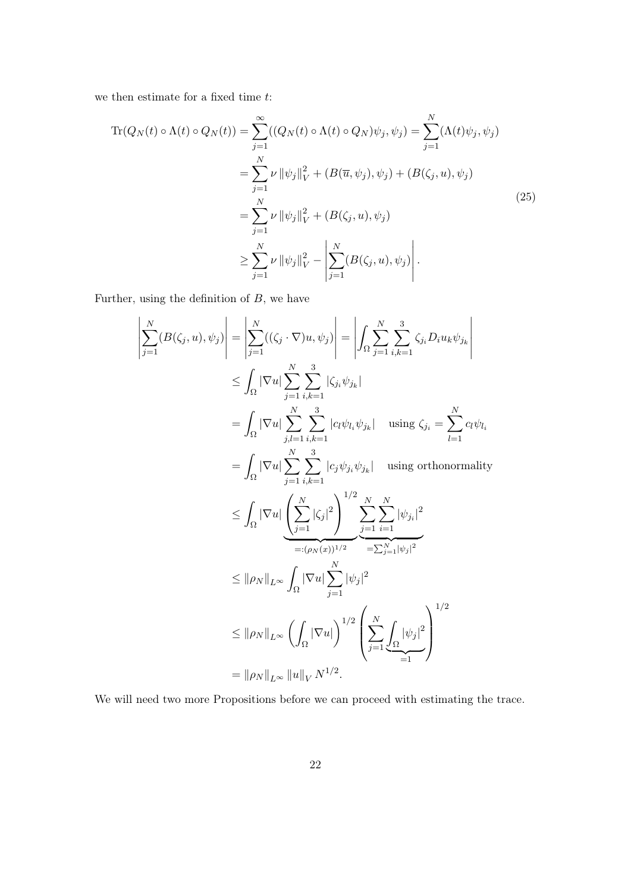we then estimate for a fixed time $t$:

$$
\begin{aligned}
\operatorname{Tr}(Q_N(t) \circ \Lambda(t) \circ Q_N(t)) &= \sum_{j=1}^{\infty} ((Q_N(t) \circ \Lambda(t) \circ Q_N)\psi_j, \psi_j) = \sum_{j=1}^{N} (\Lambda(t)\psi_j, \psi_j) \\
&= \sum_{j=1}^{N} \nu \left\| \psi_j \right\|_V^2 + (B(\overline{u}, \psi_j), \psi_j) + (B(\zeta_j, u), \psi_j) \\
&= \sum_{j=1}^{N} \nu \left\| \psi_j \right\|_V^2 + (B(\zeta_j, u), \psi_j) \\
&\geq \sum_{j=1}^{N} \nu \left\| \psi_j \right\|_V^2 - \left| \sum_{j=1}^{N} (B(\zeta_j, u), \psi_j) \right| .
\end{aligned}
\tag{25}
$$

Further, using the definition of $B$, we have

$$
\begin{aligned}
\left| \sum_{j=1}^{N} (B(\zeta_j, u), \psi_j) \right| &= \left| \sum_{j=1}^{N} ((\zeta_j \cdot \nabla) u, \psi_j) \right| = \left| \int_\Omega \sum_{j=1}^{N} \sum_{i,k=1}^{3} \zeta_{j_i} D_i u_k \psi_{j_k} \right| \\
&\leq \int_\Omega |\nabla u| \sum_{j=1}^{N} \sum_{i,k=1}^{3} |\zeta_{j_i} \psi_{j_k}| \\
&= \int_\Omega |\nabla u| \sum_{j,l=1}^{N} \sum_{i,k=1}^{3} |c_l \psi_{l_i} \psi_{j_k}| \quad \text{using } \zeta_{j_i} = \sum_{l=1}^{N} c_l \psi_{l_i} \\
&= \int_\Omega |\nabla u| \sum_{j=1}^{N} \sum_{i,k=1}^{3} |c_j \psi_{j_i} \psi_{j_k}| \quad \text{using orthonormality} \\
&\leq \int_\Omega |\nabla u| \underbrace{\left( \sum_{j=1}^{N} |\zeta_j|^2 \right)^{1/2}}_{=:(\rho_N(x))^{1/2}} \underbrace{\sum_{j=1}^{N} \sum_{i=1}^{N} |\psi_{j_i}|^2}_{=\sum_{j=1}^{N} |\psi_j|^2} \\
&\leq \|\rho_N\|_{L^\infty} \int_\Omega |\nabla u| \sum_{j=1}^{N} |\psi_j|^2 \\
&\leq \|\rho_N\|_{L^\infty} \left( \int_\Omega |\nabla u| \right)^{1/2} \left( \sum_{j=1}^{N} \underbrace{\int_\Omega |\psi_j|^2}_{=1} \right)^{1/2} \\
&= \|\rho_N\|_{L^\infty} \|u\|_V N^{1/2}.
\end{aligned}
$$

We will need two more Propositions before we can proceed with estimating the trace.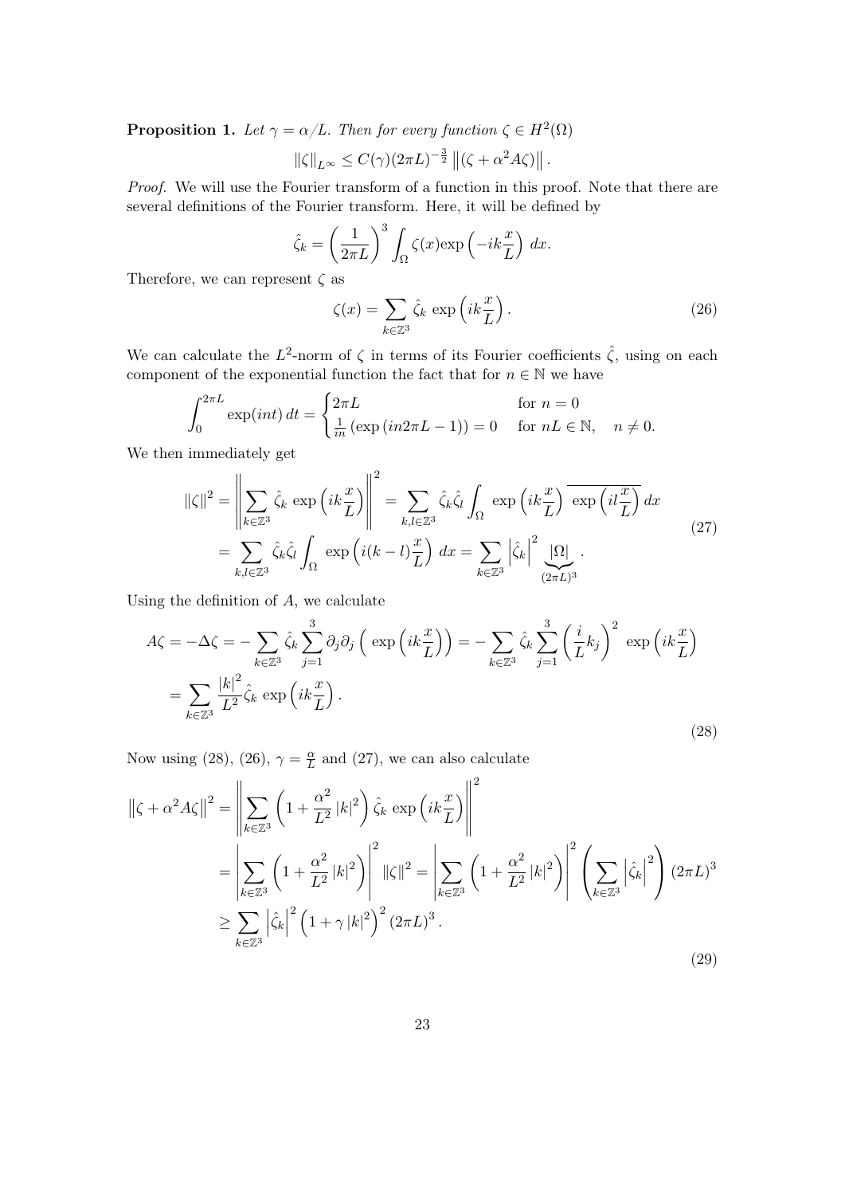**Proposition 1.** *Let $\gamma = \alpha/L$. Then for every function $\zeta \in H^2(\Omega)$*

$$\|\zeta\|_{L^\infty} \leq C(\gamma)(2\pi L)^{-\frac{3}{2}} \left\|(\zeta + \alpha^2 A\zeta)\right\|.$$

*Proof.* We will use the Fourier transform of a function in this proof. Note that there are several definitions of the Fourier transform. Here, it will be defined by

$$\hat{\zeta}_k = \left(\frac{1}{2\pi L}\right)^3 \int_\Omega \zeta(x) \exp\left(-ik\frac{x}{L}\right)\, dx.$$

Therefore, we can represent $\zeta$ as

$$\zeta(x) = \sum_{k\in\mathbb{Z}^3} \hat{\zeta}_k \, \exp\left(ik\frac{x}{L}\right). \tag{26}$$

We can calculate the $L^2$-norm of $\zeta$ in terms of its Fourier coefficients $\hat{\zeta}$, using on each component of the exponential function the fact that for $n \in \mathbb{N}$ we have

$$\int_0^{2\pi L} \exp(int)\, dt = \begin{cases} 2\pi L & \text{for } n = 0 \\ \frac{1}{in}\left(\exp\left(in2\pi L - 1\right)\right) = 0 & \text{for } nL \in \mathbb{N}, \quad n \neq 0. \end{cases}$$

We then immediately get

$$\begin{aligned} \|\zeta\|^2 &= \left\|\sum_{k\in\mathbb{Z}^3} \hat{\zeta}_k \, \exp\left(ik\frac{x}{L}\right)\right\|^2 = \sum_{k,l\in\mathbb{Z}^3} \hat{\zeta}_k \hat{\zeta}_l \int_\Omega \, \exp\left(ik\frac{x}{L}\right) \overline{\exp\left(il\frac{x}{L}\right)}\, dx \\ &= \sum_{k,l\in\mathbb{Z}^3} \hat{\zeta}_k \hat{\zeta}_l \int_\Omega \, \exp\left(i(k-l)\frac{x}{L}\right)\, dx = \sum_{k\in\mathbb{Z}^3} \left|\hat{\zeta}_k\right|^2 \underbrace{|\Omega|}_{(2\pi L)^3}. \end{aligned} \tag{27}$$

Using the definition of $A$, we calculate

$$\begin{aligned} A\zeta &= -\Delta\zeta = -\sum_{k\in\mathbb{Z}^3} \hat{\zeta}_k \sum_{j=1}^3 \partial_j\partial_j \Big( \, \exp\left(ik\frac{x}{L}\right)\Big) = -\sum_{k\in\mathbb{Z}^3} \hat{\zeta}_k \sum_{j=1}^3 \left(\frac{i}{L}k_j\right)^2 \, \exp\left(ik\frac{x}{L}\right) \\ &= \sum_{k\in\mathbb{Z}^3} \frac{|k|^2}{L^2} \hat{\zeta}_k \, \exp\left(ik\frac{x}{L}\right). \end{aligned} \tag{28}$$

Now using (28), (26), $\gamma = \frac{\alpha}{L}$ and (27), we can also calculate

$$\begin{aligned} \left\|\zeta + \alpha^2 A\zeta\right\|^2 &= \left\|\sum_{k\in\mathbb{Z}^3} \left(1 + \frac{\alpha^2}{L^2}|k|^2\right) \hat{\zeta}_k \, \exp\left(ik\frac{x}{L}\right)\right\|^2 \\ &= \left|\sum_{k\in\mathbb{Z}^3} \left(1 + \frac{\alpha^2}{L^2}|k|^2\right)\right|^2 \|\zeta\|^2 = \left|\sum_{k\in\mathbb{Z}^3} \left(1 + \frac{\alpha^2}{L^2}|k|^2\right)\right|^2 \left(\sum_{k\in\mathbb{Z}^3} \left|\hat{\zeta}_k\right|^2\right) (2\pi L)^3 \\ &\geq \sum_{k\in\mathbb{Z}^3} \left|\hat{\zeta}_k\right|^2 \left(1 + \gamma\,|k|^2\right)^2 (2\pi L)^3. \end{aligned} \tag{29}$$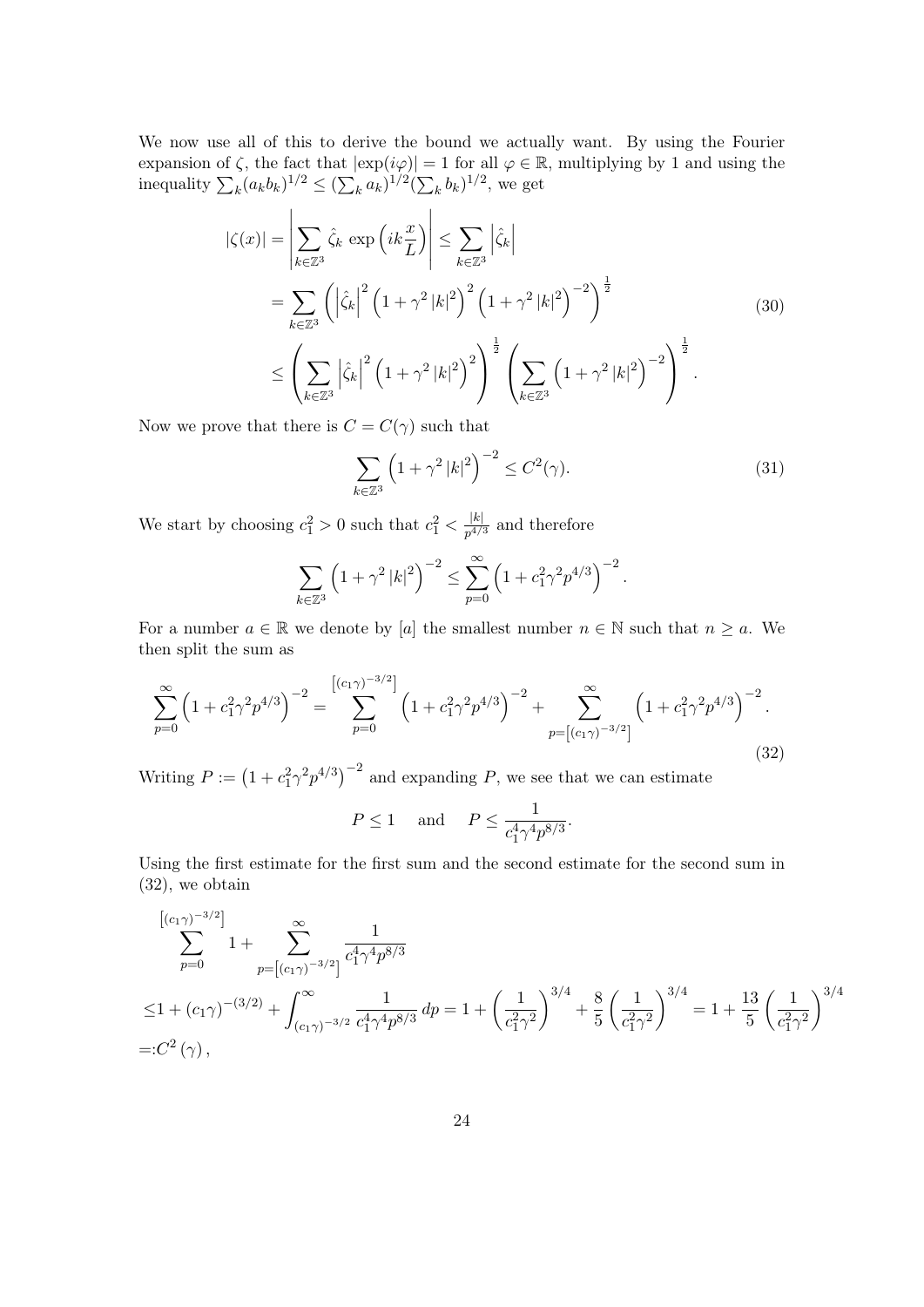We now use all of this to derive the bound we actually want. By using the Fourier expansion of $\zeta$, the fact that $|\exp(i\varphi)| = 1$ for all $\varphi \in \mathbb{R}$, multiplying by 1 and using the inequality $\sum_k (a_k b_k)^{1/2} \leq (\sum_k a_k)^{1/2} (\sum_k b_k)^{1/2}$, we get

$$
\begin{aligned}
|\zeta(x)| &= \left| \sum_{k \in \mathbb{Z}^3} \hat{\zeta}_k \exp\left(ik\frac{x}{L}\right) \right| \leq \sum_{k \in \mathbb{Z}^3} \left|\hat{\zeta}_k\right| \\
&= \sum_{k \in \mathbb{Z}^3} \left( \left|\hat{\zeta}_k\right|^2 \left(1 + \gamma^2 |k|^2\right)^2 \left(1 + \gamma^2 |k|^2\right)^{-2} \right)^{\frac{1}{2}} \\
&\leq \left( \sum_{k \in \mathbb{Z}^3} \left|\hat{\zeta}_k\right|^2 \left(1 + \gamma^2 |k|^2\right)^2 \right)^{\frac{1}{2}} \left( \sum_{k \in \mathbb{Z}^3} \left(1 + \gamma^2 |k|^2\right)^{-2} \right)^{\frac{1}{2}}.
\end{aligned} \tag{30}
$$

Now we prove that there is $C = C(\gamma)$ such that

$$
\sum_{k \in \mathbb{Z}^3} \left(1 + \gamma^2 |k|^2\right)^{-2} \leq C^2(\gamma). \tag{31}
$$

We start by choosing $c_1^2 > 0$ such that $c_1^2 < \frac{|k|}{p^{4/3}}$ and therefore

$$
\sum_{k \in \mathbb{Z}^3} \left(1 + \gamma^2 |k|^2\right)^{-2} \leq \sum_{p=0}^{\infty} \left(1 + c_1^2 \gamma^2 p^{4/3}\right)^{-2}.
$$

For a number $a \in \mathbb{R}$ we denote by $[a]$ the smallest number $n \in \mathbb{N}$ such that $n \geq a$. We then split the sum as

$$
\sum_{p=0}^{\infty} \left(1 + c_1^2 \gamma^2 p^{4/3}\right)^{-2} = \sum_{p=0}^{\left[(c_1\gamma)^{-3/2}\right]} \left(1 + c_1^2 \gamma^2 p^{4/3}\right)^{-2} + \sum_{p=\left[(c_1\gamma)^{-3/2}\right]}^{\infty} \left(1 + c_1^2 \gamma^2 p^{4/3}\right)^{-2}. \tag{32}
$$

Writing $P := \left(1 + c_1^2 \gamma^2 p^{4/3}\right)^{-2}$ and expanding $P$, we see that we can estimate

$$
P \leq 1 \quad \text{and} \quad P \leq \frac{1}{c_1^4 \gamma^4 p^{8/3}}.
$$

Using the first estimate for the first sum and the second estimate for the second sum in (32), we obtain

$$
\begin{aligned}
&\sum_{p=0}^{\left[(c_1\gamma)^{-3/2}\right]} 1 + \sum_{p=\left[(c_1\gamma)^{-3/2}\right]}^{\infty} \frac{1}{c_1^4 \gamma^4 p^{8/3}} \\
\leq & 1 + (c_1\gamma)^{-(3/2)} + \int_{(c_1\gamma)^{-3/2}}^{\infty} \frac{1}{c_1^4 \gamma^4 p^{8/3}} \, dp = 1 + \left(\frac{1}{c_1^2 \gamma^2}\right)^{3/4} + \frac{8}{5} \left(\frac{1}{c_1^2 \gamma^2}\right)^{3/4} = 1 + \frac{13}{5} \left(\frac{1}{c_1^2 \gamma^2}\right)^{3/4} \\
=: & C^2(\gamma),
\end{aligned}
$$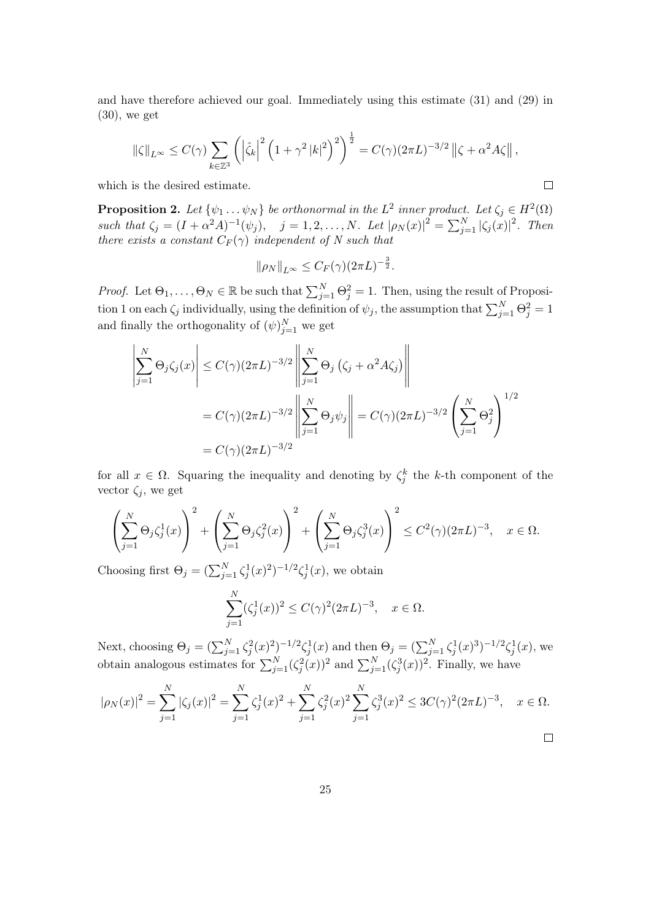and have therefore achieved our goal. Immediately using this estimate (31) and (29) in (30), we get

$$\|\zeta\|_{L^\infty} \le C(\gamma) \sum_{k\in\mathbb{Z}^3} \left( \left|\hat{\zeta}_k\right|^2 \left(1+\gamma^2 |k|^2\right)^2 \right)^{\frac{1}{2}} = C(\gamma)(2\pi L)^{-3/2} \left\|\zeta + \alpha^2 A\zeta\right\|,$$

which is the desired estimate. $\square$

**Proposition 2.** *Let $\{\psi_1 \ldots \psi_N\}$ be orthonormal in the $L^2$ inner product. Let $\zeta_j \in H^2(\Omega)$ such that $\zeta_j = (I+\alpha^2 A)^{-1}(\psi_j), \quad j = 1, 2, \ldots, N$. Let $|\rho_N(x)|^2 = \sum_{j=1}^N |\zeta_j(x)|^2$. Then there exists a constant $C_F(\gamma)$ independent of $N$ such that*

$$\|\rho_N\|_{L^\infty} \le C_F(\gamma)(2\pi L)^{-\frac{3}{2}}.$$

*Proof.* Let $\Theta_1, \ldots, \Theta_N \in \mathbb{R}$ be such that $\sum_{j=1}^N \Theta_j^2 = 1$. Then, using the result of Proposition 1 on each $\zeta_j$ individually, using the definition of $\psi_j$, the assumption that $\sum_{j=1}^N \Theta_j^2 = 1$ and finally the orthogonality of $(\psi)_{j=1}^N$ we get

$$\begin{aligned}
\left|\sum_{j=1}^N \Theta_j \zeta_j(x)\right| &\le C(\gamma)(2\pi L)^{-3/2} \left\|\sum_{j=1}^N \Theta_j \left(\zeta_j + \alpha^2 A\zeta_j\right)\right\| \\
&= C(\gamma)(2\pi L)^{-3/2} \left\|\sum_{j=1}^N \Theta_j \psi_j\right\| = C(\gamma)(2\pi L)^{-3/2} \left(\sum_{j=1}^N \Theta_j^2\right)^{1/2} \\
&= C(\gamma)(2\pi L)^{-3/2}
\end{aligned}$$

for all $x \in \Omega$. Squaring the inequality and denoting by $\zeta_j^k$ the $k$-th component of the vector $\zeta_j$, we get

$$\left(\sum_{j=1}^N \Theta_j \zeta_j^1(x)\right)^2 + \left(\sum_{j=1}^N \Theta_j \zeta_j^2(x)\right)^2 + \left(\sum_{j=1}^N \Theta_j \zeta_j^3(x)\right)^2 \le C^2(\gamma)(2\pi L)^{-3}, \quad x \in \Omega.$$

Choosing first $\Theta_j = (\sum_{j=1}^N \zeta_j^1(x)^2)^{-1/2} \zeta_j^1(x)$, we obtain

$$\sum_{j=1}^N (\zeta_j^1(x))^2 \le C(\gamma)^2 (2\pi L)^{-3}, \quad x \in \Omega.$$

Next, choosing $\Theta_j = (\sum_{j=1}^N \zeta_j^2(x)^2)^{-1/2} \zeta_j^1(x)$ and then $\Theta_j = (\sum_{j=1}^N \zeta_j^1(x)^3)^{-1/2} \zeta_j^1(x)$, we obtain analogous estimates for $\sum_{j=1}^N (\zeta_j^2(x))^2$ and $\sum_{j=1}^N (\zeta_j^3(x))^2$. Finally, we have

$$|\rho_N(x)|^2 = \sum_{j=1}^N |\zeta_j(x)|^2 = \sum_{j=1}^N \zeta_j^1(x)^2 + \sum_{j=1}^N \zeta_j^2(x)^2 \sum_{j=1}^N \zeta_j^3(x)^2 \le 3C(\gamma)^2 (2\pi L)^{-3}, \quad x \in \Omega.$$

$\square$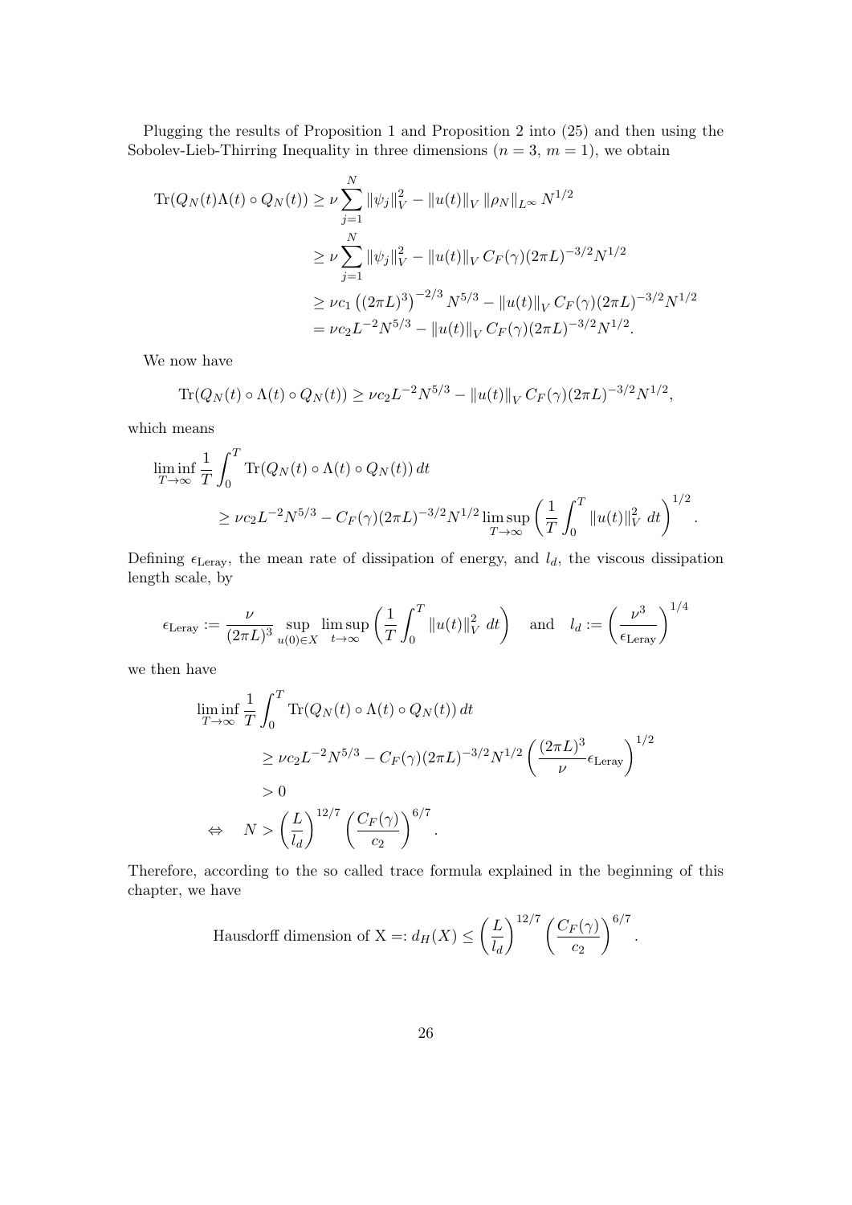Plugging the results of Proposition 1 and Proposition 2 into (25) and then using the Sobolev-Lieb-Thirring Inequality in three dimensions ($n = 3$, $m = 1$), we obtain

$$
\begin{aligned}
\operatorname{Tr}(Q_N(t)\Lambda(t) \circ Q_N(t)) &\geq \nu \sum_{j=1}^{N} \|\psi_j\|_V^2 - \|u(t)\|_V \|\rho_N\|_{L^\infty} N^{1/2} \\
&\geq \nu \sum_{j=1}^{N} \|\psi_j\|_V^2 - \|u(t)\|_V C_F(\gamma)(2\pi L)^{-3/2} N^{1/2} \\
&\geq \nu c_1 \left((2\pi L)^3\right)^{-2/3} N^{5/3} - \|u(t)\|_V C_F(\gamma)(2\pi L)^{-3/2} N^{1/2} \\
&= \nu c_2 L^{-2} N^{5/3} - \|u(t)\|_V C_F(\gamma)(2\pi L)^{-3/2} N^{1/2}.
\end{aligned}
$$

We now have

$$
\operatorname{Tr}(Q_N(t) \circ \Lambda(t) \circ Q_N(t)) \geq \nu c_2 L^{-2} N^{5/3} - \|u(t)\|_V C_F(\gamma)(2\pi L)^{-3/2} N^{1/2},
$$

which means

$$
\begin{aligned}
&\liminf_{T\to\infty} \frac{1}{T} \int_0^T \operatorname{Tr}(Q_N(t) \circ \Lambda(t) \circ Q_N(t))\, dt \\
&\qquad \geq \nu c_2 L^{-2} N^{5/3} - C_F(\gamma)(2\pi L)^{-3/2} N^{1/2} \limsup_{T\to\infty} \left( \frac{1}{T} \int_0^T \|u(t)\|_V^2 \, dt \right)^{1/2}.
\end{aligned}
$$

Defining $\epsilon_{\text{Leray}}$, the mean rate of dissipation of energy, and $l_d$, the viscous dissipation length scale, by

$$
\epsilon_{\text{Leray}} := \frac{\nu}{(2\pi L)^3} \sup_{u(0)\in X} \limsup_{t\to\infty} \left( \frac{1}{T} \int_0^T \|u(t)\|_V^2 \, dt \right) \quad \text{and} \quad l_d := \left( \frac{\nu^3}{\epsilon_{\text{Leray}}} \right)^{1/4}
$$

we then have

$$
\begin{aligned}
&\liminf_{T\to\infty} \frac{1}{T} \int_0^T \operatorname{Tr}(Q_N(t) \circ \Lambda(t) \circ Q_N(t))\, dt \\
&\qquad \geq \nu c_2 L^{-2} N^{5/3} - C_F(\gamma)(2\pi L)^{-3/2} N^{1/2} \left( \frac{(2\pi L)^3}{\nu} \epsilon_{\text{Leray}} \right)^{1/2} \\
&\qquad > 0 \\
&\Leftrightarrow \quad N > \left( \frac{L}{l_d} \right)^{12/7} \left( \frac{C_F(\gamma)}{c_2} \right)^{6/7}.
\end{aligned}
$$

Therefore, according to the so called trace formula explained in the beginning of this chapter, we have

$$
\text{Hausdorff dimension of X} =: d_H(X) \leq \left( \frac{L}{l_d} \right)^{12/7} \left( \frac{C_F(\gamma)}{c_2} \right)^{6/7}.
$$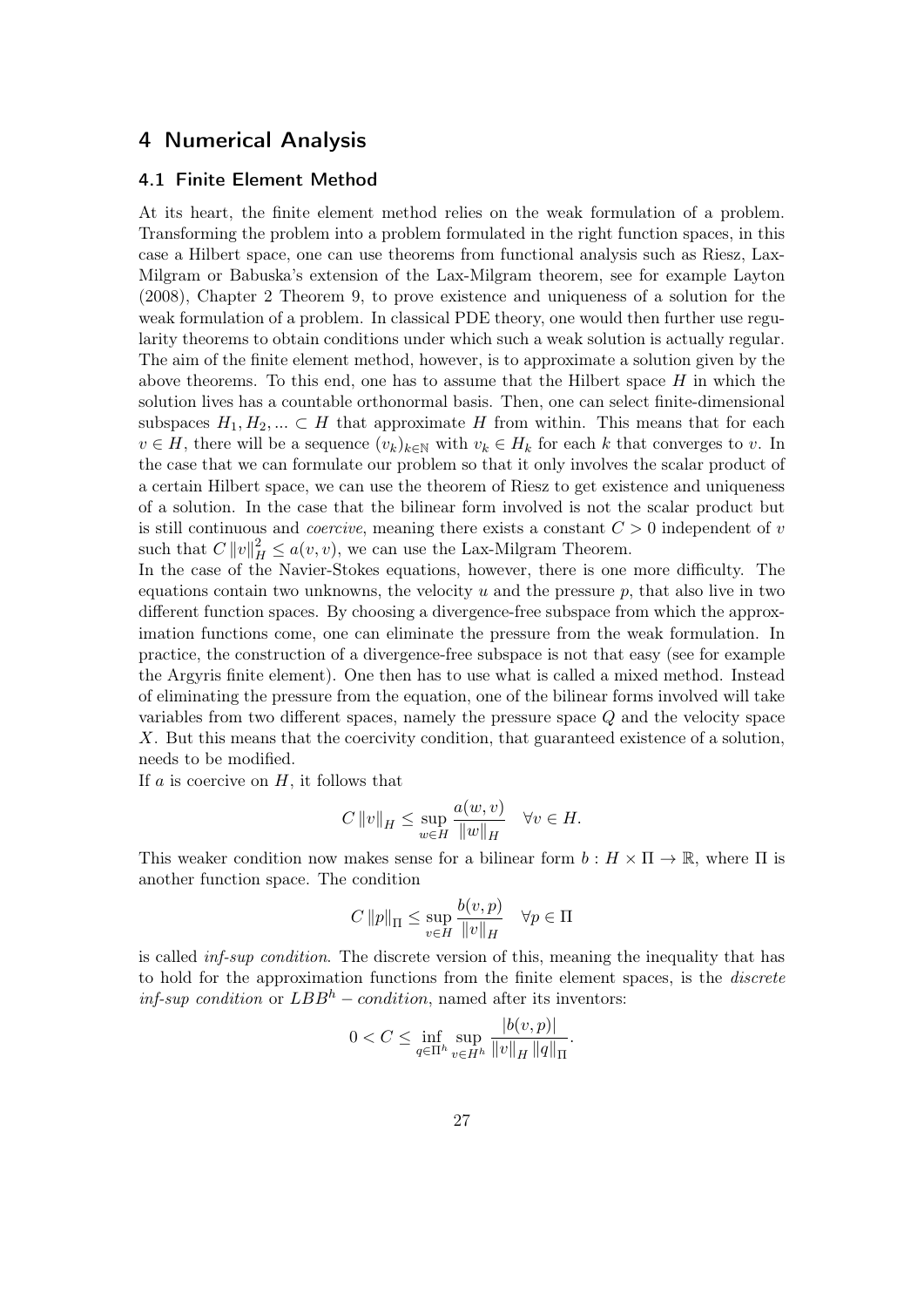# 4 Numerical Analysis

## 4.1 Finite Element Method

At its heart, the finite element method relies on the weak formulation of a problem. Transforming the problem into a problem formulated in the right function spaces, in this case a Hilbert space, one can use theorems from functional analysis such as Riesz, Lax-Milgram or Babuska's extension of the Lax-Milgram theorem, see for example Layton (2008), Chapter 2 Theorem 9, to prove existence and uniqueness of a solution for the weak formulation of a problem. In classical PDE theory, one would then further use regularity theorems to obtain conditions under which such a weak solution is actually regular. The aim of the finite element method, however, is to approximate a solution given by the above theorems. To this end, one has to assume that the Hilbert space $H$ in which the solution lives has a countable orthonormal basis. Then, one can select finite-dimensional subspaces $H_1, H_2, ... \subset H$ that approximate $H$ from within. This means that for each $v \in H$, there will be a sequence $(v_k)_{k\in\mathbb{N}}$ with $v_k \in H_k$ for each $k$ that converges to $v$. In the case that we can formulate our problem so that it only involves the scalar product of a certain Hilbert space, we can use the theorem of Riesz to get existence and uniqueness of a solution. In the case that the bilinear form involved is not the scalar product but is still continuous and *coercive*, meaning there exists a constant $C > 0$ independent of $v$ such that $C \|v\|_H^2 \leq a(v, v)$, we can use the Lax-Milgram Theorem.

In the case of the Navier-Stokes equations, however, there is one more difficulty. The equations contain two unknowns, the velocity $u$ and the pressure $p$, that also live in two different function spaces. By choosing a divergence-free subspace from which the approximation functions come, one can eliminate the pressure from the weak formulation. In practice, the construction of a divergence-free subspace is not that easy (see for example the Argyris finite element). One then has to use what is called a mixed method. Instead of eliminating the pressure from the equation, one of the bilinear forms involved will take variables from two different spaces, namely the pressure space $Q$ and the velocity space $X$. But this means that the coercivity condition, that guaranteed existence of a solution, needs to be modified.

If $a$ is coercive on $H$, it follows that

$$C \|v\|_H \leq \sup_{w\in H} \frac{a(w, v)}{\|w\|_H} \quad \forall v \in H.$$

This weaker condition now makes sense for a bilinear form $b : H \times \Pi \to \mathbb{R}$, where $\Pi$ is another function space. The condition

$$C \|p\|_\Pi \leq \sup_{v\in H} \frac{b(v, p)}{\|v\|_H} \quad \forall p \in \Pi$$

is called *inf-sup condition*. The discrete version of this, meaning the inequality that has to hold for the approximation functions from the finite element spaces, is the *discrete inf-sup condition* or $LBB^h - condition$, named after its inventors:

$$0 < C \leq \inf_{q\in\Pi^h} \sup_{v\in H^h} \frac{|b(v, p)|}{\|v\|_H \|q\|_\Pi}.$$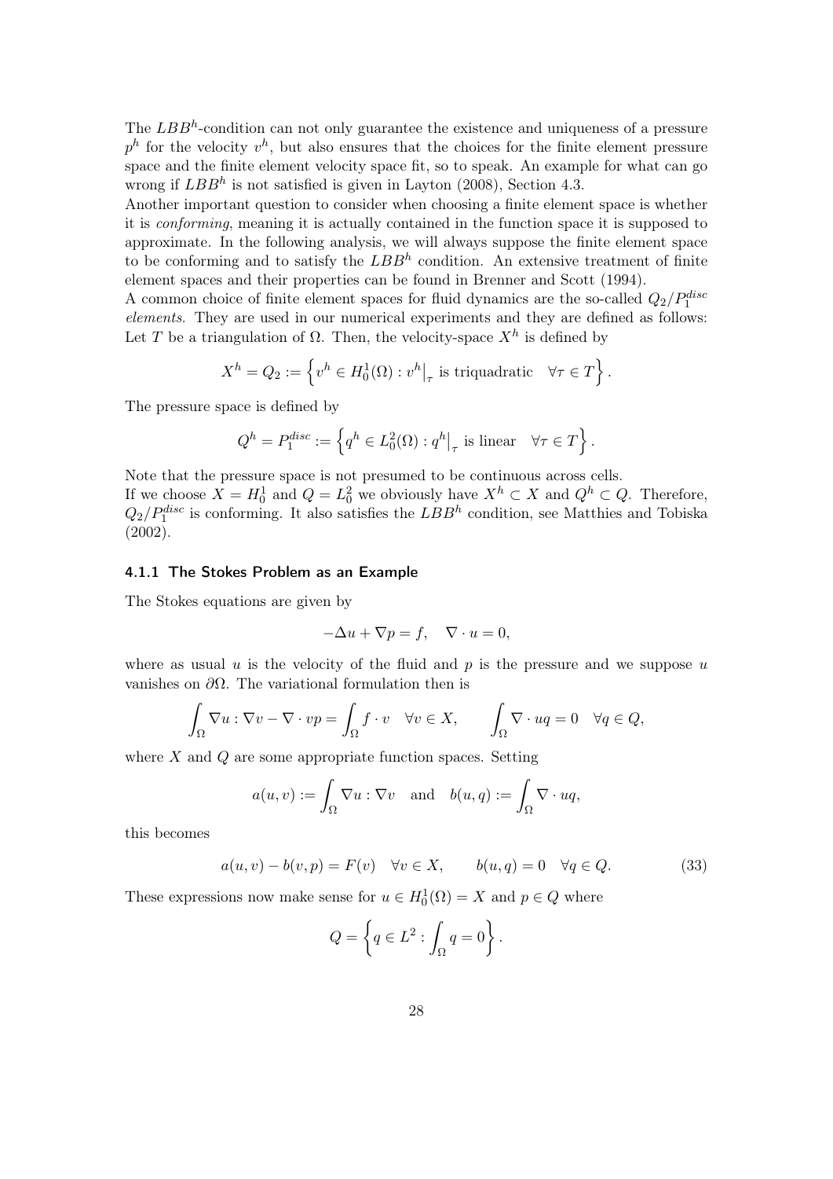The $LBB^h$-condition can not only guarantee the existence and uniqueness of a pressure $p^h$ for the velocity $v^h$, but also ensures that the choices for the finite element pressure space and the finite element velocity space fit, so to speak. An example for what can go wrong if $LBB^h$ is not satisfied is given in Layton (2008), Section 4.3.

Another important question to consider when choosing a finite element space is whether it is *conforming*, meaning it is actually contained in the function space it is supposed to approximate. In the following analysis, we will always suppose the finite element space to be conforming and to satisfy the $LBB^h$ condition. An extensive treatment of finite element spaces and their properties can be found in Brenner and Scott (1994).

A common choice of finite element spaces for fluid dynamics are the so-called $Q_2/P_1^{disc}$ *elements*. They are used in our numerical experiments and they are defined as follows: Let $T$ be a triangulation of $\Omega$. Then, the velocity-space $X^h$ is defined by

$$X^h = Q_2 := \left\{ v^h \in H_0^1(\Omega) : v^h\big|_\tau \text{ is triquadratic} \quad \forall \tau \in T \right\}.$$

The pressure space is defined by

$$Q^h = P_1^{disc} := \left\{ q^h \in L_0^2(\Omega) : q^h\big|_\tau \text{ is linear} \quad \forall \tau \in T \right\}.$$

Note that the pressure space is not presumed to be continuous across cells.

If we choose $X = H_0^1$ and $Q = L_0^2$ we obviously have $X^h \subset X$ and $Q^h \subset Q$. Therefore, $Q_2/P_1^{disc}$ is conforming. It also satisfies the $LBB^h$ condition, see Matthies and Tobiska (2002).

#### 4.1.1 The Stokes Problem as an Example

The Stokes equations are given by

$$-\Delta u + \nabla p = f, \quad \nabla \cdot u = 0,$$

where as usual $u$ is the velocity of the fluid and $p$ is the pressure and we suppose $u$ vanishes on $\partial\Omega$. The variational formulation then is

$$\int_\Omega \nabla u : \nabla v - \nabla \cdot vp = \int_\Omega f \cdot v \quad \forall v \in X, \qquad \int_\Omega \nabla \cdot uq = 0 \quad \forall q \in Q,$$

where $X$ and $Q$ are some appropriate function spaces. Setting

$$a(u, v) := \int_\Omega \nabla u : \nabla v \quad \text{and} \quad b(u, q) := \int_\Omega \nabla \cdot uq,$$

this becomes

$$a(u, v) - b(v, p) = F(v) \quad \forall v \in X, \qquad b(u, q) = 0 \quad \forall q \in Q. \tag{33}$$

These expressions now make sense for $u \in H_0^1(\Omega) = X$ and $p \in Q$ where

$$Q = \left\{ q \in L^2 : \int_\Omega q = 0 \right\}.$$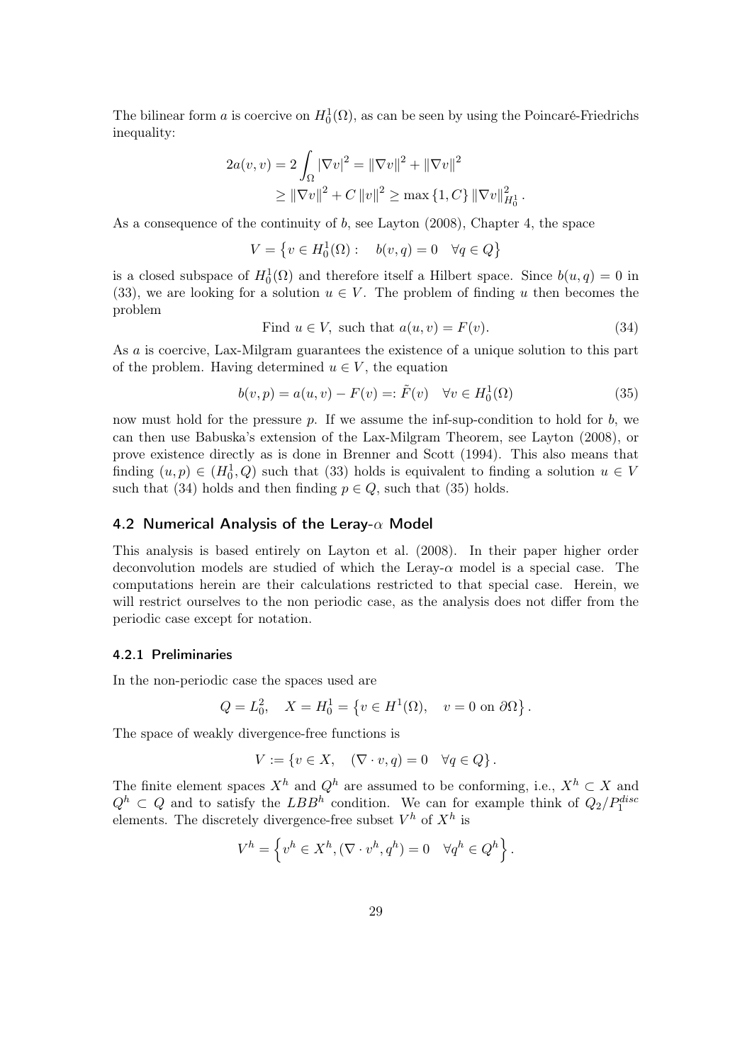The bilinear form $a$ is coercive on $H_0^1(\Omega)$, as can be seen by using the Poincaré-Friedrichs inequality:

$$2a(v,v) = 2\int_\Omega |\nabla v|^2 = \|\nabla v\|^2 + \|\nabla v\|^2$$
$$\geq \|\nabla v\|^2 + C\|v\|^2 \geq \max\{1, C\} \|\nabla v\|_{H_0^1}^2 .$$

As a consequence of the continuity of $b$, see Layton (2008), Chapter 4, the space

$$V = \left\{ v \in H_0^1(\Omega) : \quad b(v,q) = 0 \quad \forall q \in Q \right\}$$

is a closed subspace of $H_0^1(\Omega)$ and therefore itself a Hilbert space. Since $b(u,q) = 0$ in (33), we are looking for a solution $u \in V$. The problem of finding $u$ then becomes the problem

$$\text{Find } u \in V, \text{ such that } a(u,v) = F(v). \tag{34}$$

As $a$ is coercive, Lax-Milgram guarantees the existence of a unique solution to this part of the problem. Having determined $u \in V$, the equation

$$b(v,p) = a(u,v) - F(v) =: \tilde{F}(v) \quad \forall v \in H_0^1(\Omega) \tag{35}$$

now must hold for the pressure $p$. If we assume the inf-sup-condition to hold for $b$, we can then use Babuska's extension of the Lax-Milgram Theorem, see Layton (2008), or prove existence directly as is done in Brenner and Scott (1994). This also means that finding $(u,p) \in (H_0^1, Q)$ such that (33) holds is equivalent to finding a solution $u \in V$ such that (34) holds and then finding $p \in Q$, such that (35) holds.

## 4.2 Numerical Analysis of the Leray-$\alpha$ Model

This analysis is based entirely on Layton et al. (2008). In their paper higher order deconvolution models are studied of which the Leray-$\alpha$ model is a special case. The computations herein are their calculations restricted to that special case. Herein, we will restrict ourselves to the non periodic case, as the analysis does not differ from the periodic case except for notation.

### 4.2.1 Preliminaries

In the non-periodic case the spaces used are

$$Q = L_0^2, \quad X = H_0^1 = \left\{ v \in H^1(\Omega), \quad v = 0 \text{ on } \partial\Omega \right\}.$$

The space of weakly divergence-free functions is

$$V := \{ v \in X, \quad (\nabla \cdot v, q) = 0 \quad \forall q \in Q \}.$$

The finite element spaces $X^h$ and $Q^h$ are assumed to be conforming, i.e., $X^h \subset X$ and $Q^h \subset Q$ and to satisfy the $LBB^h$ condition. We can for example think of $Q_2/P_1^{disc}$ elements. The discretely divergence-free subset $V^h$ of $X^h$ is

$$V^h = \left\{ v^h \in X^h, (\nabla \cdot v^h, q^h) = 0 \quad \forall q^h \in Q^h \right\}.$$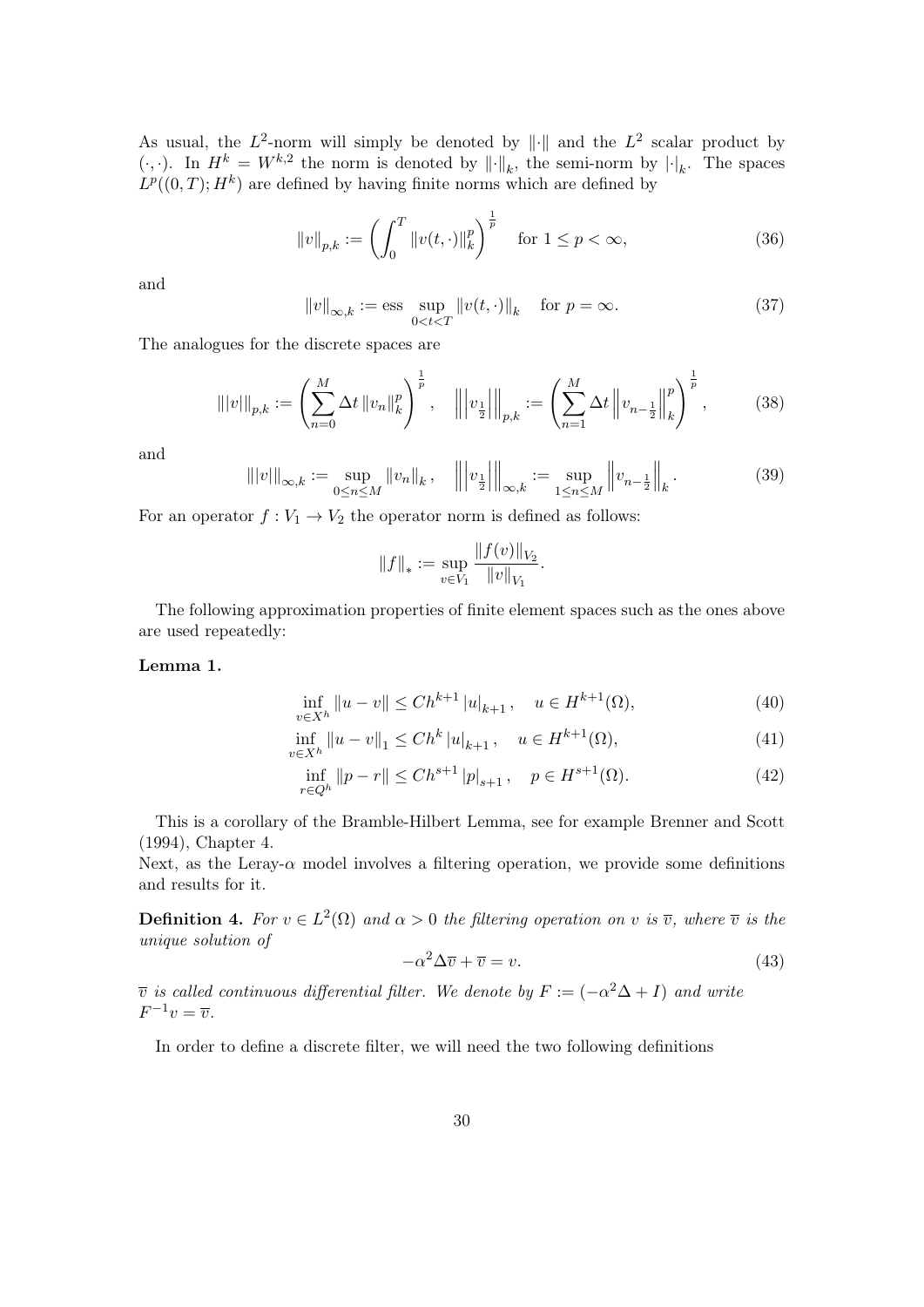As usual, the $L^2$-norm will simply be denoted by $\|\cdot\|$ and the $L^2$ scalar product by $(\cdot,\cdot)$. In $H^k = W^{k,2}$ the norm is denoted by $\|\cdot\|_k$, the semi-norm by $|\cdot|_k$. The spaces $L^p((0,T);H^k)$ are defined by having finite norms which are defined by

$$\|v\|_{p,k} := \left( \int_0^T \|v(t,\cdot)\|_k^p \right)^{\frac{1}{p}} \quad \text{for } 1 \le p < \infty, \tag{36}$$

and

$$\|v\|_{\infty,k} := \text{ess} \sup_{0<t<T} \|v(t,\cdot)\|_k \quad \text{for } p = \infty. \tag{37}$$

The analogues for the discrete spaces are

$$|||v|||_{p,k} := \left( \sum_{n=0}^{M} \Delta t \, \|v_n\|_k^p \right)^{\frac{1}{p}}, \quad \left|\left|\left| v_{\frac{1}{2}} \right|\right|\right|_{p,k} := \left( \sum_{n=1}^{M} \Delta t \left\| v_{n-\frac{1}{2}} \right\|_k^p \right)^{\frac{1}{p}}, \tag{38}$$

and

$$|||v|||_{\infty,k} := \sup_{0 \le n \le M} \|v_n\|_k \,, \quad \left|\left|\left| v_{\frac{1}{2}} \right|\right|\right|_{\infty,k} := \sup_{1 \le n \le M} \left\| v_{n-\frac{1}{2}} \right\|_k . \tag{39}$$

For an operator $f : V_1 \to V_2$ the operator norm is defined as follows:

$$\|f\|_* := \sup_{v \in V_1} \frac{\|f(v)\|_{V_2}}{\|v\|_{V_1}}.$$

The following approximation properties of finite element spaces such as the ones above are used repeatedly:

**Lemma 1.**

$$\inf_{v \in X^h} \|u - v\| \le C h^{k+1} |u|_{k+1}\,, \quad u \in H^{k+1}(\Omega), \tag{40}$$

$$\inf_{v \in X^h} \|u - v\|_1 \le C h^{k} |u|_{k+1}\,, \quad u \in H^{k+1}(\Omega), \tag{41}$$

$$\inf_{r \in Q^h} \|p - r\| \le C h^{s+1} |p|_{s+1}\,, \quad p \in H^{s+1}(\Omega). \tag{42}$$

This is a corollary of the Bramble-Hilbert Lemma, see for example Brenner and Scott (1994), Chapter 4.
Next, as the Leray-$\alpha$ model involves a filtering operation, we provide some definitions and results for it.

**Definition 4.** *For $v \in L^2(\Omega)$ and $\alpha > 0$ the filtering operation on $v$ is $\overline{v}$, where $\overline{v}$ is the unique solution of*

$$-\alpha^2 \Delta \overline{v} + \overline{v} = v. \tag{43}$$

*$\overline{v}$ is called continuous differential filter. We denote by $F := (-\alpha^2 \Delta + I)$ and write $F^{-1} v = \overline{v}$.*

In order to define a discrete filter, we will need the two following definitions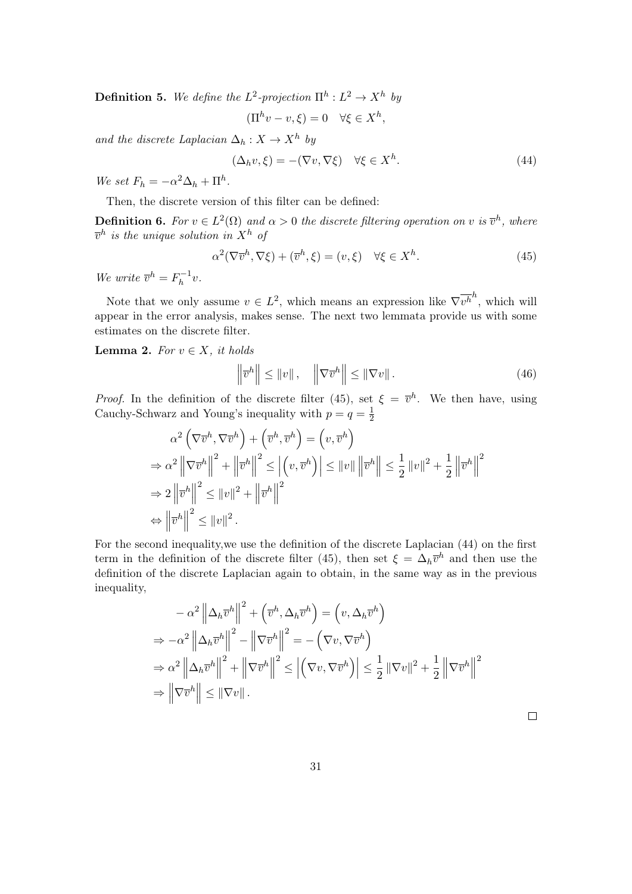**Definition 5.** *We define the $L^2$-projection $\Pi^h : L^2 \to X^h$ by*

$$(\Pi^h v - v, \xi) = 0 \quad \forall \xi \in X^h,$$

*and the discrete Laplacian $\Delta_h : X \to X^h$ by*

$$(\Delta_h v, \xi) = -(\nabla v, \nabla \xi) \quad \forall \xi \in X^h. \tag{44}$$

*We set $F_h = -\alpha^2 \Delta_h + \Pi^h$.*

Then, the discrete version of this filter can be defined:

**Definition 6.** *For $v \in L^2(\Omega)$ and $\alpha > 0$ the discrete filtering operation on $v$ is $\overline{v}^h$, where $\overline{v}^h$ is the unique solution in $X^h$ of*

$$\alpha^2(\nabla \overline{v}^h, \nabla \xi) + (\overline{v}^h, \xi) = (v, \xi) \quad \forall \xi \in X^h. \tag{45}$$

*We write $\overline{v}^h = F_h^{-1} v$.*

Note that we only assume $v \in L^2$, which means an expression like $\nabla \overline{\overline{v}^h}^h$, which will appear in the error analysis, makes sense. The next two lemmata provide us with some estimates on the discrete filter.

**Lemma 2.** *For $v \in X$, it holds*

$$\left\| \overline{v}^h \right\| \leq \|v\|, \quad \left\| \nabla \overline{v}^h \right\| \leq \|\nabla v\|. \tag{46}$$

*Proof.* In the definition of the discrete filter (45), set $\xi = \overline{v}^h$. We then have, using Cauchy-Schwarz and Young's inequality with $p = q = \frac{1}{2}$

$$\begin{aligned}
&\alpha^2 \left( \nabla \overline{v}^h, \nabla \overline{v}^h \right) + \left( \overline{v}^h, \overline{v}^h \right) = \left( v, \overline{v}^h \right) \\
\Rightarrow\ &\alpha^2 \left\| \nabla \overline{v}^h \right\|^2 + \left\| \overline{v}^h \right\|^2 \leq \left| \left( v, \overline{v}^h \right) \right| \leq \|v\| \left\| \overline{v}^h \right\| \leq \frac{1}{2} \|v\|^2 + \frac{1}{2} \left\| \overline{v}^h \right\|^2 \\
\Rightarrow\ &2 \left\| \overline{v}^h \right\|^2 \leq \|v\|^2 + \left\| \overline{v}^h \right\|^2 \\
\Leftrightarrow\ &\left\| \overline{v}^h \right\|^2 \leq \|v\|^2 .
\end{aligned}$$

For the second inequality,we use the definition of the discrete Laplacian (44) on the first term in the definition of the discrete filter (45), then set $\xi = \Delta_h \overline{v}^h$ and then use the definition of the discrete Laplacian again to obtain, in the same way as in the previous inequality,

$$\begin{aligned}
&-\alpha^2 \left\| \Delta_h \overline{v}^h \right\|^2 + \left( \overline{v}^h, \Delta_h \overline{v}^h \right) = \left( v, \Delta_h \overline{v}^h \right) \\
\Rightarrow\ &-\alpha^2 \left\| \Delta_h \overline{v}^h \right\|^2 - \left\| \nabla \overline{v}^h \right\|^2 = -\left( \nabla v, \nabla \overline{v}^h \right) \\
\Rightarrow\ &\alpha^2 \left\| \Delta_h \overline{v}^h \right\|^2 + \left\| \nabla \overline{v}^h \right\|^2 \leq \left| \left( \nabla v, \nabla \overline{v}^h \right) \right| \leq \frac{1}{2} \|\nabla v\|^2 + \frac{1}{2} \left\| \nabla \overline{v}^h \right\|^2 \\
\Rightarrow\ &\left\| \nabla \overline{v}^h \right\| \leq \|\nabla v\| .
\end{aligned}$$

$\square$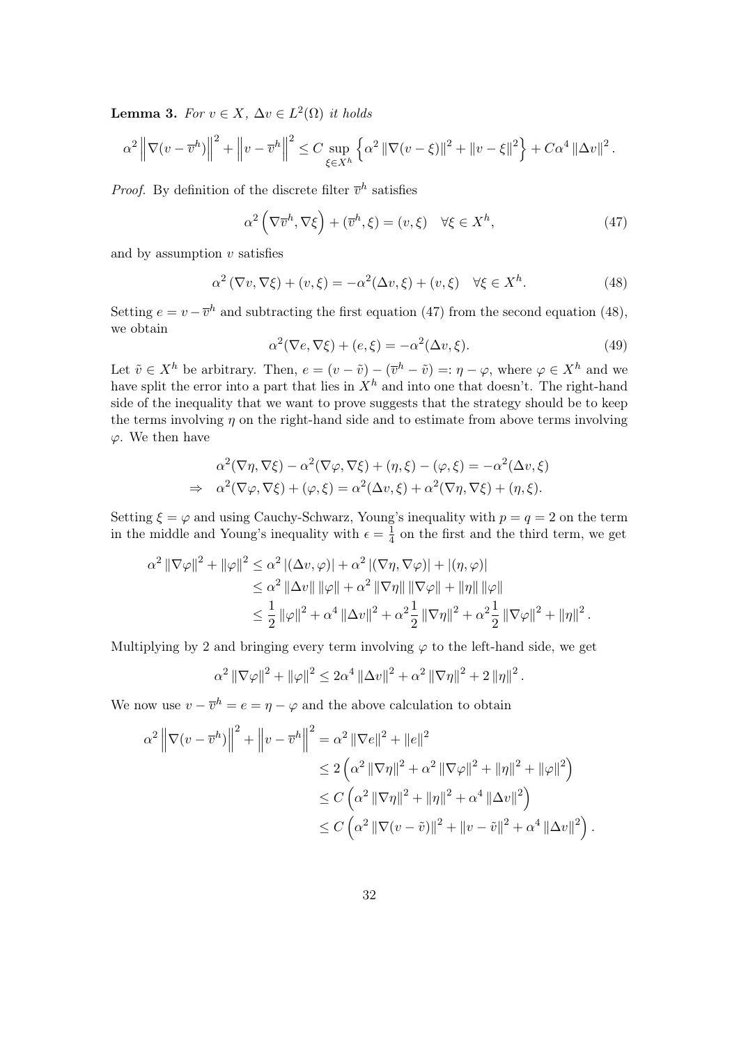**Lemma 3.** *For $v \in X$, $\Delta v \in L^2(\Omega)$ it holds*

$$
\alpha^2 \left\|\nabla(v - \overline{v}^h)\right\|^2 + \left\|v - \overline{v}^h\right\|^2 \leq C \sup_{\xi \in X^h} \left\{\alpha^2 \left\|\nabla(v - \xi)\right\|^2 + \left\|v - \xi\right\|^2\right\} + C\alpha^4 \left\|\Delta v\right\|^2.
$$

*Proof.* By definition of the discrete filter $\overline{v}^h$ satisfies

$$
\alpha^2 \left(\nabla \overline{v}^h, \nabla \xi\right) + (\overline{v}^h, \xi) = (v, \xi) \quad \forall \xi \in X^h, \tag{47}
$$

and by assumption $v$ satisfies

$$
\alpha^2 \left(\nabla v, \nabla \xi\right) + (v, \xi) = -\alpha^2 (\Delta v, \xi) + (v, \xi) \quad \forall \xi \in X^h. \tag{48}
$$

Setting $e = v - \overline{v}^h$ and subtracting the first equation (47) from the second equation (48), we obtain

$$
\alpha^2 (\nabla e, \nabla \xi) + (e, \xi) = -\alpha^2 (\Delta v, \xi). \tag{49}
$$

Let $\tilde{v} \in X^h$ be arbitrary. Then, $e = (v - \tilde{v}) - (\overline{v}^h - \tilde{v}) =: \eta - \varphi$, where $\varphi \in X^h$ and we have split the error into a part that lies in $X^h$ and into one that doesn't. The right-hand side of the inequality that we want to prove suggests that the strategy should be to keep the terms involving $\eta$ on the right-hand side and to estimate from above terms involving $\varphi$. We then have

$$
\begin{aligned}
& \alpha^2 (\nabla \eta, \nabla \xi) - \alpha^2 (\nabla \varphi, \nabla \xi) + (\eta, \xi) - (\varphi, \xi) = -\alpha^2 (\Delta v, \xi) \\
\Rightarrow \quad & \alpha^2 (\nabla \varphi, \nabla \xi) + (\varphi, \xi) = \alpha^2 (\Delta v, \xi) + \alpha^2 (\nabla \eta, \nabla \xi) + (\eta, \xi).
\end{aligned}
$$

Setting $\xi = \varphi$ and using Cauchy-Schwarz, Young's inequality with $p = q = 2$ on the term in the middle and Young's inequality with $\epsilon = \frac{1}{4}$ on the first and the third term, we get

$$
\begin{aligned}
\alpha^2 \left\|\nabla \varphi\right\|^2 + \left\|\varphi\right\|^2 &\leq \alpha^2 \left|(\Delta v, \varphi)\right| + \alpha^2 \left|(\nabla \eta, \nabla \varphi)\right| + \left|(\eta, \varphi)\right| \\
&\leq \alpha^2 \left\|\Delta v\right\| \left\|\varphi\right\| + \alpha^2 \left\|\nabla \eta\right\| \left\|\nabla \varphi\right\| + \left\|\eta\right\| \left\|\varphi\right\| \\
&\leq \frac{1}{2} \left\|\varphi\right\|^2 + \alpha^4 \left\|\Delta v\right\|^2 + \alpha^2 \frac{1}{2} \left\|\nabla \eta\right\|^2 + \alpha^2 \frac{1}{2} \left\|\nabla \varphi\right\|^2 + \left\|\eta\right\|^2.
\end{aligned}
$$

Multiplying by 2 and bringing every term involving $\varphi$ to the left-hand side, we get

$$
\alpha^2 \left\|\nabla \varphi\right\|^2 + \left\|\varphi\right\|^2 \leq 2\alpha^4 \left\|\Delta v\right\|^2 + \alpha^2 \left\|\nabla \eta\right\|^2 + 2 \left\|\eta\right\|^2.
$$

We now use $v - \overline{v}^h = e = \eta - \varphi$ and the above calculation to obtain

$$
\begin{aligned}
\alpha^2 \left\|\nabla(v - \overline{v}^h)\right\|^2 + \left\|v - \overline{v}^h\right\|^2 &= \alpha^2 \left\|\nabla e\right\|^2 + \left\|e\right\|^2 \\
&\leq 2 \left(\alpha^2 \left\|\nabla \eta\right\|^2 + \alpha^2 \left\|\nabla \varphi\right\|^2 + \left\|\eta\right\|^2 + \left\|\varphi\right\|^2\right) \\
&\leq C \left(\alpha^2 \left\|\nabla \eta\right\|^2 + \left\|\eta\right\|^2 + \alpha^4 \left\|\Delta v\right\|^2\right) \\
&\leq C \left(\alpha^2 \left\|\nabla(v - \tilde{v})\right\|^2 + \left\|v - \tilde{v}\right\|^2 + \alpha^4 \left\|\Delta v\right\|^2\right).
\end{aligned}
$$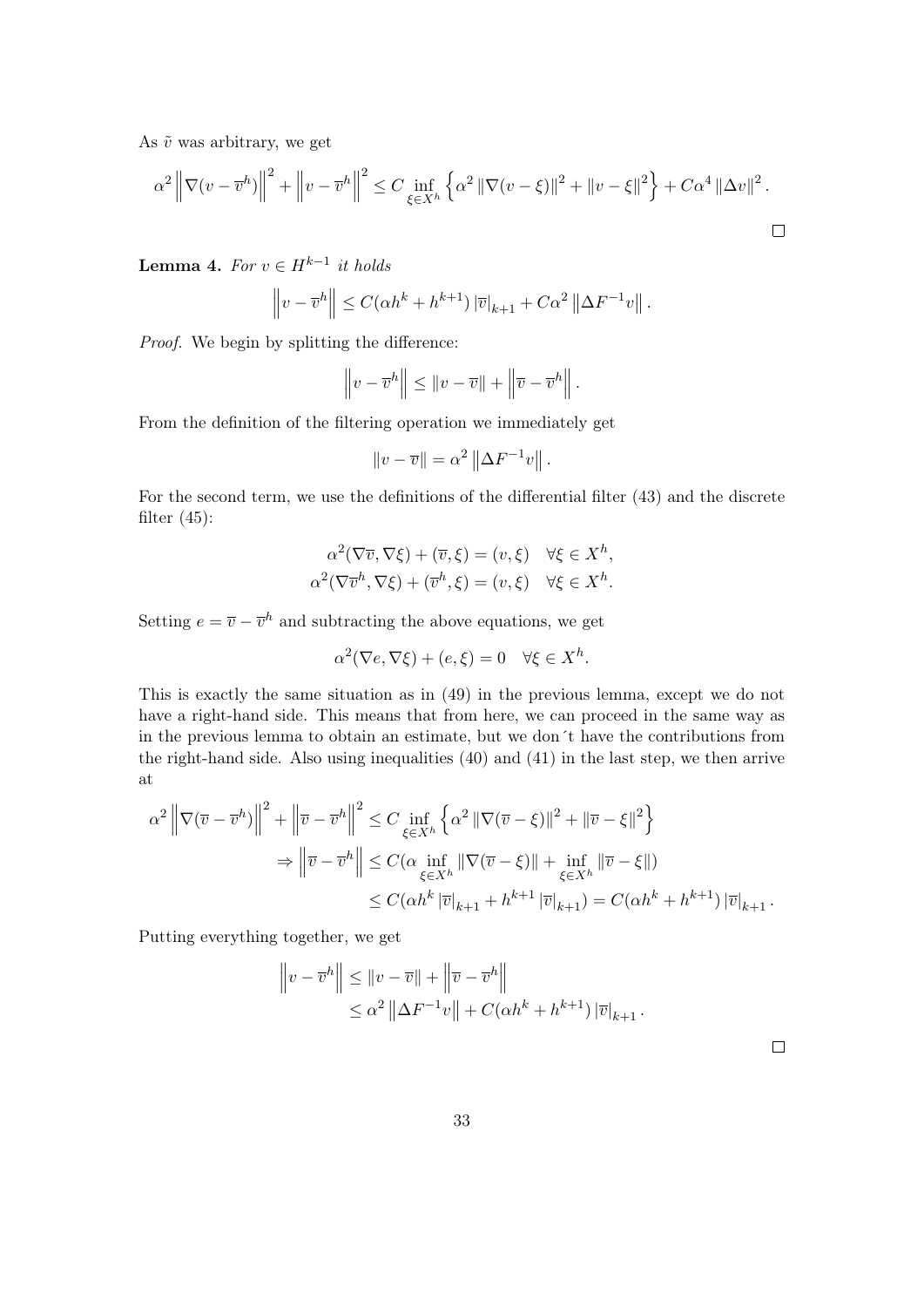As $\tilde{v}$ was arbitrary, we get

$$\alpha^2 \left\| \nabla(v - \overline{v}^h) \right\|^2 + \left\| v - \overline{v}^h \right\|^2 \leq C \inf_{\xi \in X^h} \left\{ \alpha^2 \left\| \nabla(v - \xi) \right\|^2 + \left\| v - \xi \right\|^2 \right\} + C\alpha^4 \left\| \Delta v \right\|^2.$$

□

**Lemma 4.** *For $v \in H^{k-1}$ it holds*

$$\left\| v - \overline{v}^h \right\| \leq C(\alpha h^k + h^{k+1}) \left| \overline{v} \right|_{k+1} + C\alpha^2 \left\| \Delta F^{-1} v \right\|.$$

*Proof.* We begin by splitting the difference:

$$\left\| v - \overline{v}^h \right\| \leq \left\| v - \overline{v} \right\| + \left\| \overline{v} - \overline{v}^h \right\|.$$

From the definition of the filtering operation we immediately get

$$\left\| v - \overline{v} \right\| = \alpha^2 \left\| \Delta F^{-1} v \right\|.$$

For the second term, we use the definitions of the differential filter (43) and the discrete filter (45):

$$\begin{aligned}
\alpha^2(\nabla \overline{v}, \nabla \xi) + (\overline{v}, \xi) &= (v, \xi) \quad \forall \xi \in X^h, \\
\alpha^2(\nabla \overline{v}^h, \nabla \xi) + (\overline{v}^h, \xi) &= (v, \xi) \quad \forall \xi \in X^h.
\end{aligned}$$

Setting $e = \overline{v} - \overline{v}^h$ and subtracting the above equations, we get

$$\alpha^2(\nabla e, \nabla \xi) + (e, \xi) = 0 \quad \forall \xi \in X^h.$$

This is exactly the same situation as in (49) in the previous lemma, except we do not have a right-hand side. This means that from here, we can proceed in the same way as in the previous lemma to obtain an estimate, but we don´t have the contributions from the right-hand side. Also using inequalities (40) and (41) in the last step, we then arrive at

$$\begin{aligned}
\alpha^2 \left\| \nabla(\overline{v} - \overline{v}^h) \right\|^2 + \left\| \overline{v} - \overline{v}^h \right\|^2 &\leq C \inf_{\xi \in X^h} \left\{ \alpha^2 \left\| \nabla(\overline{v} - \xi) \right\|^2 + \left\| \overline{v} - \xi \right\|^2 \right\} \\
\Rightarrow \left\| \overline{v} - \overline{v}^h \right\| &\leq C(\alpha \inf_{\xi \in X^h} \left\| \nabla(\overline{v} - \xi) \right\| + \inf_{\xi \in X^h} \left\| \overline{v} - \xi \right\|) \\
&\leq C(\alpha h^k \left| \overline{v} \right|_{k+1} + h^{k+1} \left| \overline{v} \right|_{k+1}) = C(\alpha h^k + h^{k+1}) \left| \overline{v} \right|_{k+1}.
\end{aligned}$$

Putting everything together, we get

$$\begin{aligned}
\left\| v - \overline{v}^h \right\| &\leq \left\| v - \overline{v} \right\| + \left\| \overline{v} - \overline{v}^h \right\| \\
&\leq \alpha^2 \left\| \Delta F^{-1} v \right\| + C(\alpha h^k + h^{k+1}) \left| \overline{v} \right|_{k+1}.
\end{aligned}$$

□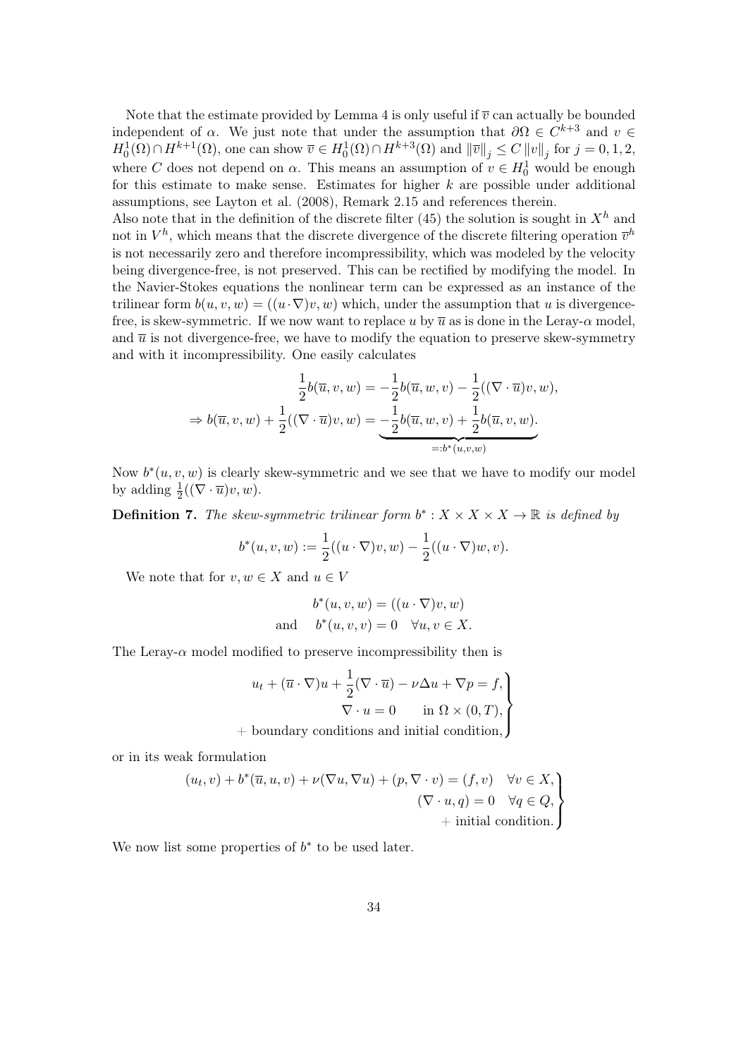Note that the estimate provided by Lemma 4 is only useful if $\overline{v}$ can actually be bounded independent of $\alpha$. We just note that under the assumption that $\partial\Omega \in C^{k+3}$ and $v \in H_0^1(\Omega) \cap H^{k+1}(\Omega)$, one can show $\overline{v} \in H_0^1(\Omega) \cap H^{k+3}(\Omega)$ and $\|\overline{v}\|_j \leq C \|v\|_j$ for $j = 0, 1, 2$, where $C$ does not depend on $\alpha$. This means an assumption of $v \in H_0^1$ would be enough for this estimate to make sense. Estimates for higher $k$ are possible under additional assumptions, see Layton et al. (2008), Remark 2.15 and references therein.
Also note that in the definition of the discrete filter (45) the solution is sought in $X^h$ and not in $V^h$, which means that the discrete divergence of the discrete filtering operation $\overline{v}^h$ is not necessarily zero and therefore incompressibility, which was modeled by the velocity being divergence-free, is not preserved. This can be rectified by modifying the model. In the Navier-Stokes equations the nonlinear term can be expressed as an instance of the trilinear form $b(u, v, w) = ((u \cdot \nabla)v, w)$ which, under the assumption that $u$ is divergence-free, is skew-symmetric. If we now want to replace $u$ by $\overline{u}$ as is done in the Leray-$\alpha$ model, and $\overline{u}$ is not divergence-free, we have to modify the equation to preserve skew-symmetry and with it incompressibility. One easily calculates

$$
\begin{aligned}
\frac{1}{2} b(\overline{u}, v, w) &= -\frac{1}{2} b(\overline{u}, w, v) - \frac{1}{2}((\nabla \cdot \overline{u})v, w), \\
\Rightarrow b(\overline{u}, v, w) + \frac{1}{2}((\nabla \cdot \overline{u})v, w) &= \underbrace{-\frac{1}{2} b(\overline{u}, w, v) + \frac{1}{2} b(\overline{u}, v, w)}_{=: b^*(u,v,w)}.
\end{aligned}
$$

Now $b^*(u, v, w)$ is clearly skew-symmetric and we see that we have to modify our model by adding $\frac{1}{2}((\nabla \cdot \overline{u})v, w)$.

**Definition 7.** *The skew-symmetric trilinear form $b^* : X \times X \times X \to \mathbb{R}$ is defined by*

$$
b^*(u, v, w) := \frac{1}{2}((u \cdot \nabla)v, w) - \frac{1}{2}((u \cdot \nabla)w, v).
$$

We note that for $v, w \in X$ and $u \in V$

$$
\begin{aligned}
b^*(u, v, w) &= ((u \cdot \nabla)v, w) \\
\text{and} \quad b^*(u, v, v) &= 0 \quad \forall u, v \in X.
\end{aligned}
$$

The Leray-$\alpha$ model modified to preserve incompressibility then is

$$
\left.
\begin{aligned}
u_t + (\overline{u} \cdot \nabla)u + \frac{1}{2}(\nabla \cdot \overline{u}) - \nu \Delta u + \nabla p = f, \\
\nabla \cdot u = 0 \qquad \text{in } \Omega \times (0, T), \\
+ \text{ boundary conditions and initial condition,}
\end{aligned}
\right\}
$$

or in its weak formulation

$$
\left.
\begin{aligned}
(u_t, v) + b^*(\overline{u}, u, v) + \nu(\nabla u, \nabla u) + (p, \nabla \cdot v) = (f, v) \quad \forall v \in X, \\
(\nabla \cdot u, q) = 0 \quad \forall q \in Q, \\
+ \text{ initial condition.}
\end{aligned}
\right\}
$$

We now list some properties of $b^*$ to be used later.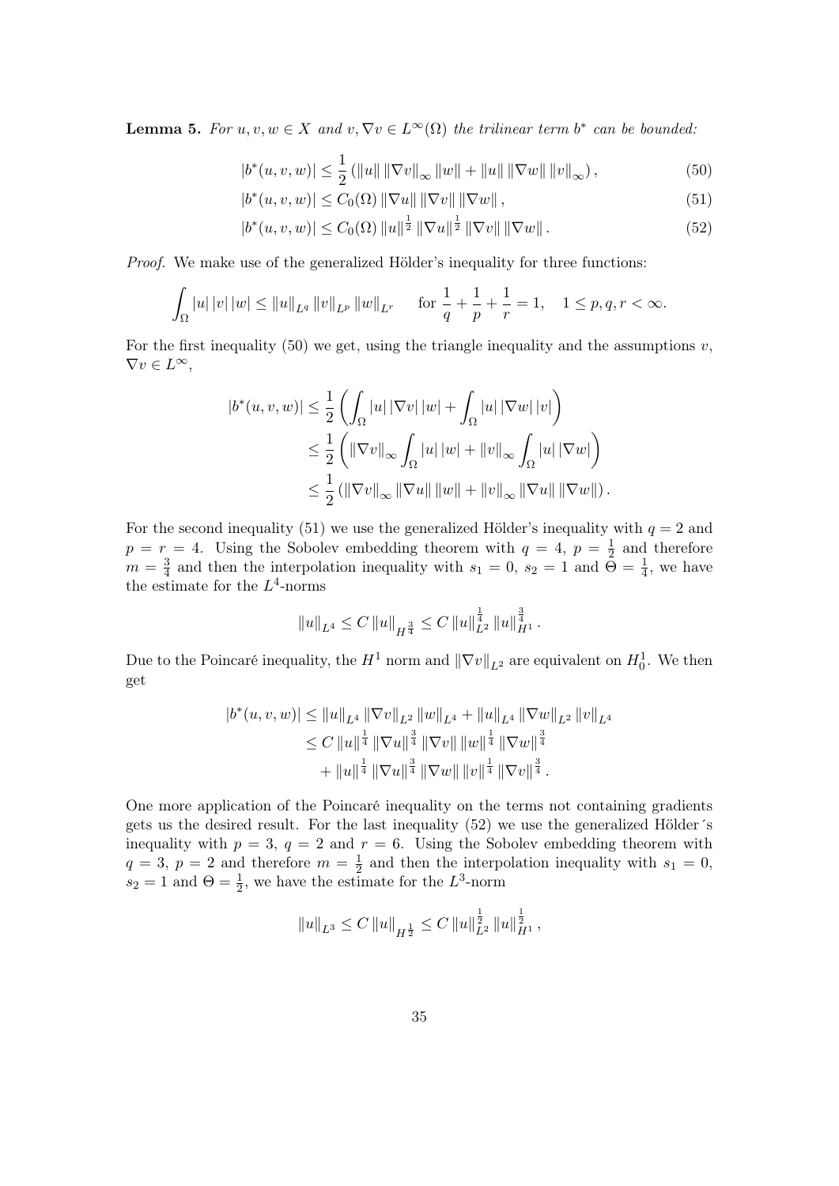**Lemma 5.** *For $u, v, w \in X$ and $v, \nabla v \in L^\infty(\Omega)$ the trilinear term $b^*$ can be bounded:*

$$|b^*(u,v,w)| \leq \frac{1}{2}\left(\|u\| \|\nabla v\|_\infty \|w\| + \|u\| \|\nabla w\| \|v\|_\infty\right), \tag{50}$$

$$|b^*(u,v,w)| \leq C_0(\Omega) \|\nabla u\| \|\nabla v\| \|\nabla w\|, \tag{51}$$

$$|b^*(u,v,w)| \leq C_0(\Omega) \|u\|^{\frac{1}{2}} \|\nabla u\|^{\frac{1}{2}} \|\nabla v\| \|\nabla w\|. \tag{52}$$

*Proof.* We make use of the generalized Hölder's inequality for three functions:

$$\int_\Omega |u|\,|v|\,|w| \leq \|u\|_{L^q} \|v\|_{L^p} \|w\|_{L^r} \qquad \text{for } \frac{1}{q} + \frac{1}{p} + \frac{1}{r} = 1, \quad 1 \leq p, q, r < \infty.$$

For the first inequality (50) we get, using the triangle inequality and the assumptions $v$, $\nabla v \in L^\infty$,

$$\begin{aligned}
|b^*(u,v,w)| &\leq \frac{1}{2}\left(\int_\Omega |u|\,|\nabla v|\,|w| + \int_\Omega |u|\,|\nabla w|\,|v|\right) \\
&\leq \frac{1}{2}\left(\|\nabla v\|_\infty \int_\Omega |u|\,|w| + \|v\|_\infty \int_\Omega |u|\,|\nabla w|\right) \\
&\leq \frac{1}{2}\left(\|\nabla v\|_\infty \|\nabla u\| \|w\| + \|v\|_\infty \|\nabla u\| \|\nabla w\|\right).
\end{aligned}$$

For the second inequality (51) we use the generalized Hölder's inequality with $q = 2$ and $p = r = 4$. Using the Sobolev embedding theorem with $q = 4$, $p = \frac{1}{2}$ and therefore $m = \frac{3}{4}$ and then the interpolation inequality with $s_1 = 0$, $s_2 = 1$ and $\Theta = \frac{1}{4}$, we have the estimate for the $L^4$-norms

$$\|u\|_{L^4} \leq C \|u\|_{H^{\frac{3}{4}}} \leq C \|u\|_{L^2}^{\frac{1}{4}} \|u\|_{H^1}^{\frac{3}{4}}.$$

Due to the Poincaré inequality, the $H^1$ norm and $\|\nabla v\|_{L^2}$ are equivalent on $H_0^1$. We then get

$$\begin{aligned}
|b^*(u,v,w)| &\leq \|u\|_{L^4} \|\nabla v\|_{L^2} \|w\|_{L^4} + \|u\|_{L^4} \|\nabla w\|_{L^2} \|v\|_{L^4} \\
&\leq C \|u\|^{\frac{1}{4}} \|\nabla u\|^{\frac{3}{4}} \|\nabla v\| \|w\|^{\frac{1}{4}} \|\nabla w\|^{\frac{3}{4}} \\
&\quad + \|u\|^{\frac{1}{4}} \|\nabla u\|^{\frac{3}{4}} \|\nabla w\| \|v\|^{\frac{1}{4}} \|\nabla v\|^{\frac{3}{4}}.
\end{aligned}$$

One more application of the Poincaré inequality on the terms not containing gradients gets us the desired result. For the last inequality (52) we use the generalized Hölder´s inequality with $p = 3$, $q = 2$ and $r = 6$. Using the Sobolev embedding theorem with $q = 3$, $p = 2$ and therefore $m = \frac{1}{2}$ and then the interpolation inequality with $s_1 = 0$, $s_2 = 1$ and $\Theta = \frac{1}{2}$, we have the estimate for the $L^3$-norm

$$\|u\|_{L^3} \leq C \|u\|_{H^{\frac{1}{2}}} \leq C \|u\|_{L^2}^{\frac{1}{2}} \|u\|_{H^1}^{\frac{1}{2}},$$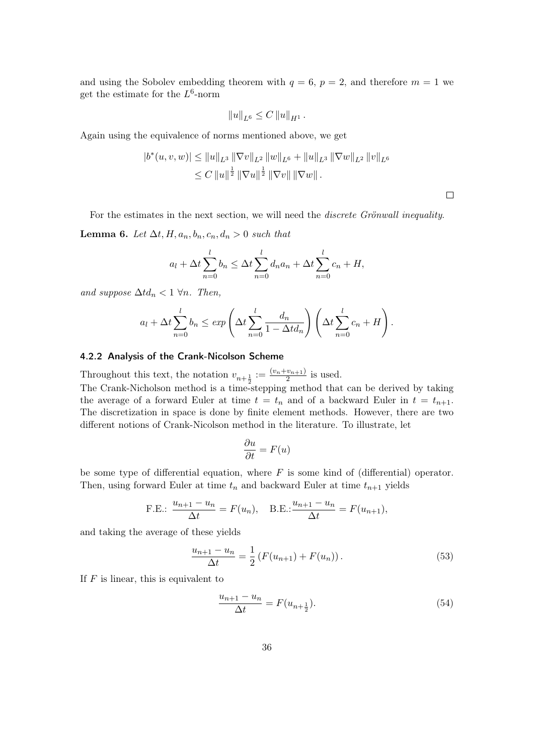and using the Sobolev embedding theorem with $q = 6$, $p = 2$, and therefore $m = 1$ we get the estimate for the $L^6$-norm

$$\|u\|_{L^6} \leq C \|u\|_{H^1}.$$

Again using the equivalence of norms mentioned above, we get

$$\begin{aligned}
|b^*(u, v, w)| &\leq \|u\|_{L^3} \|\nabla v\|_{L^2} \|w\|_{L^6} + \|u\|_{L^3} \|\nabla w\|_{L^2} \|v\|_{L^6} \\
&\leq C \|u\|^{\frac{1}{2}} \|\nabla u\|^{\frac{1}{2}} \|\nabla v\| \|\nabla w\|.
\end{aligned}$$

□

For the estimates in the next section, we will need the *discrete Grönwall inequality.*

**Lemma 6.** *Let $\Delta t, H, a_n, b_n, c_n, d_n > 0$ such that*

$$a_l + \Delta t \sum_{n=0}^{l} b_n \leq \Delta t \sum_{n=0}^{l} d_n a_n + \Delta t \sum_{n=0}^{l} c_n + H,$$

*and suppose $\Delta t d_n < 1$ $\forall n$. Then,*

$$a_l + \Delta t \sum_{n=0}^{l} b_n \leq exp\left(\Delta t \sum_{n=0}^{l} \frac{d_n}{1 - \Delta t d_n}\right) \left(\Delta t \sum_{n=0}^{l} c_n + H\right).$$

### 4.2.2 Analysis of the Crank-Nicolson Scheme

Throughout this text, the notation $v_{n+\frac{1}{2}} := \frac{(v_n + v_{n+1})}{2}$ is used.
The Crank-Nicholson method is a time-stepping method that can be derived by taking the average of a forward Euler at time $t = t_n$ and of a backward Euler in $t = t_{n+1}$. The discretization in space is done by finite element methods. However, there are two different notions of Crank-Nicolson method in the literature. To illustrate, let

$$\frac{\partial u}{\partial t} = F(u)$$

be some type of differential equation, where $F$ is some kind of (differential) operator. Then, using forward Euler at time $t_n$ and backward Euler at time $t_{n+1}$ yields

$$\text{F.E.: } \frac{u_{n+1} - u_n}{\Delta t} = F(u_n), \quad \text{B.E.:} \frac{u_{n+1} - u_n}{\Delta t} = F(u_{n+1}),$$

and taking the average of these yields

$$\frac{u_{n+1} - u_n}{\Delta t} = \frac{1}{2}\left(F(u_{n+1}) + F(u_n)\right). \tag{53}$$

If $F$ is linear, this is equivalent to

$$\frac{u_{n+1} - u_n}{\Delta t} = F(u_{n+\frac{1}{2}}). \tag{54}$$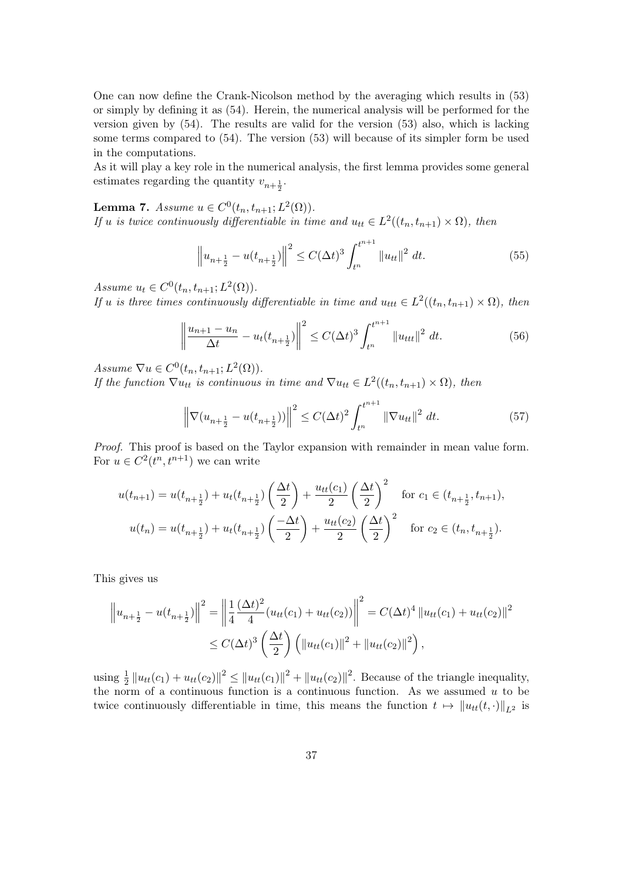One can now define the Crank-Nicolson method by the averaging which results in (53) or simply by defining it as (54). Herein, the numerical analysis will be performed for the version given by (54). The results are valid for the version (53) also, which is lacking some terms compared to (54). The version (53) will because of its simpler form be used in the computations.

As it will play a key role in the numerical analysis, the first lemma provides some general estimates regarding the quantity $v_{n+\frac{1}{2}}$.

**Lemma 7.** *Assume $u \in C^0(t_n, t_{n+1}; L^2(\Omega))$.*
*If $u$ is twice continuously differentiable in time and $u_{tt} \in L^2((t_n, t_{n+1}) \times \Omega)$, then*

$$\left\| u_{n+\frac{1}{2}} - u(t_{n+\frac{1}{2}}) \right\|^2 \leq C(\Delta t)^3 \int_{t^n}^{t^{n+1}} \|u_{tt}\|^2 \, dt. \tag{55}$$

*Assume $u_t \in C^0(t_n, t_{n+1}; L^2(\Omega))$.*
*If $u$ is three times continuously differentiable in time and $u_{ttt} \in L^2((t_n, t_{n+1}) \times \Omega)$, then*

$$\left\| \frac{u_{n+1} - u_n}{\Delta t} - u_t(t_{n+\frac{1}{2}}) \right\|^2 \leq C(\Delta t)^3 \int_{t^n}^{t^{n+1}} \|u_{ttt}\|^2 \, dt. \tag{56}$$

*Assume $\nabla u \in C^0(t_n, t_{n+1}; L^2(\Omega))$.*
*If the function $\nabla u_{tt}$ is continuous in time and $\nabla u_{tt} \in L^2((t_n, t_{n+1}) \times \Omega)$, then*

$$\left\| \nabla(u_{n+\frac{1}{2}} - u(t_{n+\frac{1}{2}})) \right\|^2 \leq C(\Delta t)^2 \int_{t^n}^{t^{n+1}} \|\nabla u_{tt}\|^2 \, dt. \tag{57}$$

*Proof.* This proof is based on the Taylor expansion with remainder in mean value form. For $u \in C^2(t^n, t^{n+1})$ we can write

$$u(t_{n+1}) = u(t_{n+\frac{1}{2}}) + u_t(t_{n+\frac{1}{2}}) \left( \frac{\Delta t}{2} \right) + \frac{u_{tt}(c_1)}{2} \left( \frac{\Delta t}{2} \right)^2 \quad \text{for } c_1 \in (t_{n+\frac{1}{2}}, t_{n+1}),$$

$$u(t_n) = u(t_{n+\frac{1}{2}}) + u_t(t_{n+\frac{1}{2}}) \left( \frac{-\Delta t}{2} \right) + \frac{u_{tt}(c_2)}{2} \left( \frac{\Delta t}{2} \right)^2 \quad \text{for } c_2 \in (t_n, t_{n+\frac{1}{2}}).$$

This gives us

$$\left\| u_{n+\frac{1}{2}} - u(t_{n+\frac{1}{2}}) \right\|^2 = \left\| \frac{1}{4} \frac{(\Delta t)^2}{4} (u_{tt}(c_1) + u_{tt}(c_2)) \right\|^2 = C(\Delta t)^4 \|u_{tt}(c_1) + u_{tt}(c_2)\|^2$$
$$\leq C(\Delta t)^3 \left( \frac{\Delta t}{2} \right) \left( \|u_{tt}(c_1)\|^2 + \|u_{tt}(c_2)\|^2 \right),$$

using $\frac{1}{2} \|u_{tt}(c_1) + u_{tt}(c_2)\|^2 \leq \|u_{tt}(c_1)\|^2 + \|u_{tt}(c_2)\|^2$. Because of the triangle inequality, the norm of a continuous function is a continuous function. As we assumed $u$ to be twice continuously differentiable in time, this means the function $t \mapsto \|u_{tt}(t, \cdot)\|_{L^2}$ is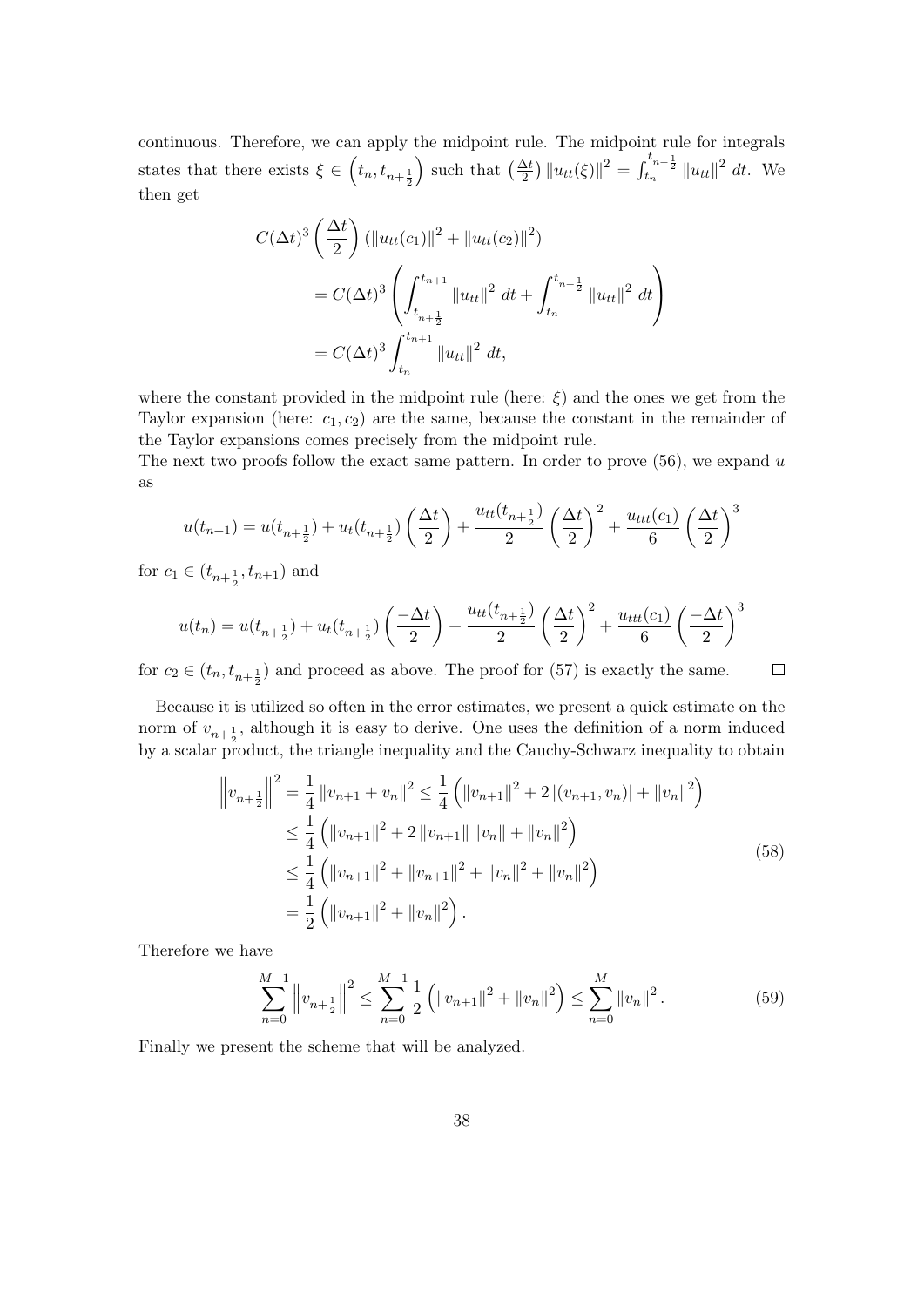continuous. Therefore, we can apply the midpoint rule. The midpoint rule for integrals states that there exists $\xi \in \left(t_n, t_{n+\frac{1}{2}}\right)$ such that $\left(\frac{\Delta t}{2}\right) \|u_{tt}(\xi)\|^2 = \int_{t_n}^{t_{n+\frac{1}{2}}} \|u_{tt}\|^2 \, dt$. We then get

$$
\begin{aligned}
C(\Delta t)^3 \left(\frac{\Delta t}{2}\right) &(\|u_{tt}(c_1)\|^2 + \|u_{tt}(c_2)\|^2) \\
&= C(\Delta t)^3 \left( \int_{t_{n+\frac{1}{2}}}^{t_{n+1}} \|u_{tt}\|^2 \, dt + \int_{t_n}^{t_{n+\frac{1}{2}}} \|u_{tt}\|^2 \, dt \right) \\
&= C(\Delta t)^3 \int_{t_n}^{t_{n+1}} \|u_{tt}\|^2 \, dt,
\end{aligned}
$$

where the constant provided in the midpoint rule (here: $\xi$) and the ones we get from the Taylor expansion (here: $c_1, c_2$) are the same, because the constant in the remainder of the Taylor expansions comes precisely from the midpoint rule.

The next two proofs follow the exact same pattern. In order to prove (56), we expand $u$ as

$$
u(t_{n+1}) = u(t_{n+\frac{1}{2}}) + u_t(t_{n+\frac{1}{2}}) \left(\frac{\Delta t}{2}\right) + \frac{u_{tt}(t_{n+\frac{1}{2}})}{2} \left(\frac{\Delta t}{2}\right)^2 + \frac{u_{ttt}(c_1)}{6} \left(\frac{\Delta t}{2}\right)^3
$$

for $c_1 \in (t_{n+\frac{1}{2}}, t_{n+1})$ and

$$
u(t_n) = u(t_{n+\frac{1}{2}}) + u_t(t_{n+\frac{1}{2}}) \left(\frac{-\Delta t}{2}\right) + \frac{u_{tt}(t_{n+\frac{1}{2}})}{2} \left(\frac{\Delta t}{2}\right)^2 + \frac{u_{ttt}(c_1)}{6} \left(\frac{-\Delta t}{2}\right)^3
$$

for $c_2 \in (t_n, t_{n+\frac{1}{2}})$ and proceed as above. The proof for (57) is exactly the same. $\square$

Because it is utilized so often in the error estimates, we present a quick estimate on the norm of $v_{n+\frac{1}{2}}$, although it is easy to derive. One uses the definition of a norm induced by a scalar product, the triangle inequality and the Cauchy-Schwarz inequality to obtain

$$
\begin{aligned}
\left\|v_{n+\frac{1}{2}}\right\|^2 &= \frac{1}{4} \|v_{n+1} + v_n\|^2 \leq \frac{1}{4} \left( \|v_{n+1}\|^2 + 2 |(v_{n+1}, v_n)| + \|v_n\|^2 \right) \\
&\leq \frac{1}{4} \left( \|v_{n+1}\|^2 + 2 \|v_{n+1}\| \|v_n\| + \|v_n\|^2 \right) \\
&\leq \frac{1}{4} \left( \|v_{n+1}\|^2 + \|v_{n+1}\|^2 + \|v_n\|^2 + \|v_n\|^2 \right) \\
&= \frac{1}{2} \left( \|v_{n+1}\|^2 + \|v_n\|^2 \right).
\end{aligned} \tag{58}
$$

Therefore we have

$$
\sum_{n=0}^{M-1} \left\|v_{n+\frac{1}{2}}\right\|^2 \leq \sum_{n=0}^{M-1} \frac{1}{2} \left( \|v_{n+1}\|^2 + \|v_n\|^2 \right) \leq \sum_{n=0}^{M} \|v_n\|^2 . \tag{59}
$$

Finally we present the scheme that will be analyzed.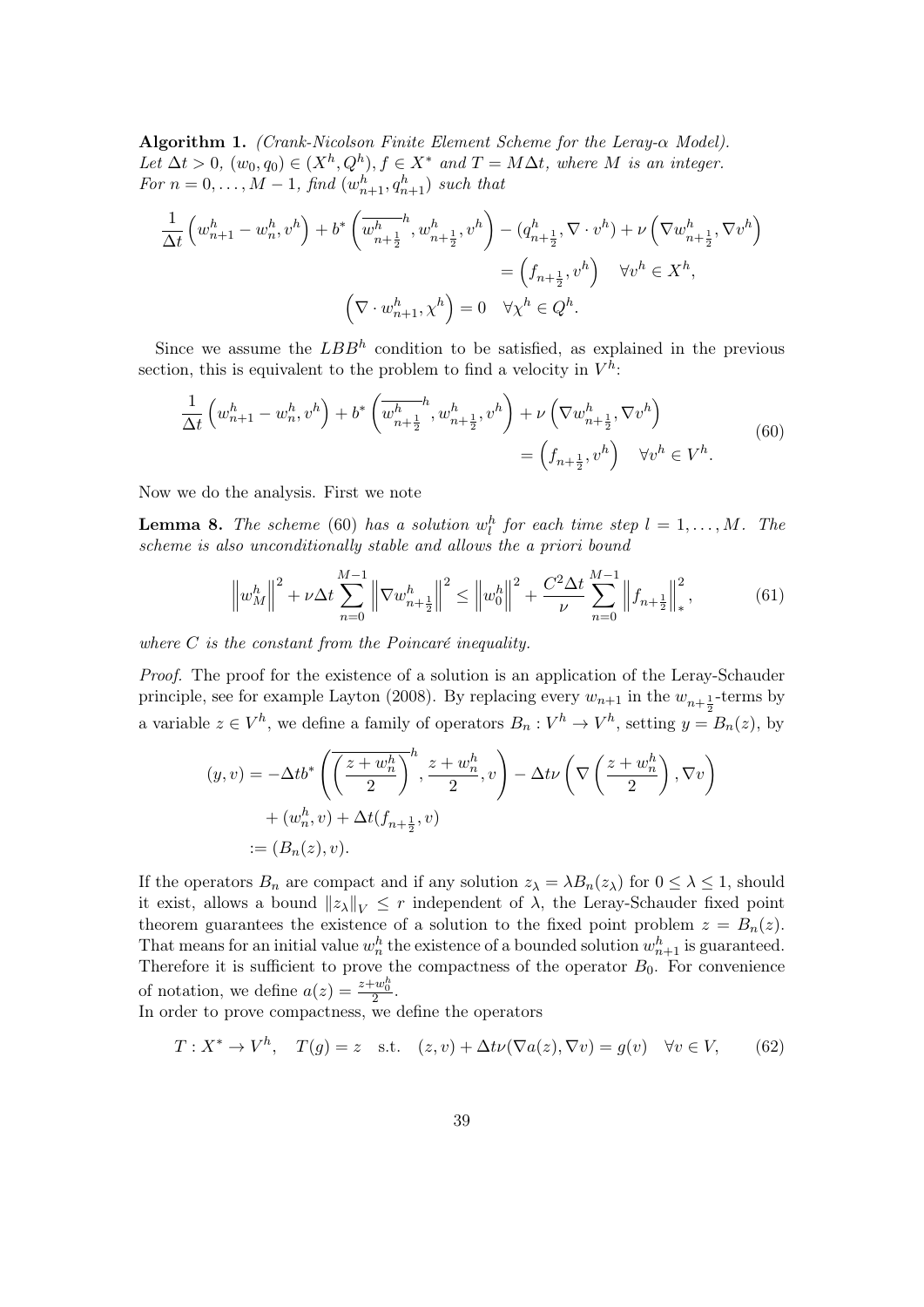**Algorithm 1.** *(Crank-Nicolson Finite Element Scheme for the Leray-$\alpha$ Model). Let $\Delta t > 0$, $(w_0, q_0) \in (X^h, Q^h)$, $f \in X^*$ and $T = M\Delta t$, where $M$ is an integer. For $n = 0, \dots, M-1$, find $(w^h_{n+1}, q^h_{n+1})$ such that*

$$
\begin{aligned}
\frac{1}{\Delta t}\left(w^h_{n+1} - w^h_n, v^h\right) + b^*\left(\overline{w^h_{n+\frac{1}{2}}}^h, w^h_{n+\frac{1}{2}}, v^h\right) - (q^h_{n+\frac{1}{2}}, \nabla \cdot v^h) + \nu\left(\nabla w^h_{n+\frac{1}{2}}, \nabla v^h\right)& \\
= \left(f_{n+\frac{1}{2}}, v^h\right) \quad \forall v^h \in X^h,& \\
\left(\nabla \cdot w^h_{n+1}, \chi^h\right) = 0 \quad \forall \chi^h \in Q^h.&
\end{aligned}
$$

Since we assume the $LBB^h$ condition to be satisfied, as explained in the previous section, this is equivalent to the problem to find a velocity in $V^h$:

$$
\begin{aligned}
\frac{1}{\Delta t}\left(w^h_{n+1} - w^h_n, v^h\right) + b^*\left(\overline{w^h_{n+\frac{1}{2}}}^h, w^h_{n+\frac{1}{2}}, v^h\right) + \nu\left(\nabla w^h_{n+\frac{1}{2}}, \nabla v^h\right)& \\
= \left(f_{n+\frac{1}{2}}, v^h\right) \quad \forall v^h \in V^h.&
\end{aligned}
\tag{60}
$$

Now we do the analysis. First we note

**Lemma 8.** *The scheme* (60) *has a solution $w^h_l$ for each time step $l = 1, \dots, M$. The scheme is also unconditionally stable and allows the a priori bound*

$$
\left\|w^h_M\right\|^2 + \nu\Delta t \sum_{n=0}^{M-1} \left\|\nabla w^h_{n+\frac{1}{2}}\right\|^2 \leq \left\|w^h_0\right\|^2 + \frac{C^2\Delta t}{\nu} \sum_{n=0}^{M-1} \left\|f_{n+\frac{1}{2}}\right\|_*^2, \tag{61}
$$

*where $C$ is the constant from the Poincaré inequality.*

*Proof.* The proof for the existence of a solution is an application of the Leray-Schauder principle, see for example Layton (2008). By replacing every $w_{n+1}$ in the $w_{n+\frac{1}{2}}$-terms by a variable $z \in V^h$, we define a family of operators $B_n : V^h \to V^h$, setting $y = B_n(z)$, by

$$
\begin{aligned}
(y, v) &= -\Delta t b^*\left(\overline{\left(\frac{z + w^h_n}{2}\right)}^h, \frac{z + w^h_n}{2}, v\right) - \Delta t\nu\left(\nabla\left(\frac{z + w^h_n}{2}\right), \nabla v\right) \\
&\quad + (w^h_n, v) + \Delta t(f_{n+\frac{1}{2}}, v) \\
&:= (B_n(z), v).
\end{aligned}
$$

If the operators $B_n$ are compact and if any solution $z_\lambda = \lambda B_n(z_\lambda)$ for $0 \leq \lambda \leq 1$, should it exist, allows a bound $\|z_\lambda\|_V \leq r$ independent of $\lambda$, the Leray-Schauder fixed point theorem guarantees the existence of a solution to the fixed point problem $z = B_n(z)$. That means for an initial value $w^h_n$ the existence of a bounded solution $w^h_{n+1}$ is guaranteed. Therefore it is sufficient to prove the compactness of the operator $B_0$. For convenience of notation, we define $a(z) = \frac{z + w^h_0}{2}$.
In order to prove compactness, we define the operators

$$
T : X^* \to V^h, \quad T(g) = z \quad \text{s.t.} \quad (z, v) + \Delta t\nu(\nabla a(z), \nabla v) = g(v) \quad \forall v \in V, \tag{62}
$$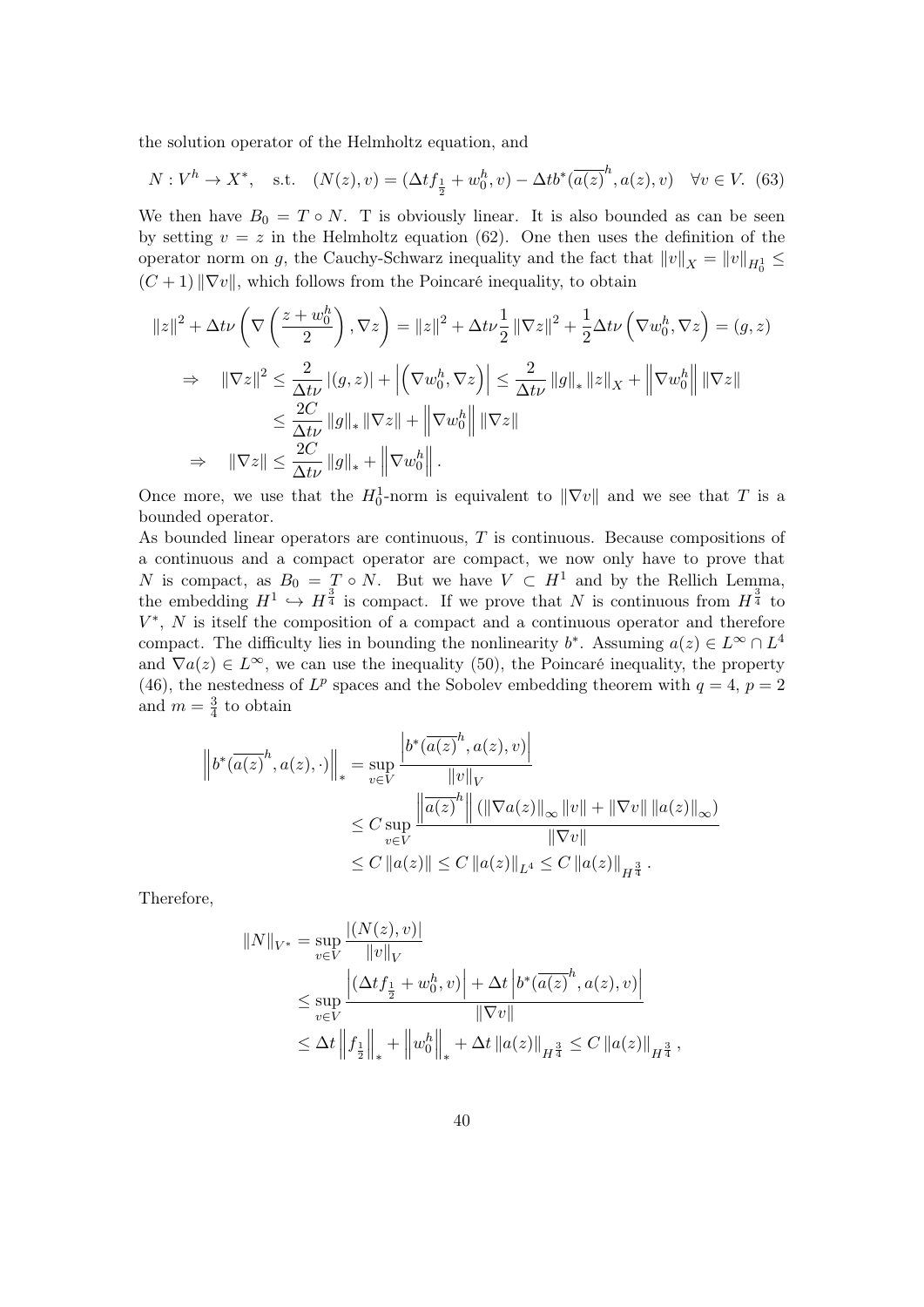the solution operator of the Helmholtz equation, and

$$N : V^h \to X^*, \quad \text{s.t.} \quad (N(z), v) = (\Delta t f_{\frac{1}{2}} + w_0^h, v) - \Delta t b^*(\overline{a(z)}^h, a(z), v) \quad \forall v \in V. \tag{63}$$

We then have $B_0 = T \circ N$. T is obviously linear. It is also bounded as can be seen by setting $v = z$ in the Helmholtz equation (62). One then uses the definition of the operator norm on $g$, the Cauchy-Schwarz inequality and the fact that $\|v\|_X = \|v\|_{H_0^1} \leq (C+1)\|\nabla v\|$, which follows from the Poincaré inequality, to obtain

$$\begin{aligned}
\|z\|^2 + \Delta t \nu \left( \nabla \left( \frac{z + w_0^h}{2} \right), \nabla z \right) &= \|z\|^2 + \Delta t \nu \frac{1}{2} \|\nabla z\|^2 + \frac{1}{2} \Delta t \nu \left( \nabla w_0^h, \nabla z \right) = (g, z) \\
\Rightarrow \quad \|\nabla z\|^2 &\leq \frac{2}{\Delta t \nu} |(g, z)| + \left| \left( \nabla w_0^h, \nabla z \right) \right| \leq \frac{2}{\Delta t \nu} \|g\|_* \|z\|_X + \left\| \nabla w_0^h \right\| \|\nabla z\| \\
&\leq \frac{2C}{\Delta t \nu} \|g\|_* \|\nabla z\| + \left\| \nabla w_0^h \right\| \|\nabla z\| \\
\Rightarrow \quad \|\nabla z\| &\leq \frac{2C}{\Delta t \nu} \|g\|_* + \left\| \nabla w_0^h \right\|.
\end{aligned}$$

Once more, we use that the $H_0^1$-norm is equivalent to $\|\nabla v\|$ and we see that $T$ is a bounded operator.

As bounded linear operators are continuous, $T$ is continuous. Because compositions of a continuous and a compact operator are compact, we now only have to prove that $N$ is compact, as $B_0 = T \circ N$. But we have $V \subset H^1$ and by the Rellich Lemma, the embedding $H^1 \hookrightarrow H^{\frac{3}{4}}$ is compact. If we prove that $N$ is continuous from $H^{\frac{3}{4}}$ to $V^*$, $N$ is itself the composition of a compact and a continuous operator and therefore compact. The difficulty lies in bounding the nonlinearity $b^*$. Assuming $a(z) \in L^\infty \cap L^4$ and $\nabla a(z) \in L^\infty$, we can use the inequality (50), the Poincaré inequality, the property (46), the nestedness of $L^p$ spaces and the Sobolev embedding theorem with $q = 4$, $p = 2$ and $m = \frac{3}{4}$ to obtain

$$\begin{aligned}
\left\| b^*(\overline{a(z)}^h, a(z), \cdot) \right\|_* &= \sup_{v \in V} \frac{\left| b^*(\overline{a(z)}^h, a(z), v) \right|}{\|v\|_V} \\
&\leq C \sup_{v \in V} \frac{\left\| \overline{a(z)}^h \right\| \left( \|\nabla a(z)\|_\infty \|v\| + \|\nabla v\| \|a(z)\|_\infty \right)}{\|\nabla v\|} \\
&\leq C \|a(z)\| \leq C \|a(z)\|_{L^4} \leq C \|a(z)\|_{H^{\frac{3}{4}}}.
\end{aligned}$$

Therefore,

$$\begin{aligned}
\|N\|_{V^*} &= \sup_{v \in V} \frac{|(N(z), v)|}{\|v\|_V} \\
&\leq \sup_{v \in V} \frac{\left| (\Delta t f_{\frac{1}{2}} + w_0^h, v) \right| + \Delta t \left| b^*(\overline{a(z)}^h, a(z), v) \right|}{\|\nabla v\|} \\
&\leq \Delta t \left\| f_{\frac{1}{2}} \right\|_* + \left\| w_0^h \right\|_* + \Delta t \|a(z)\|_{H^{\frac{3}{4}}} \leq C \|a(z)\|_{H^{\frac{3}{4}}},
\end{aligned}$$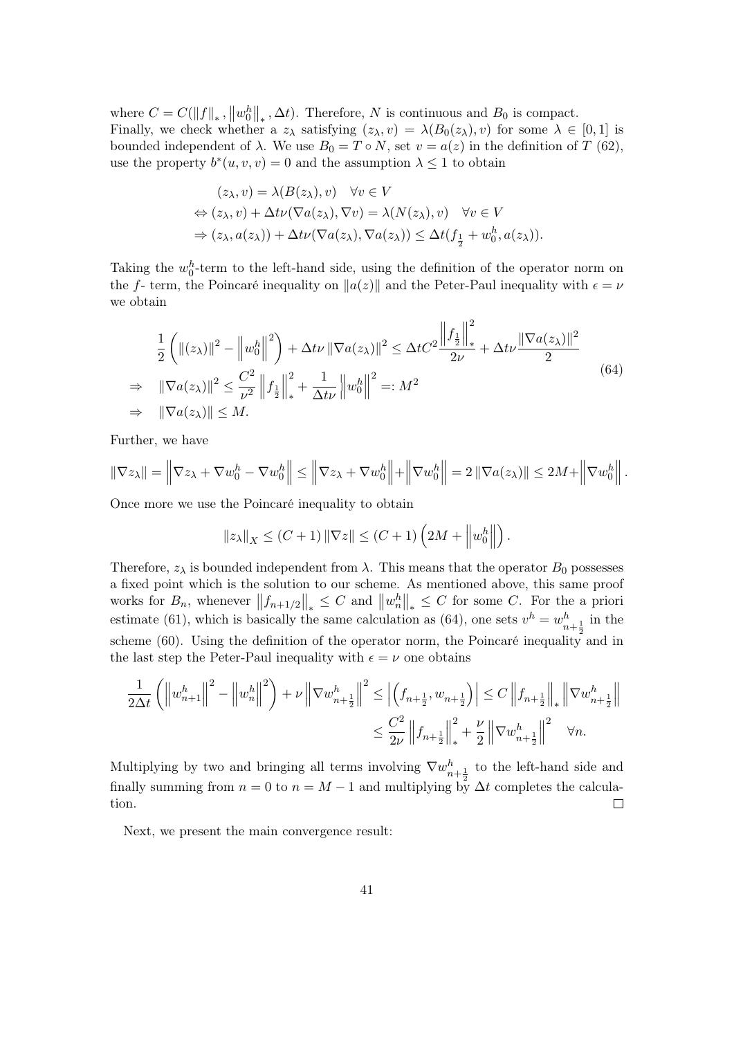where $C = C(\|f\|_*, \|w_0^h\|_*, \Delta t)$. Therefore, $N$ is continuous and $B_0$ is compact.
Finally, we check whether a $z_\lambda$ satisfying $(z_\lambda, v) = \lambda(B_0(z_\lambda), v)$ for some $\lambda \in [0, 1]$ is bounded independent of $\lambda$. We use $B_0 = T \circ N$, set $v = a(z)$ in the definition of $T$ (62), use the property $b^*(u, v, v) = 0$ and the assumption $\lambda \leq 1$ to obtain

$$
\begin{aligned}
&(z_\lambda, v) = \lambda(B(z_\lambda), v) \quad \forall v \in V \\
\Leftrightarrow\ &(z_\lambda, v) + \Delta t \nu(\nabla a(z_\lambda), \nabla v) = \lambda(N(z_\lambda), v) \quad \forall v \in V \\
\Rightarrow\ &(z_\lambda, a(z_\lambda)) + \Delta t \nu(\nabla a(z_\lambda), \nabla a(z_\lambda)) \leq \Delta t(f_{\frac{1}{2}} + w_0^h, a(z_\lambda)).
\end{aligned}
$$

Taking the $w_0^h$-term to the left-hand side, using the definition of the operator norm on the $f$- term, the Poincaré inequality on $\|a(z)\|$ and the Peter-Paul inequality with $\epsilon = \nu$ we obtain

$$
\begin{aligned}
&\frac{1}{2}\left(\|(z_\lambda)\|^2 - \left\|w_0^h\right\|^2\right) + \Delta t \nu \|\nabla a(z_\lambda)\|^2 \leq \Delta t C^2 \frac{\left\|f_{\frac{1}{2}}\right\|_*^2}{2\nu} + \Delta t \nu \frac{\|\nabla a(z_\lambda)\|^2}{2} \\
\Rightarrow \quad &\|\nabla a(z_\lambda)\|^2 \leq \frac{C^2}{\nu^2}\left\|f_{\frac{1}{2}}\right\|_*^2 + \frac{1}{\Delta t \nu}\left\|w_0^h\right\|^2 =: M^2 \\
\Rightarrow \quad &\|\nabla a(z_\lambda)\| \leq M.
\end{aligned} \tag{64}
$$

Further, we have

$$
\|\nabla z_\lambda\| = \left\|\nabla z_\lambda + \nabla w_0^h - \nabla w_0^h\right\| \leq \left\|\nabla z_\lambda + \nabla w_0^h\right\| + \left\|\nabla w_0^h\right\| = 2\|\nabla a(z_\lambda)\| \leq 2M + \left\|\nabla w_0^h\right\|.
$$

Once more we use the Poincaré inequality to obtain

$$
\|z_\lambda\|_X \leq (C+1)\|\nabla z\| \leq (C+1)\left(2M + \left\|w_0^h\right\|\right).
$$

Therefore, $z_\lambda$ is bounded independent from $\lambda$. This means that the operator $B_0$ possesses a fixed point which is the solution to our scheme. As mentioned above, this same proof works for $B_n$, whenever $\|f_{n+1/2}\|_* \leq C$ and $\|w_n^h\|_* \leq C$ for some $C$. For the a priori estimate (61), which is basically the same calculation as (64), one sets $v^h = w_{n+\frac{1}{2}}^h$ in the scheme (60). Using the definition of the operator norm, the Poincaré inequality and in the last step the Peter-Paul inequality with $\epsilon = \nu$ one obtains

$$
\begin{aligned}
\frac{1}{2\Delta t}\left(\left\|w_{n+1}^h\right\|^2 - \left\|w_n^h\right\|^2\right) + \nu\left\|\nabla w_{n+\frac{1}{2}}^h\right\|^2 &\leq \left|\left(f_{n+\frac{1}{2}}, w_{n+\frac{1}{2}}\right)\right| \leq C\left\|f_{n+\frac{1}{2}}\right\|_*\left\|\nabla w_{n+\frac{1}{2}}^h\right\| \\
&\leq \frac{C^2}{2\nu}\left\|f_{n+\frac{1}{2}}\right\|_*^2 + \frac{\nu}{2}\left\|\nabla w_{n+\frac{1}{2}}^h\right\|^2 \quad \forall n.
\end{aligned}
$$

Multiplying by two and bringing all terms involving $\nabla w_{n+\frac{1}{2}}^h$ to the left-hand side and finally summing from $n = 0$ to $n = M - 1$ and multiplying by $\Delta t$ completes the calculation. $\square$

Next, we present the main convergence result: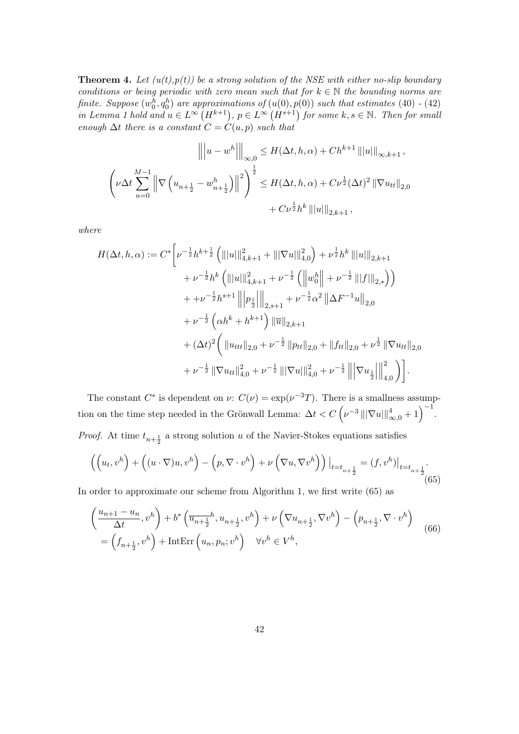**Theorem 4.** *Let $(u(t),p(t))$ be a strong solution of the NSE with either no-slip boundary conditions or being periodic with zero mean such that for $k \in \mathbb{N}$ the bounding norms are finite. Suppose $(w_0^h, q_0^h)$ are approximations of $(u(0), p(0))$ such that estimates (40) - (42) in Lemma 1 hold and $u \in L^\infty\left(H^{k+1}\right)$, $p \in L^\infty\left(H^{s+1}\right)$ for some $k, s \in \mathbb{N}$. Then for small enough $\Delta t$ there is a constant $C = C(u,p)$ such that*

$$
\left\| \left| u - w^h \right| \right\|_{\infty,0} \leq H(\Delta t, h, \alpha) + C h^{k+1} \left\| |u| \right\|_{\infty,k+1},
$$

$$
\left( \nu \Delta t \sum_{n=0}^{M-1} \left\| \nabla \left( u_{n+\frac{1}{2}} - w^h_{n+\frac{1}{2}} \right) \right\|^2 \right)^{\frac{1}{2}} \leq H(\Delta t, h, \alpha) + C \nu^{\frac{1}{2}} (\Delta t)^2 \left\| \nabla u_{tt} \right\|_{2,0} + C \nu^{\frac{1}{2}} h^k \left\| |u| \right\|_{2,k+1},
$$

*where*

$$
\begin{aligned}
H(\Delta t, h, \alpha) := C^* \Bigg[ & \nu^{-\frac{1}{2}} h^{k+\frac{1}{2}} \left( \left\| |u| \right\|^2_{4,k+1} + \left\| |\nabla u| \right\|^2_{4,0} \right) + \nu^{\frac{1}{2}} h^k \left\| |u| \right\|_{2,k+1} \\
& + \nu^{-\frac{1}{2}} h^k \left( \left\| |u| \right\|^2_{4,k+1} + \nu^{-\frac{1}{2}} \left( \left\| w_0^h \right\| + \nu^{-\frac{1}{2}} \left\| |f| \right\|_{2,*} \right) \right) \\
& + + \nu^{-\frac{1}{2}} h^{s+1} \left\| \left| p_{\frac{1}{2}} \right| \right\|_{2,s+1} + \nu^{-\frac{1}{2}} \alpha^2 \left\| \Delta F^{-1} u \right\|_{2,0} \\
& + \nu^{-\frac{1}{2}} \left( \alpha h^k + h^{k+1} \right) \left\| \overline{u} \right\|_{2,k+1} \\
& + (\Delta t)^2 \Bigg( \left\| u_{ttt} \right\|_{2,0} + \nu^{-\frac{1}{2}} \left\| p_{tt} \right\|_{2,0} + \left\| f_{tt} \right\|_{2,0} + \nu^{\frac{1}{2}} \left\| \nabla u_{tt} \right\|_{2,0} \\
& + \nu^{-\frac{1}{2}} \left\| \nabla u_{tt} \right\|^2_{4,0} + \nu^{-\frac{1}{2}} \left\| |\nabla u| \right\|^2_{4,0} + \nu^{-\frac{1}{2}} \left\| \left| \nabla u_{\frac{1}{2}} \right| \right\|^2_{4,0} \Bigg) \Bigg].
\end{aligned}
$$

The constant $C^*$ is dependent on $\nu$: $C(\nu) = \exp(\nu^{-3} T)$. There is a smallness assumption on the time step needed in the Grönwall Lemma: $\Delta t < C \left( \nu^{-3} \left\| |\nabla u| \right\|^4_{\infty,0} + 1 \right)^{-1}$.

*Proof.* At time $t_{n+\frac{1}{2}}$ a strong solution $u$ of the Navier-Stokes equations satisfies

$$
\left( \left( u_t, v^h \right) + \left( (u \cdot \nabla) u, v^h \right) - \left( p, \nabla \cdot v^h \right) + \nu \left( \nabla u, \nabla v^h \right) \right) \big|_{t=t_{n+\frac{1}{2}}} = \left( f, v^h \right) \big|_{t=t_{n+\frac{1}{2}}}. \tag{65}
$$

In order to approximate our scheme from Algorithm 1, we first write (65) as

$$
\begin{aligned}
& \left( \frac{u_{n+1} - u_n}{\Delta t}, v^h \right) + b^* \left( \overline{u_{n+\frac{1}{2}}}^h, u_{n+\frac{1}{2}}, v^h \right) + \nu \left( \nabla u_{n+\frac{1}{2}}, \nabla v^h \right) - \left( p_{n+\frac{1}{2}}, \nabla \cdot v^h \right) \\
& = \left( f_{n+\frac{1}{2}}, v^h \right) + \operatorname{IntErr}\left( u_n, p_n; v^h \right) \quad \forall v^h \in V^h,
\end{aligned} \tag{66}
$$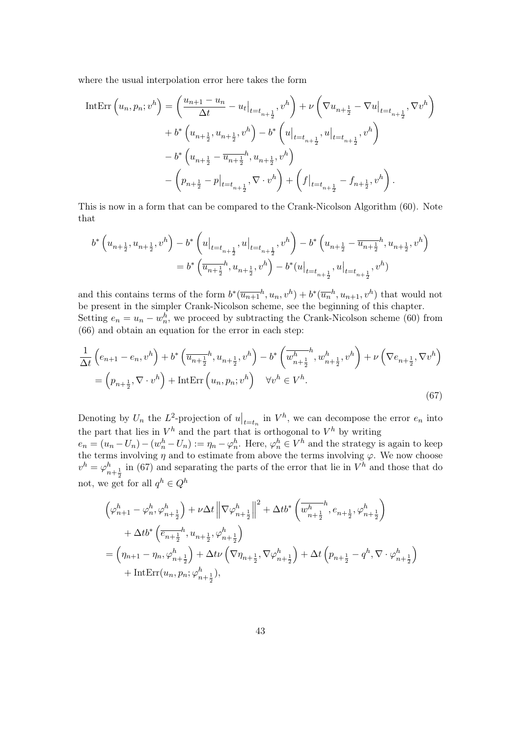where the usual interpolation error here takes the form

$$
\begin{aligned}
\operatorname{IntErr}\left(u_n, p_n; v^h\right) &= \left(\frac{u_{n+1} - u_n}{\Delta t} - u_t\big|_{t=t_{n+\frac{1}{2}}}, v^h\right) + \nu\left(\nabla u_{n+\frac{1}{2}} - \nabla u\big|_{t=t_{n+\frac{1}{2}}}, \nabla v^h\right) \\
&\quad + b^*\left(u_{n+\frac{1}{2}}, u_{n+\frac{1}{2}}, v^h\right) - b^*\left(u\big|_{t=t_{n+\frac{1}{2}}}, u\big|_{t=t_{n+\frac{1}{2}}}, v^h\right) \\
&\quad - b^*\left(u_{n+\frac{1}{2}} - \overline{u_{n+\frac{1}{2}}}^h, u_{n+\frac{1}{2}}, v^h\right) \\
&\quad - \left(p_{n+\frac{1}{2}} - p\big|_{t=t_{n+\frac{1}{2}}}, \nabla \cdot v^h\right) + \left(f\big|_{t=t_{n+\frac{1}{2}}} - f_{n+\frac{1}{2}}, v^h\right).
\end{aligned}
$$

This is now in a form that can be compared to the Crank-Nicolson Algorithm (60). Note that

$$
\begin{aligned}
b^*\left(u_{n+\frac{1}{2}}, u_{n+\frac{1}{2}}, v^h\right) - b^*\left(u\big|_{t=t_{n+\frac{1}{2}}}, u\big|_{t=t_{n+\frac{1}{2}}}, v^h\right) - b^*\left(u_{n+\frac{1}{2}} - \overline{u_{n+\frac{1}{2}}}^h, u_{n+\frac{1}{2}}, v^h\right) \\
= b^*\left(\overline{u_{n+\frac{1}{2}}}^h, u_{n+\frac{1}{2}}, v^h\right) - b^*(u\big|_{t=t_{n+\frac{1}{2}}}, u\big|_{t=t_{n+\frac{1}{2}}}, v^h)
\end{aligned}
$$

and this contains terms of the form $b^*(\overline{u_{n+1}}^h, u_n, v^h) + b^*(\overline{u_n}^h, u_{n+1}, v^h)$ that would not be present in the simpler Crank-Nicolson scheme, see the beginning of this chapter.

Setting $e_n = u_n - w_n^h$, we proceed by subtracting the Crank-Nicolson scheme (60) from (66) and obtain an equation for the error in each step:

$$
\begin{aligned}
\frac{1}{\Delta t}\left(e_{n+1} - e_n, v^h\right) + b^*\left(\overline{u_{n+\frac{1}{2}}}^h, u_{n+\frac{1}{2}}, v^h\right) - b^*\left(\overline{w_{n+\frac{1}{2}}^h}^h, w_{n+\frac{1}{2}}^h, v^h\right) + \nu\left(\nabla e_{n+\frac{1}{2}}, \nabla v^h\right) \\
= \left(p_{n+\frac{1}{2}}, \nabla \cdot v^h\right) + \operatorname{IntErr}\left(u_n, p_n; v^h\right) \quad \forall v^h \in V^h.
\end{aligned}
\tag{67}
$$

Denoting by $U_n$ the $L^2$-projection of $u\big|_{t=t_n}$ in $V^h$, we can decompose the error $e_n$ into the part that lies in $V^h$ and the part that is orthogonal to $V^h$ by writing $e_n = (u_n - U_n) - (w_n^h - U_n) := \eta_n - \varphi_n^h$. Here, $\varphi_n^h \in V^h$ and the strategy is again to keep the terms involving $\eta$ and to estimate from above the terms involving $\varphi$. We now choose $v^h = \varphi_{n+\frac{1}{2}}^h$ in (67) and separating the parts of the error that lie in $V^h$ and those that do not, we get for all $q^h \in Q^h$

$$
\begin{aligned}
&\left(\varphi_{n+1}^h - \varphi_n^h, \varphi_{n+\frac{1}{2}}^h\right) + \nu \Delta t \left\|\nabla \varphi_{n+\frac{1}{2}}^h\right\|^2 + \Delta t b^*\left(\overline{w_{n+\frac{1}{2}}^h}^h, e_{n+\frac{1}{2}}, \varphi_{n+\frac{1}{2}}^h\right) \\
&\quad + \Delta t b^*\left(\overline{e_{n+\frac{1}{2}}}^h, u_{n+\frac{1}{2}}, \varphi_{n+\frac{1}{2}}^h\right) \\
&= \left(\eta_{n+1} - \eta_n, \varphi_{n+\frac{1}{2}}^h\right) + \Delta t \nu\left(\nabla \eta_{n+\frac{1}{2}}, \nabla \varphi_{n+\frac{1}{2}}^h\right) + \Delta t\left(p_{n+\frac{1}{2}} - q^h, \nabla \cdot \varphi_{n+\frac{1}{2}}^h\right) \\
&\quad + \operatorname{IntErr}(u_n, p_n; \varphi_{n+\frac{1}{2}}^h),
\end{aligned}
$$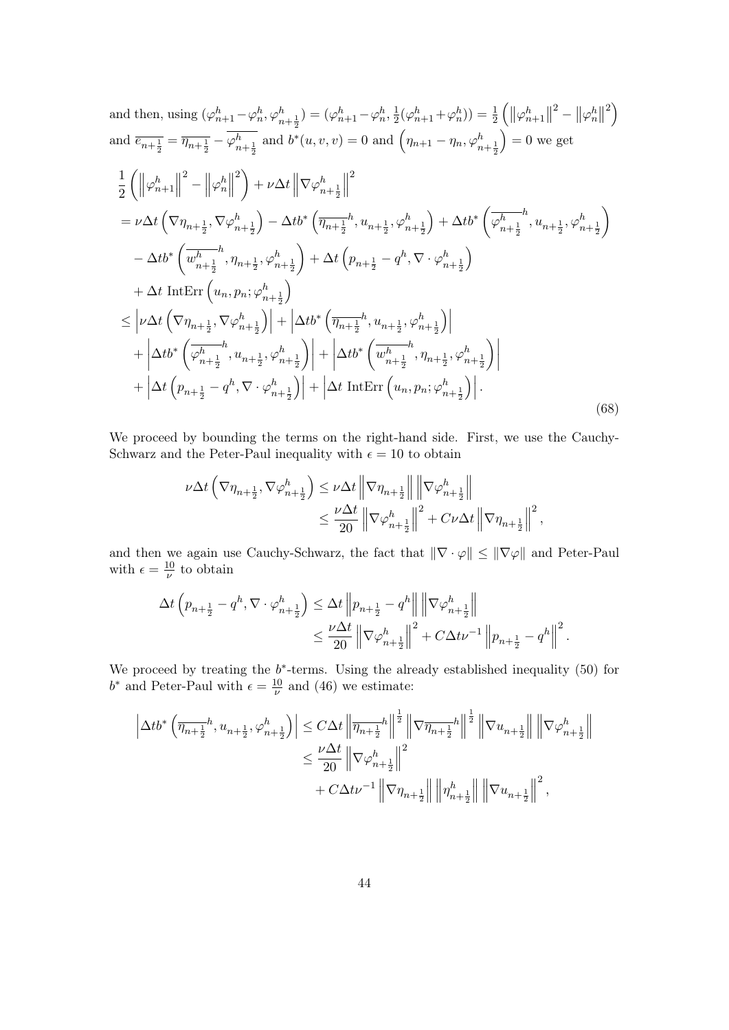and then, using $(\varphi^h_{n+1}-\varphi^h_n, \varphi^h_{n+\frac{1}{2}}) = (\varphi^h_{n+1}-\varphi^h_n, \frac{1}{2}(\varphi^h_{n+1}+\varphi^h_n)) = \frac{1}{2}\left(\left\|\varphi^h_{n+1}\right\|^2 - \left\|\varphi^h_n\right\|^2\right)$ and $\overline{e_{n+\frac{1}{2}}} = \overline{\eta_{n+\frac{1}{2}}} - \overline{\varphi^h_{n+\frac{1}{2}}}$ and $b^*(u,v,v) = 0$ and $\left(\eta_{n+1} - \eta_n, \varphi^h_{n+\frac{1}{2}}\right) = 0$ we get

$$
\begin{aligned}
&\frac{1}{2}\left(\left\|\varphi^h_{n+1}\right\|^2 - \left\|\varphi^h_n\right\|^2\right) + \nu\Delta t\left\|\nabla\varphi^h_{n+\frac{1}{2}}\right\|^2 \\
&= \nu\Delta t\left(\nabla\eta_{n+\frac{1}{2}}, \nabla\varphi^h_{n+\frac{1}{2}}\right) - \Delta t b^*\left(\overline{\eta_{n+\frac{1}{2}}}^h, u_{n+\frac{1}{2}}, \varphi^h_{n+\frac{1}{2}}\right) + \Delta t b^*\left(\overline{\varphi^h_{n+\frac{1}{2}}}^h, u_{n+\frac{1}{2}}, \varphi^h_{n+\frac{1}{2}}\right) \\
&\quad - \Delta t b^*\left(\overline{w^h_{n+\frac{1}{2}}}^h, \eta_{n+\frac{1}{2}}, \varphi^h_{n+\frac{1}{2}}\right) + \Delta t\left(p_{n+\frac{1}{2}} - q^h, \nabla\cdot\varphi^h_{n+\frac{1}{2}}\right) \\
&\quad + \Delta t \text{ IntErr}\left(u_n, p_n; \varphi^h_{n+\frac{1}{2}}\right) \\
&\le \left|\nu\Delta t\left(\nabla\eta_{n+\frac{1}{2}}, \nabla\varphi^h_{n+\frac{1}{2}}\right)\right| + \left|\Delta t b^*\left(\overline{\eta_{n+\frac{1}{2}}}^h, u_{n+\frac{1}{2}}, \varphi^h_{n+\frac{1}{2}}\right)\right| \\
&\quad + \left|\Delta t b^*\left(\overline{\varphi^h_{n+\frac{1}{2}}}^h, u_{n+\frac{1}{2}}, \varphi^h_{n+\frac{1}{2}}\right)\right| + \left|\Delta t b^*\left(\overline{w^h_{n+\frac{1}{2}}}^h, \eta_{n+\frac{1}{2}}, \varphi^h_{n+\frac{1}{2}}\right)\right| \\
&\quad + \left|\Delta t\left(p_{n+\frac{1}{2}} - q^h, \nabla\cdot\varphi^h_{n+\frac{1}{2}}\right)\right| + \left|\Delta t \text{ IntErr}\left(u_n, p_n; \varphi^h_{n+\frac{1}{2}}\right)\right|.
\end{aligned}
\tag{68}
$$

We proceed by bounding the terms on the right-hand side. First, we use the Cauchy-Schwarz and the Peter-Paul inequality with $\epsilon = 10$ to obtain

$$
\begin{aligned}
\nu\Delta t\left(\nabla\eta_{n+\frac{1}{2}}, \nabla\varphi^h_{n+\frac{1}{2}}\right) &\le \nu\Delta t\left\|\nabla\eta_{n+\frac{1}{2}}\right\|\left\|\nabla\varphi^h_{n+\frac{1}{2}}\right\| \\
&\le \frac{\nu\Delta t}{20}\left\|\nabla\varphi^h_{n+\frac{1}{2}}\right\|^2 + C\nu\Delta t\left\|\nabla\eta_{n+\frac{1}{2}}\right\|^2,
\end{aligned}
$$

and then we again use Cauchy-Schwarz, the fact that $\|\nabla\cdot\varphi\| \le \|\nabla\varphi\|$ and Peter-Paul with $\epsilon = \frac{10}{\nu}$ to obtain

$$
\begin{aligned}
\Delta t\left(p_{n+\frac{1}{2}} - q^h, \nabla\cdot\varphi^h_{n+\frac{1}{2}}\right) &\le \Delta t\left\|p_{n+\frac{1}{2}} - q^h\right\|\left\|\nabla\varphi^h_{n+\frac{1}{2}}\right\| \\
&\le \frac{\nu\Delta t}{20}\left\|\nabla\varphi^h_{n+\frac{1}{2}}\right\|^2 + C\Delta t\nu^{-1}\left\|p_{n+\frac{1}{2}} - q^h\right\|^2.
\end{aligned}
$$

We proceed by treating the $b^*$-terms. Using the already established inequality (50) for $b^*$ and Peter-Paul with $\epsilon = \frac{10}{\nu}$ and (46) we estimate:

$$
\begin{aligned}
\left|\Delta t b^*\left(\overline{\eta_{n+\frac{1}{2}}}^h, u_{n+\frac{1}{2}}, \varphi^h_{n+\frac{1}{2}}\right)\right| &\le C\Delta t\left\|\overline{\eta_{n+\frac{1}{2}}}^h\right\|^{\frac{1}{2}}\left\|\nabla\overline{\eta_{n+\frac{1}{2}}}^h\right\|^{\frac{1}{2}}\left\|\nabla u_{n+\frac{1}{2}}\right\|\left\|\nabla\varphi^h_{n+\frac{1}{2}}\right\| \\
&\le \frac{\nu\Delta t}{20}\left\|\nabla\varphi^h_{n+\frac{1}{2}}\right\|^2 \\
&\quad + C\Delta t\nu^{-1}\left\|\nabla\eta_{n+\frac{1}{2}}\right\|\left\|\eta^h_{n+\frac{1}{2}}\right\|\left\|\nabla u_{n+\frac{1}{2}}\right\|^2,
\end{aligned}
$$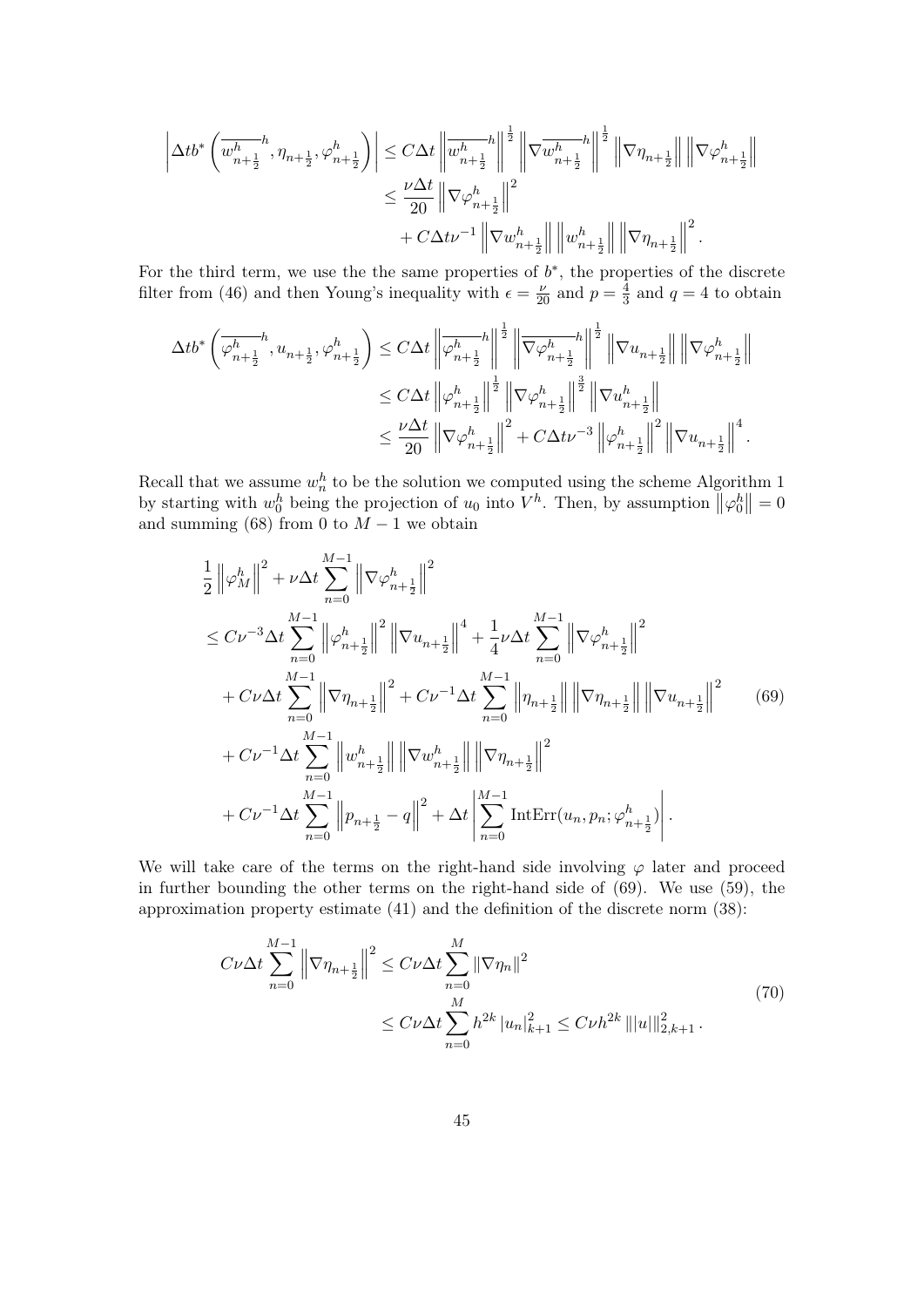$$
\begin{aligned}
\left|\Delta t b^*\left(\overline{w^h_{n+\frac{1}{2}}}^h, \eta_{n+\frac{1}{2}}, \varphi^h_{n+\frac{1}{2}}\right)\right| &\leq C\Delta t \left\|\overline{w^h_{n+\frac{1}{2}}}^h\right\|^{\frac{1}{2}} \left\|\nabla \overline{w^h_{n+\frac{1}{2}}}^h\right\|^{\frac{1}{2}} \left\|\nabla \eta_{n+\frac{1}{2}}\right\| \left\|\nabla \varphi^h_{n+\frac{1}{2}}\right\| \\
&\leq \frac{\nu \Delta t}{20} \left\|\nabla \varphi^h_{n+\frac{1}{2}}\right\|^2 \\
&\quad + C\Delta t \nu^{-1} \left\|\nabla w^h_{n+\frac{1}{2}}\right\| \left\|w^h_{n+\frac{1}{2}}\right\| \left\|\nabla \eta_{n+\frac{1}{2}}\right\|^2.
\end{aligned}
$$

For the third term, we use the the same properties of $b^*$, the properties of the discrete filter from (46) and then Young's inequality with $\epsilon = \frac{\nu}{20}$ and $p = \frac{4}{3}$ and $q = 4$ to obtain

$$
\begin{aligned}
\Delta t b^*\left(\overline{\varphi^h_{n+\frac{1}{2}}}^h, u_{n+\frac{1}{2}}, \varphi^h_{n+\frac{1}{2}}\right) &\leq C\Delta t \left\|\overline{\varphi^h_{n+\frac{1}{2}}}^h\right\|^{\frac{1}{2}} \left\|\nabla \overline{\varphi^h_{n+\frac{1}{2}}}^h\right\|^{\frac{1}{2}} \left\|\nabla u_{n+\frac{1}{2}}\right\| \left\|\nabla \varphi^h_{n+\frac{1}{2}}\right\| \\
&\leq C\Delta t \left\|\varphi^h_{n+\frac{1}{2}}\right\|^{\frac{1}{2}} \left\|\nabla \varphi^h_{n+\frac{1}{2}}\right\|^{\frac{3}{2}} \left\|\nabla u^h_{n+\frac{1}{2}}\right\| \\
&\leq \frac{\nu \Delta t}{20} \left\|\nabla \varphi^h_{n+\frac{1}{2}}\right\|^2 + C\Delta t \nu^{-3} \left\|\varphi^h_{n+\frac{1}{2}}\right\|^2 \left\|\nabla u_{n+\frac{1}{2}}\right\|^4.
\end{aligned}
$$

Recall that we assume $w^h_n$ to be the solution we computed using the scheme Algorithm 1 by starting with $w^h_0$ being the projection of $u_0$ into $V^h$. Then, by assumption $\left\|\varphi^h_0\right\| = 0$ and summing (68) from 0 to $M-1$ we obtain

$$
\begin{aligned}
&\frac{1}{2}\left\|\varphi^h_M\right\|^2 + \nu \Delta t \sum_{n=0}^{M-1} \left\|\nabla \varphi^h_{n+\frac{1}{2}}\right\|^2 \\
&\leq C\nu^{-3}\Delta t \sum_{n=0}^{M-1} \left\|\varphi^h_{n+\frac{1}{2}}\right\|^2 \left\|\nabla u_{n+\frac{1}{2}}\right\|^4 + \frac{1}{4}\nu \Delta t \sum_{n=0}^{M-1} \left\|\nabla \varphi^h_{n+\frac{1}{2}}\right\|^2 \\
&\quad + C\nu \Delta t \sum_{n=0}^{M-1} \left\|\nabla \eta_{n+\frac{1}{2}}\right\|^2 + C\nu^{-1}\Delta t \sum_{n=0}^{M-1} \left\|\eta_{n+\frac{1}{2}}\right\| \left\|\nabla \eta_{n+\frac{1}{2}}\right\| \left\|\nabla u_{n+\frac{1}{2}}\right\|^2 \\
&\quad + C\nu^{-1}\Delta t \sum_{n=0}^{M-1} \left\|w^h_{n+\frac{1}{2}}\right\| \left\|\nabla w^h_{n+\frac{1}{2}}\right\| \left\|\nabla \eta_{n+\frac{1}{2}}\right\|^2 \\
&\quad + C\nu^{-1}\Delta t \sum_{n=0}^{M-1} \left\|p_{n+\frac{1}{2}} - q\right\|^2 + \Delta t \left|\sum_{n=0}^{M-1} \mathrm{IntErr}(u_n, p_n; \varphi^h_{n+\frac{1}{2}})\right|.
\end{aligned} \tag{69}
$$

We will take care of the terms on the right-hand side involving $\varphi$ later and proceed in further bounding the other terms on the right-hand side of (69). We use (59), the approximation property estimate (41) and the definition of the discrete norm (38):

$$
\begin{aligned}
C\nu \Delta t \sum_{n=0}^{M-1} \left\|\nabla \eta_{n+\frac{1}{2}}\right\|^2 &\leq C\nu \Delta t \sum_{n=0}^{M} \left\|\nabla \eta_n\right\|^2 \\
&\leq C\nu \Delta t \sum_{n=0}^{M} h^{2k} \left|u_n\right|^2_{k+1} \leq C\nu h^{2k} \left\||u|\right\|^2_{2,k+1}.
\end{aligned} \tag{70}
$$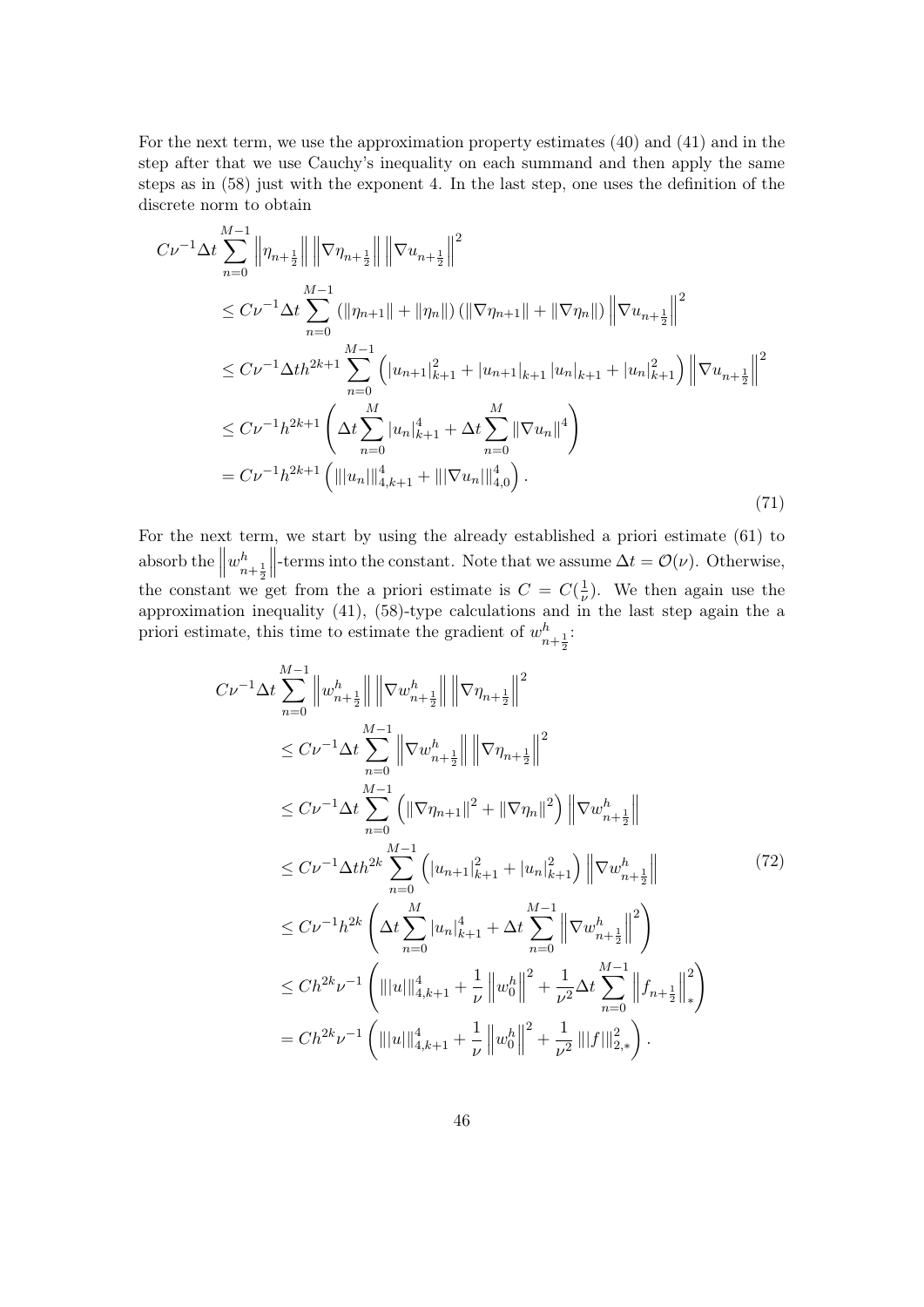For the next term, we use the approximation property estimates (40) and (41) and in the step after that we use Cauchy's inequality on each summand and then apply the same steps as in (58) just with the exponent 4. In the last step, one uses the definition of the discrete norm to obtain

$$
\begin{aligned}
&C\nu^{-1}\Delta t \sum_{n=0}^{M-1} \left\|\eta_{n+\frac{1}{2}}\right\| \left\|\nabla \eta_{n+\frac{1}{2}}\right\| \left\|\nabla u_{n+\frac{1}{2}}\right\|^2 \\
&\leq C\nu^{-1}\Delta t \sum_{n=0}^{M-1} \left(\|\eta_{n+1}\| + \|\eta_n\|\right)\left(\|\nabla \eta_{n+1}\| + \|\nabla \eta_n\|\right) \left\|\nabla u_{n+\frac{1}{2}}\right\|^2 \\
&\leq C\nu^{-1}\Delta t h^{2k+1} \sum_{n=0}^{M-1} \left(|u_{n+1}|_{k+1}^2 + |u_{n+1}|_{k+1}|u_n|_{k+1} + |u_n|_{k+1}^2\right) \left\|\nabla u_{n+\frac{1}{2}}\right\|^2 \\
&\leq C\nu^{-1}h^{2k+1}\left(\Delta t \sum_{n=0}^{M} |u_n|_{k+1}^4 + \Delta t \sum_{n=0}^{M} \|\nabla u_n\|^4\right) \\
&= C\nu^{-1}h^{2k+1}\left(|||u_n|||_{4,k+1}^4 + |||\nabla u_n|||_{4,0}^4\right).
\end{aligned}
\tag{71}
$$

For the next term, we start by using the already established a priori estimate (61) to absorb the $\left\|w^h_{n+\frac{1}{2}}\right\|$-terms into the constant. Note that we assume $\Delta t = \mathcal{O}(\nu)$. Otherwise, the constant we get from the a priori estimate is $C = C(\frac{1}{\nu})$. We then again use the approximation inequality (41), (58)-type calculations and in the last step again the a priori estimate, this time to estimate the gradient of $w^h_{n+\frac{1}{2}}$:

$$
\begin{aligned}
&C\nu^{-1}\Delta t \sum_{n=0}^{M-1} \left\|w^h_{n+\frac{1}{2}}\right\| \left\|\nabla w^h_{n+\frac{1}{2}}\right\| \left\|\nabla \eta_{n+\frac{1}{2}}\right\|^2 \\
&\leq C\nu^{-1}\Delta t \sum_{n=0}^{M-1} \left\|\nabla w^h_{n+\frac{1}{2}}\right\| \left\|\nabla \eta_{n+\frac{1}{2}}\right\|^2 \\
&\leq C\nu^{-1}\Delta t \sum_{n=0}^{M-1} \left(\|\nabla \eta_{n+1}\|^2 + \|\nabla \eta_n\|^2\right) \left\|\nabla w^h_{n+\frac{1}{2}}\right\| \\
&\leq C\nu^{-1}\Delta t h^{2k} \sum_{n=0}^{M-1} \left(|u_{n+1}|_{k+1}^2 + |u_n|_{k+1}^2\right) \left\|\nabla w^h_{n+\frac{1}{2}}\right\| \\
&\leq C\nu^{-1}h^{2k}\left(\Delta t \sum_{n=0}^{M} |u_n|_{k+1}^4 + \Delta t \sum_{n=0}^{M-1} \left\|\nabla w^h_{n+\frac{1}{2}}\right\|^2\right) \\
&\leq Ch^{2k}\nu^{-1}\left(|||u|||_{4,k+1}^4 + \frac{1}{\nu}\left\|w^h_0\right\|^2 + \frac{1}{\nu^2}\Delta t \sum_{n=0}^{M-1} \left\|f_{n+\frac{1}{2}}\right\|_*^2\right) \\
&= Ch^{2k}\nu^{-1}\left(|||u|||_{4,k+1}^4 + \frac{1}{\nu}\left\|w^h_0\right\|^2 + \frac{1}{\nu^2}|||f|||_{2,*}^2\right).
\end{aligned}
\tag{72}
$$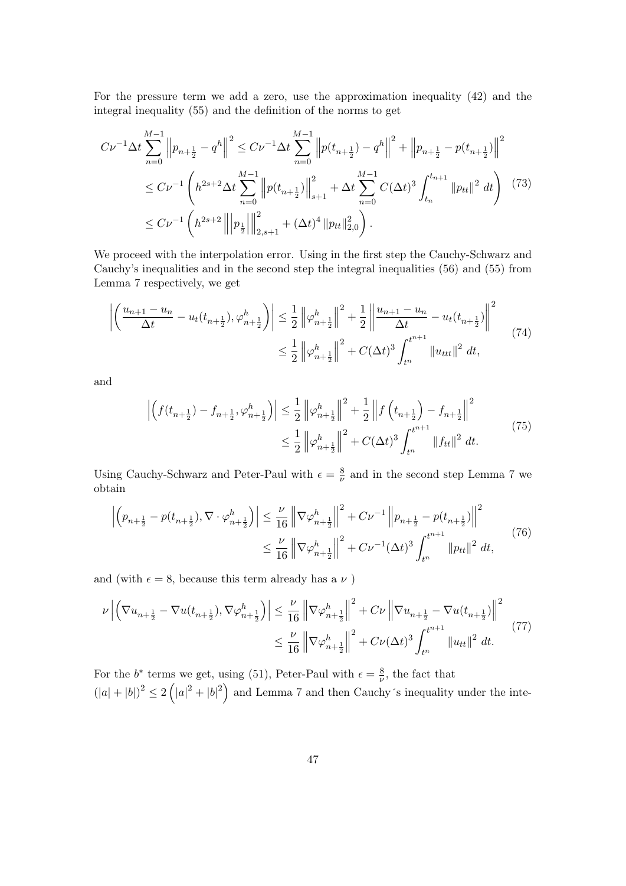For the pressure term we add a zero, use the approximation inequality (42) and the integral inequality (55) and the definition of the norms to get

$$
\begin{aligned}
C\nu^{-1}\Delta t \sum_{n=0}^{M-1} \left\| p_{n+\frac{1}{2}} - q^h \right\|^2 &\leq C\nu^{-1}\Delta t \sum_{n=0}^{M-1} \left\| p(t_{n+\frac{1}{2}}) - q^h \right\|^2 + \left\| p_{n+\frac{1}{2}} - p(t_{n+\frac{1}{2}}) \right\|^2 \\
&\leq C\nu^{-1} \left( h^{2s+2}\Delta t \sum_{n=0}^{M-1} \left\| p(t_{n+\frac{1}{2}}) \right\|_{s+1}^2 + \Delta t \sum_{n=0}^{M-1} C(\Delta t)^3 \int_{t_n}^{t_{n+1}} \|p_{tt}\|^2 \, dt \right) \\
&\leq C\nu^{-1} \left( h^{2s+2} \left\| \left| p_{\frac{1}{2}} \right| \right\|_{2,s+1}^2 + (\Delta t)^4 \|p_{tt}\|_{2,0}^2 \right).
\end{aligned}
\tag{73}
$$

We proceed with the interpolation error. Using in the first step the Cauchy-Schwarz and Cauchy's inequalities and in the second step the integral inequalities (56) and (55) from Lemma 7 respectively, we get

$$
\begin{aligned}
\left| \left( \frac{u_{n+1} - u_n}{\Delta t} - u_t(t_{n+\frac{1}{2}}), \varphi_{n+\frac{1}{2}}^h \right) \right| &\leq \frac{1}{2} \left\| \varphi_{n+\frac{1}{2}}^h \right\|^2 + \frac{1}{2} \left\| \frac{u_{n+1} - u_n}{\Delta t} - u_t(t_{n+\frac{1}{2}}) \right\|^2 \\
&\leq \frac{1}{2} \left\| \varphi_{n+\frac{1}{2}}^h \right\|^2 + C(\Delta t)^3 \int_{t^n}^{t^{n+1}} \|u_{ttt}\|^2 \, dt,
\end{aligned}
\tag{74}
$$

and

$$
\begin{aligned}
\left| \left( f(t_{n+\frac{1}{2}}) - f_{n+\frac{1}{2}}, \varphi_{n+\frac{1}{2}}^h \right) \right| &\leq \frac{1}{2} \left\| \varphi_{n+\frac{1}{2}}^h \right\|^2 + \frac{1}{2} \left\| f\left(t_{n+\frac{1}{2}}\right) - f_{n+\frac{1}{2}} \right\|^2 \\
&\leq \frac{1}{2} \left\| \varphi_{n+\frac{1}{2}}^h \right\|^2 + C(\Delta t)^3 \int_{t^n}^{t^{n+1}} \|f_{tt}\|^2 \, dt.
\end{aligned}
\tag{75}
$$

Using Cauchy-Schwarz and Peter-Paul with $\epsilon = \frac{8}{\nu}$ and in the second step Lemma 7 we obtain

$$
\begin{aligned}
\left| \left( p_{n+\frac{1}{2}} - p(t_{n+\frac{1}{2}}), \nabla \cdot \varphi_{n+\frac{1}{2}}^h \right) \right| &\leq \frac{\nu}{16} \left\| \nabla \varphi_{n+\frac{1}{2}}^h \right\|^2 + C\nu^{-1} \left\| p_{n+\frac{1}{2}} - p(t_{n+\frac{1}{2}}) \right\|^2 \\
&\leq \frac{\nu}{16} \left\| \nabla \varphi_{n+\frac{1}{2}}^h \right\|^2 + C\nu^{-1}(\Delta t)^3 \int_{t^n}^{t^{n+1}} \|p_{tt}\|^2 \, dt,
\end{aligned}
\tag{76}
$$

and (with $\epsilon = 8$, because this term already has a $\nu$ )

$$
\begin{aligned}
\nu \left| \left( \nabla u_{n+\frac{1}{2}} - \nabla u(t_{n+\frac{1}{2}}), \nabla \varphi_{n+\frac{1}{2}}^h \right) \right| &\leq \frac{\nu}{16} \left\| \nabla \varphi_{n+\frac{1}{2}}^h \right\|^2 + C\nu \left\| \nabla u_{n+\frac{1}{2}} - \nabla u(t_{n+\frac{1}{2}}) \right\|^2 \\
&\leq \frac{\nu}{16} \left\| \nabla \varphi_{n+\frac{1}{2}}^h \right\|^2 + C\nu(\Delta t)^3 \int_{t^n}^{t^{n+1}} \|u_{tt}\|^2 \, dt.
\end{aligned}
\tag{77}
$$

For the $b^*$ terms we get, using (51), Peter-Paul with $\epsilon = \frac{8}{\nu}$, the fact that $(|a| + |b|)^2 \leq 2\left(|a|^2 + |b|^2\right)$ and Lemma 7 and then Cauchy´s inequality under the inte-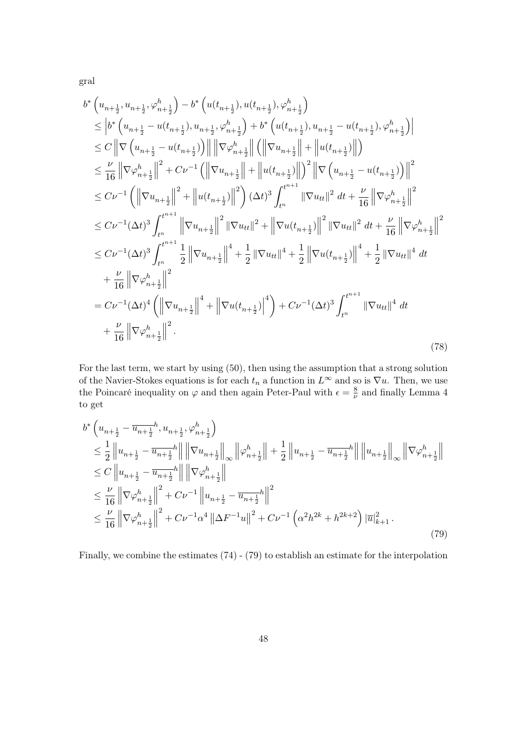gral

$$
\begin{aligned}
& b^*\left(u_{n+\frac{1}{2}}, u_{n+\frac{1}{2}}, \varphi^h_{n+\frac{1}{2}}\right) - b^*\left(u(t_{n+\frac{1}{2}}), u(t_{n+\frac{1}{2}}), \varphi^h_{n+\frac{1}{2}}\right) \\
& \leq \left| b^*\left(u_{n+\frac{1}{2}} - u(t_{n+\frac{1}{2}}), u_{n+\frac{1}{2}}, \varphi^h_{n+\frac{1}{2}}\right) + b^*\left(u(t_{n+\frac{1}{2}}), u_{n+\frac{1}{2}} - u(t_{n+\frac{1}{2}}), \varphi^h_{n+\frac{1}{2}}\right)\right| \\
& \leq C \left\| \nabla\left(u_{n+\frac{1}{2}} - u(t_{n+\frac{1}{2}})\right)\right\| \left\|\nabla \varphi^h_{n+\frac{1}{2}}\right\| \left( \left\|\nabla u_{n+\frac{1}{2}}\right\| + \left\| u(t_{n+\frac{1}{2}})\right\|\right) \\
& \leq \frac{\nu}{16}\left\|\nabla \varphi^h_{n+\frac{1}{2}}\right\|^2 + C\nu^{-1}\left(\left\|\nabla u_{n+\frac{1}{2}}\right\| + \left\|u(t_{n+\frac{1}{2}})\right\|\right)^2 \left\|\nabla\left(u_{n+\frac{1}{2}} - u(t_{n+\frac{1}{2}})\right)\right\|^2 \\
& \leq C\nu^{-1}\left(\left\|\nabla u_{n+\frac{1}{2}}\right\|^2 + \left\|u(t_{n+\frac{1}{2}})\right\|^2\right)(\Delta t)^3 \int_{t^n}^{t^{n+1}} \|\nabla u_{tt}\|^2 \, dt + \frac{\nu}{16}\left\|\nabla \varphi^h_{n+\frac{1}{2}}\right\|^2 \\
& \leq C\nu^{-1}(\Delta t)^3 \int_{t^n}^{t^{n+1}} \left\|\nabla u_{n+\frac{1}{2}}\right\|^2 \|\nabla u_{tt}\|^2 + \left\|\nabla u(t_{n+\frac{1}{2}})\right\|^2 \|\nabla u_{tt}\|^2 \, dt + \frac{\nu}{16}\left\|\nabla \varphi^h_{n+\frac{1}{2}}\right\|^2 \\
& \leq C\nu^{-1}(\Delta t)^3 \int_{t^n}^{t^{n+1}} \frac{1}{2}\left\|\nabla u_{n+\frac{1}{2}}\right\|^4 + \frac{1}{2}\|\nabla u_{tt}\|^4 + \frac{1}{2}\left\|\nabla u(t_{n+\frac{1}{2}})\right\|^4 + \frac{1}{2}\|\nabla u_{tt}\|^4 \, dt \\
& \quad + \frac{\nu}{16}\left\|\nabla \varphi^h_{n+\frac{1}{2}}\right\|^2 \\
& = C\nu^{-1}(\Delta t)^4 \left(\left\|\nabla u_{n+\frac{1}{2}}\right\|^4 + \left|\nabla u(t_{n+\frac{1}{2}})\right|^4\right) + C\nu^{-1}(\Delta t)^3 \int_{t^n}^{t^{n+1}} \|\nabla u_{tt}\|^4 \, dt \\
& \quad + \frac{\nu}{16}\left\|\nabla \varphi^h_{n+\frac{1}{2}}\right\|^2.
\end{aligned} \tag{78}
$$

For the last term, we start by using (50), then using the assumption that a strong solution of the Navier-Stokes equations is for each $t_n$ a function in $L^\infty$ and so is $\nabla u$. Then, we use the Poincaré inequality on $\varphi$ and then again Peter-Paul with $\epsilon = \frac{8}{\nu}$ and finally Lemma 4 to get

$$
\begin{aligned}
& b^*\left(u_{n+\frac{1}{2}} - \overline{u_{n+\frac{1}{2}}}^h, u_{n+\frac{1}{2}}, \varphi^h_{n+\frac{1}{2}}\right) \\
& \leq \frac{1}{2}\left\|u_{n+\frac{1}{2}} - \overline{u_{n+\frac{1}{2}}}^h\right\| \left\|\nabla u_{n+\frac{1}{2}}\right\|_\infty \left\|\varphi^h_{n+\frac{1}{2}}\right\| + \frac{1}{2}\left\|u_{n+\frac{1}{2}} - \overline{u_{n+\frac{1}{2}}}^h\right\| \left\|u_{n+\frac{1}{2}}\right\|_\infty \left\|\nabla \varphi^h_{n+\frac{1}{2}}\right\| \\
& \leq C\left\|u_{n+\frac{1}{2}} - \overline{u_{n+\frac{1}{2}}}^h\right\| \left\|\nabla \varphi^h_{n+\frac{1}{2}}\right\| \\
& \leq \frac{\nu}{16}\left\|\nabla \varphi^h_{n+\frac{1}{2}}\right\|^2 + C\nu^{-1}\left\|u_{n+\frac{1}{2}} - \overline{u_{n+\frac{1}{2}}}^h\right\|^2 \\
& \leq \frac{\nu}{16}\left\|\nabla \varphi^h_{n+\frac{1}{2}}\right\|^2 + C\nu^{-1}\alpha^4\left\|\Delta F^{-1}u\right\|^2 + C\nu^{-1}\left(\alpha^2 h^{2k} + h^{2k+2}\right)|\overline{u}|^2_{k+1}.
\end{aligned} \tag{79}
$$

Finally, we combine the estimates (74) - (79) to establish an estimate for the interpolation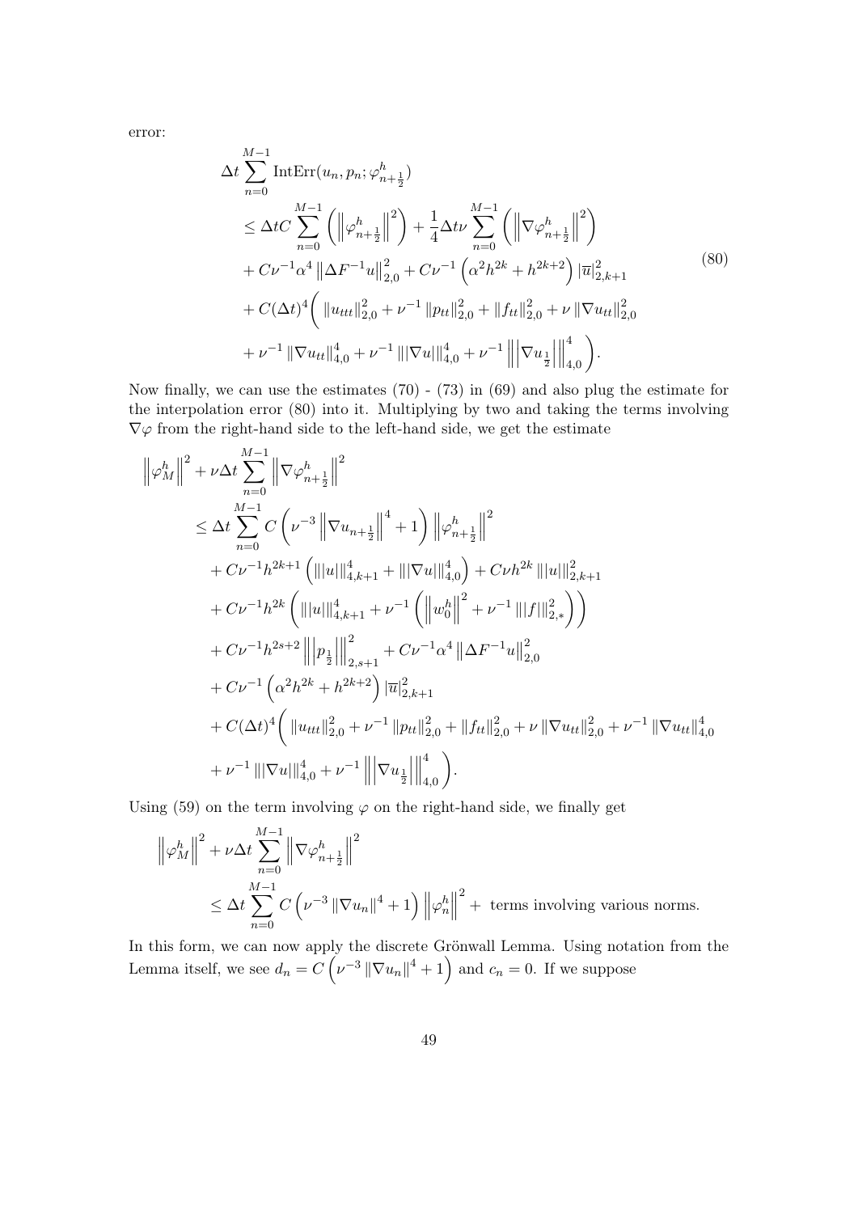error:

$$
\begin{aligned}
&\Delta t \sum_{n=0}^{M-1} \operatorname{IntErr}(u_n, p_n; \varphi^h_{n+\frac{1}{2}}) \\
&\quad \leq \Delta t C \sum_{n=0}^{M-1} \left( \left\| \varphi^h_{n+\frac{1}{2}} \right\|^2 \right) + \frac{1}{4} \Delta t \nu \sum_{n=0}^{M-1} \left( \left\| \nabla \varphi^h_{n+\frac{1}{2}} \right\|^2 \right) \\
&\quad + C\nu^{-1}\alpha^4 \left\| \Delta F^{-1} u \right\|^2_{2,0} + C\nu^{-1} \left( \alpha^2 h^{2k} + h^{2k+2} \right) |\overline{u}|^2_{2,k+1} \\
&\quad + C(\Delta t)^4 \bigg( \left\| u_{ttt} \right\|^2_{2,0} + \nu^{-1} \left\| p_{tt} \right\|^2_{2,0} + \left\| f_{tt} \right\|^2_{2,0} + \nu \left\| \nabla u_{tt} \right\|^2_{2,0} \\
&\quad + \nu^{-1} \left\| \nabla u_{tt} \right\|^4_{4,0} + \nu^{-1} \||\nabla u|\|^4_{4,0} + \nu^{-1} \left\|\left| \nabla u_{\frac{1}{2}} \right|\right\|^4_{4,0} \bigg).
\end{aligned}
\tag{80}
$$

Now finally, we can use the estimates (70) - (73) in (69) and also plug the estimate for the interpolation error (80) into it. Multiplying by two and taking the terms involving $\nabla\varphi$ from the right-hand side to the left-hand side, we get the estimate

$$
\begin{aligned}
&\left\| \varphi^h_M \right\|^2 + \nu \Delta t \sum_{n=0}^{M-1} \left\| \nabla \varphi^h_{n+\frac{1}{2}} \right\|^2 \\
&\quad \leq \Delta t \sum_{n=0}^{M-1} C \left( \nu^{-3} \left\| \nabla u_{n+\frac{1}{2}} \right\|^4 + 1 \right) \left\| \varphi^h_{n+\frac{1}{2}} \right\|^2 \\
&\quad + C\nu^{-1} h^{2k+1} \left( \||u|\|^4_{4,k+1} + \||\nabla u|\|^4_{4,0} \right) + C\nu h^{2k} \||u|\|^2_{2,k+1} \\
&\quad + C\nu^{-1} h^{2k} \left( \||u|\|^4_{4,k+1} + \nu^{-1} \left( \left\| w^h_0 \right\|^2 + \nu^{-1} \||f|\|^2_{2,*} \right) \right) \\
&\quad + C\nu^{-1} h^{2s+2} \left\|\left| p_{\frac{1}{2}} \right|\right\|^2_{2,s+1} + C\nu^{-1}\alpha^4 \left\| \Delta F^{-1} u \right\|^2_{2,0} \\
&\quad + C\nu^{-1} \left( \alpha^2 h^{2k} + h^{2k+2} \right) |\overline{u}|^2_{2,k+1} \\
&\quad + C(\Delta t)^4 \bigg( \left\| u_{ttt} \right\|^2_{2,0} + \nu^{-1} \left\| p_{tt} \right\|^2_{2,0} + \left\| f_{tt} \right\|^2_{2,0} + \nu \left\| \nabla u_{tt} \right\|^2_{2,0} + \nu^{-1} \left\| \nabla u_{tt} \right\|^4_{4,0} \\
&\quad + \nu^{-1} \||\nabla u|\|^4_{4,0} + \nu^{-1} \left\|\left| \nabla u_{\frac{1}{2}} \right|\right\|^4_{4,0} \bigg).
\end{aligned}
$$

Using (59) on the term involving $\varphi$ on the right-hand side, we finally get

$$
\begin{aligned}
&\left\| \varphi^h_M \right\|^2 + \nu \Delta t \sum_{n=0}^{M-1} \left\| \nabla \varphi^h_{n+\frac{1}{2}} \right\|^2 \\
&\quad \leq \Delta t \sum_{n=0}^{M-1} C \left( \nu^{-3} \left\| \nabla u_n \right\|^4 + 1 \right) \left\| \varphi^h_n \right\|^2 + \text{ terms involving various norms.}
\end{aligned}
$$

In this form, we can now apply the discrete Grönwall Lemma. Using notation from the Lemma itself, we see $d_n = C\left(\nu^{-3}\left\|\nabla u_n\right\|^4 + 1\right)$ and $c_n = 0$. If we suppose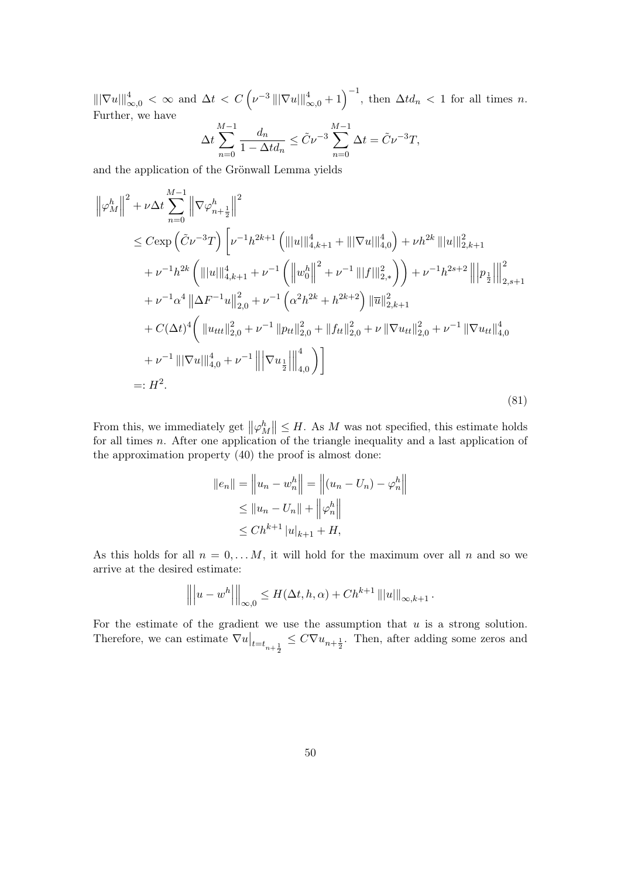$\||\nabla u\||_{\infty,0}^4 < \infty$ and $\Delta t < C\left(\nu^{-3}\||\nabla u\||_{\infty,0}^4 + 1\right)^{-1}$, then $\Delta t d_n < 1$ for all times $n$. Further, we have

$$\Delta t \sum_{n=0}^{M-1} \frac{d_n}{1 - \Delta t d_n} \leq \tilde{C}\nu^{-3} \sum_{n=0}^{M-1} \Delta t = \tilde{C}\nu^{-3} T,$$

and the application of the Grönwall Lemma yields

$$\begin{aligned}
&\left\|\varphi_M^h\right\|^2 + \nu \Delta t \sum_{n=0}^{M-1} \left\|\nabla \varphi_{n+\frac{1}{2}}^h\right\|^2 \\
&\leq C\exp\left(\tilde{C}\nu^{-3}T\right)\Bigg[\nu^{-1}h^{2k+1}\left(\||u\||_{4,k+1}^4 + \||\nabla u\||_{4,0}^4\right) + \nu h^{2k}\||u\||_{2,k+1}^2 \\
&\quad + \nu^{-1}h^{2k}\left(\||u\||_{4,k+1}^4 + \nu^{-1}\left(\left\|w_0^h\right\|^2 + \nu^{-1}\||f\||_{2,*}^2\right)\right) + \nu^{-1}h^{2s+2}\left\|\left|p_{\frac{1}{2}}\right|\right\|_{2,s+1}^2 \\
&\quad + \nu^{-1}\alpha^4\left\|\Delta F^{-1}u\right\|_{2,0}^2 + \nu^{-1}\left(\alpha^2 h^{2k} + h^{2k+2}\right)\|\overline{u}\|_{2,k+1}^2 \\
&\quad + C(\Delta t)^4\Bigg(\|u_{ttt}\|_{2,0}^2 + \nu^{-1}\|p_{tt}\|_{2,0}^2 + \|f_{tt}\|_{2,0}^2 + \nu\|\nabla u_{tt}\|_{2,0}^2 + \nu^{-1}\|\nabla u_{tt}\|_{4,0}^4 \\
&\quad + \nu^{-1}\||\nabla u\||_{4,0}^4 + \nu^{-1}\left\|\left|\nabla u_{\frac{1}{2}}\right|\right\|_{4,0}^4\Bigg)\Bigg] \\
&=: H^2.
\end{aligned} \tag{81}$$

From this, we immediately get $\left\|\varphi_M^h\right\| \leq H$. As $M$ was not specified, this estimate holds for all times $n$. After one application of the triangle inequality and a last application of the approximation property (40) the proof is almost done:

$$\begin{aligned}
\|e_n\| = \left\|u_n - w_n^h\right\| &= \left\|(u_n - U_n) - \varphi_n^h\right\| \\
&\leq \|u_n - U_n\| + \left\|\varphi_n^h\right\| \\
&\leq Ch^{k+1}|u|_{k+1} + H,
\end{aligned}$$

As this holds for all $n = 0, \ldots M$, it will hold for the maximum over all $n$ and so we arrive at the desired estimate:

$$\left\|\left|u - w^h\right|\right\|_{\infty,0} \leq H(\Delta t, h, \alpha) + Ch^{k+1}\||u\||_{\infty,k+1}.$$

For the estimate of the gradient we use the assumption that $u$ is a strong solution. Therefore, we can estimate $\nabla u\big|_{t=t_{n+\frac{1}{2}}} \leq C\nabla u_{n+\frac{1}{2}}$. Then, after adding some zeros and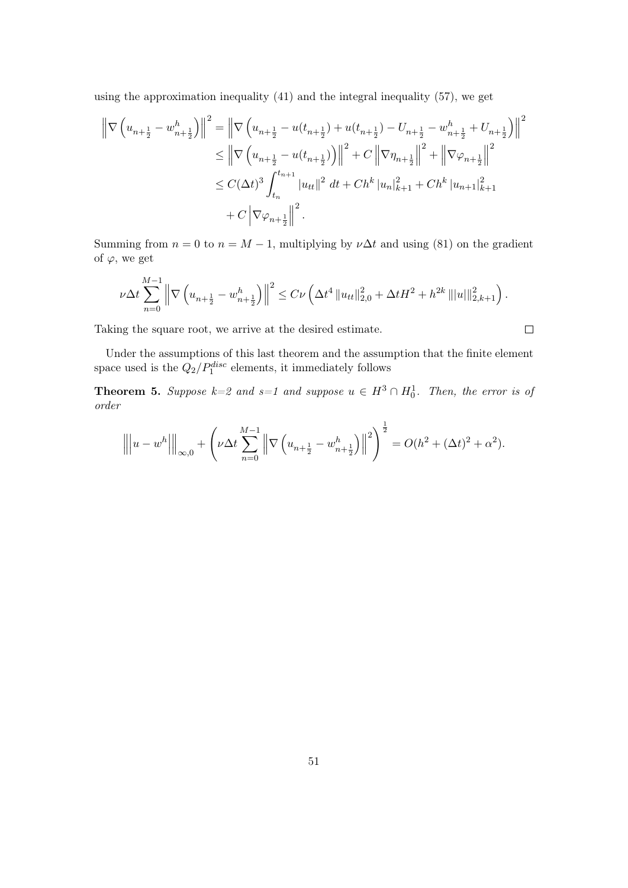using the approximation inequality (41) and the integral inequality (57), we get

$$
\begin{aligned}
\left\|\nabla\left(u_{n+\frac{1}{2}}-w^h_{n+\frac{1}{2}}\right)\right\|^2 &= \left\|\nabla\left(u_{n+\frac{1}{2}}-u(t_{n+\frac{1}{2}})+u(t_{n+\frac{1}{2}})-U_{n+\frac{1}{2}}-w^h_{n+\frac{1}{2}}+U_{n+\frac{1}{2}}\right)\right\|^2 \\
&\leq \left\|\nabla\left(u_{n+\frac{1}{2}}-u(t_{n+\frac{1}{2}})\right)\right\|^2 + C\left\|\nabla\eta_{n+\frac{1}{2}}\right\|^2 + \left\|\nabla\varphi_{n+\frac{1}{2}}\right\|^2 \\
&\leq C(\Delta t)^3\int_{t_n}^{t_{n+1}}|u_{tt}\|^2\,dt + Ch^k\,|u_n|^2_{k+1} + Ch^k\,|u_{n+1}|^2_{k+1} \\
&\quad + C\left|\nabla\varphi_{n+\frac{1}{2}}\right\|^2.
\end{aligned}
$$

Summing from $n=0$ to $n=M-1$, multiplying by $\nu\Delta t$ and using (81) on the gradient of $\varphi$, we get

$$
\nu\Delta t\sum_{n=0}^{M-1}\left\|\nabla\left(u_{n+\frac{1}{2}}-w^h_{n+\frac{1}{2}}\right)\right\|^2 \leq C\nu\left(\Delta t^4\,\|u_{tt}\|^2_{2,0}+\Delta tH^2+h^{2k}\,|||u|||^2_{2,k+1}\right).
$$

Taking the square root, we arrive at the desired estimate. $\square$

Under the assumptions of this last theorem and the assumption that the finite element space used is the $Q_2/P_1^{disc}$ elements, it immediately follows

**Theorem 5.** *Suppose k=2 and s=1 and suppose $u \in H^3 \cap H^1_0$. Then, the error is of order*

$$
\left|\left|\left|u-w^h\right|\right|\right|_{\infty,0}+\left(\nu\Delta t\sum_{n=0}^{M-1}\left\|\nabla\left(u_{n+\frac{1}{2}}-w^h_{n+\frac{1}{2}}\right)\right\|^2\right)^{\frac{1}{2}} = O(h^2+(\Delta t)^2+\alpha^2).
$$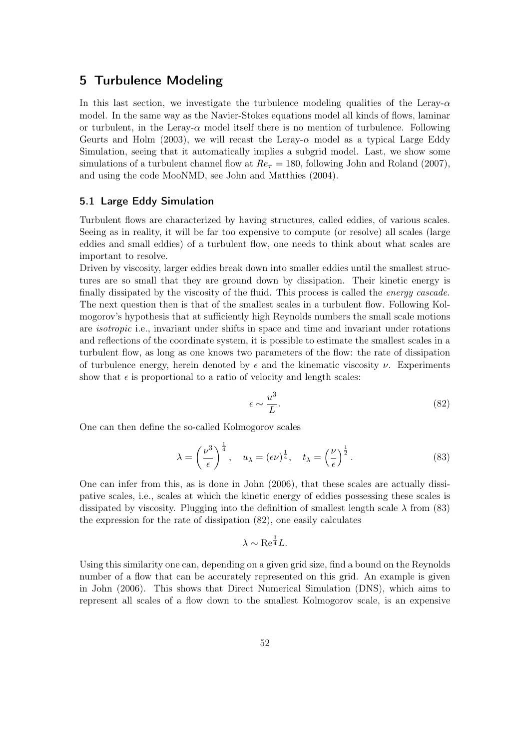## 5 Turbulence Modeling

In this last section, we investigate the turbulence modeling qualities of the Leray-$\alpha$ model. In the same way as the Navier-Stokes equations model all kinds of flows, laminar or turbulent, in the Leray-$\alpha$ model itself there is no mention of turbulence. Following Geurts and Holm (2003), we will recast the Leray-$\alpha$ model as a typical Large Eddy Simulation, seeing that it automatically implies a subgrid model. Last, we show some simulations of a turbulent channel flow at $Re_\tau = 180$, following John and Roland (2007), and using the code MooNMD, see John and Matthies (2004).

### 5.1 Large Eddy Simulation

Turbulent flows are characterized by having structures, called eddies, of various scales. Seeing as in reality, it will be far too expensive to compute (or resolve) all scales (large eddies and small eddies) of a turbulent flow, one needs to think about what scales are important to resolve.

Driven by viscosity, larger eddies break down into smaller eddies until the smallest structures are so small that they are ground down by dissipation. Their kinetic energy is finally dissipated by the viscosity of the fluid. This process is called the *energy cascade*. The next question then is that of the smallest scales in a turbulent flow. Following Kolmogorov's hypothesis that at sufficiently high Reynolds numbers the small scale motions are *isotropic* i.e., invariant under shifts in space and time and invariant under rotations and reflections of the coordinate system, it is possible to estimate the smallest scales in a turbulent flow, as long as one knows two parameters of the flow: the rate of dissipation of turbulence energy, herein denoted by $\epsilon$ and the kinematic viscosity $\nu$. Experiments show that $\epsilon$ is proportional to a ratio of velocity and length scales:

$$\epsilon \sim \frac{u^3}{L}. \tag{82}$$

One can then define the so-called Kolmogorov scales

$$\lambda = \left(\frac{\nu^3}{\epsilon}\right)^{\frac{1}{4}}, \quad u_\lambda = (\epsilon\nu)^{\frac{1}{4}}, \quad t_\lambda = \left(\frac{\nu}{\epsilon}\right)^{\frac{1}{2}}. \tag{83}$$

One can infer from this, as is done in John (2006), that these scales are actually dissipative scales, i.e., scales at which the kinetic energy of eddies possessing these scales is dissipated by viscosity. Plugging into the definition of smallest length scale $\lambda$ from (83) the expression for the rate of dissipation (82), one easily calculates

$$\lambda \sim \mathrm{Re}^{\frac{3}{4}} L.$$

Using this similarity one can, depending on a given grid size, find a bound on the Reynolds number of a flow that can be accurately represented on this grid. An example is given in John (2006). This shows that Direct Numerical Simulation (DNS), which aims to represent all scales of a flow down to the smallest Kolmogorov scale, is an expensive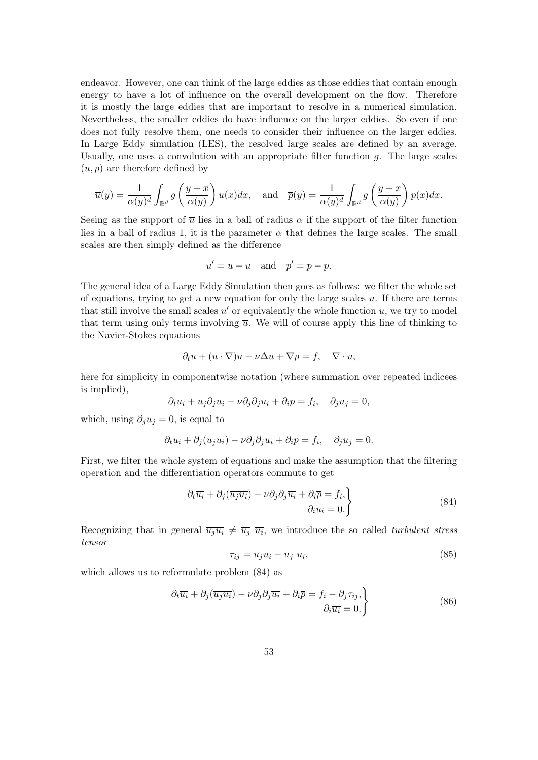endeavor. However, one can think of the large eddies as those eddies that contain enough energy to have a lot of influence on the overall development on the flow. Therefore it is mostly the large eddies that are important to resolve in a numerical simulation. Nevertheless, the smaller eddies do have influence on the larger eddies. So even if one does not fully resolve them, one needs to consider their influence on the larger eddies. In Large Eddy simulation (LES), the resolved large scales are defined by an average. Usually, one uses a convolution with an appropriate filter function $g$. The large scales $(\overline{u}, \overline{p})$ are therefore defined by

$$\overline{u}(y) = \frac{1}{\alpha(y)^d} \int_{\mathbb{R}^d} g\left(\frac{y-x}{\alpha(y)}\right) u(x) dx, \quad \text{and} \quad \overline{p}(y) = \frac{1}{\alpha(y)^d} \int_{\mathbb{R}^d} g\left(\frac{y-x}{\alpha(y)}\right) p(x) dx.$$

Seeing as the support of $\overline{u}$ lies in a ball of radius $\alpha$ if the support of the filter function lies in a ball of radius 1, it is the parameter $\alpha$ that defines the large scales. The small scales are then simply defined as the difference

$$u' = u - \overline{u} \quad \text{and} \quad p' = p - \overline{p}.$$

The general idea of a Large Eddy Simulation then goes as follows: we filter the whole set of equations, trying to get a new equation for only the large scales $\overline{u}$. If there are terms that still involve the small scales $u'$ or equivalently the whole function $u$, we try to model that term using only terms involving $\overline{u}$. We will of course apply this line of thinking to the Navier-Stokes equations

$$\partial_t u + (u \cdot \nabla) u - \nu \Delta u + \nabla p = f, \quad \nabla \cdot u,$$

here for simplicity in componentwise notation (where summation over repeated indicees is implied),

$$\partial_t u_i + u_j \partial_j u_i - \nu \partial_j \partial_j u_i + \partial_i p = f_i, \quad \partial_j u_j = 0,$$

which, using $\partial_j u_j = 0$, is equal to

$$\partial_t u_i + \partial_j (u_j u_i) - \nu \partial_j \partial_j u_i + \partial_i p = f_i, \quad \partial_j u_j = 0.$$

First, we filter the whole system of equations and make the assumption that the filtering operation and the differentiation operators commute to get

$$\left.\begin{aligned} \partial_t \overline{u_i} + \partial_j (\overline{u_j u_i}) - \nu \partial_j \partial_j \overline{u_i} + \partial_i \overline{p} = \overline{f_i}, \\ \partial_i \overline{u_i} = 0. \end{aligned}\right\} \tag{84}$$

Recognizing that in general $\overline{u_j u_i} \neq \overline{u_j}\ \overline{u_i}$, we introduce the so called *turbulent stress tensor*

$$\tau_{ij} = \overline{u_j u_i} - \overline{u_j}\ \overline{u_i}, \tag{85}$$

which allows us to reformulate problem (84) as

$$\left.\begin{aligned} \partial_t \overline{u_i} + \partial_j (\overline{u_j u_i}) - \nu \partial_j \partial_j \overline{u_i} + \partial_i \overline{p} = \overline{f_i} - \partial_j \tau_{ij}, \\ \partial_i \overline{u_i} = 0. \end{aligned}\right\} \tag{86}$$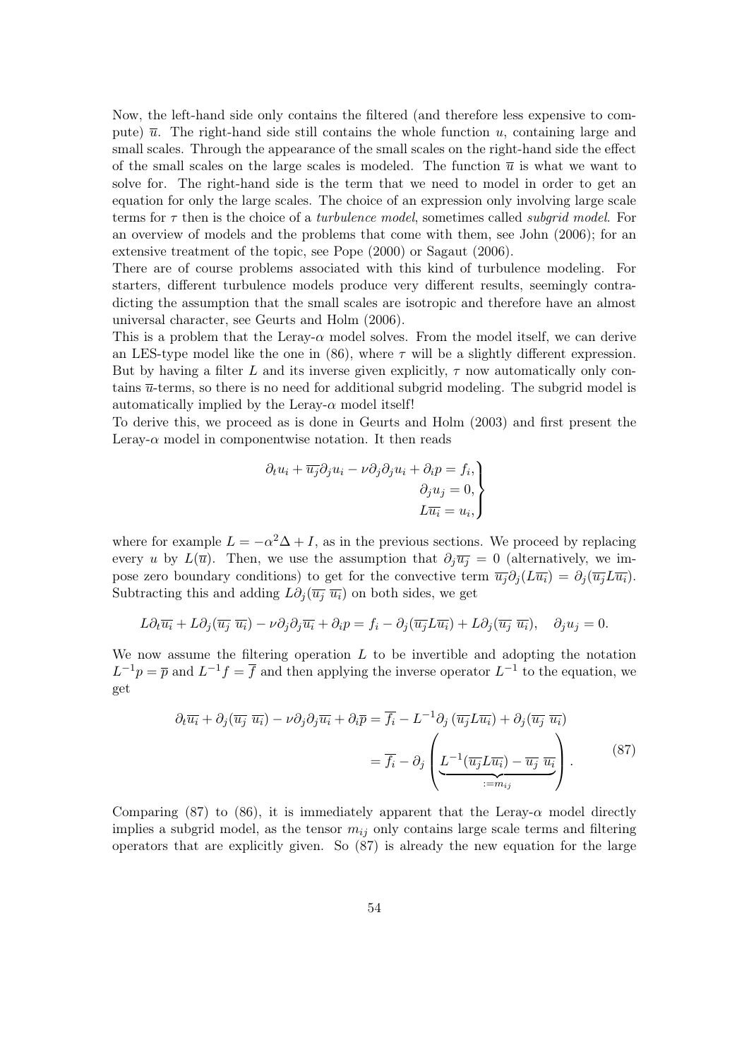Now, the left-hand side only contains the filtered (and therefore less expensive to compute) $\overline{u}$. The right-hand side still contains the whole function $u$, containing large and small scales. Through the appearance of the small scales on the right-hand side the effect of the small scales on the large scales is modeled. The function $\overline{u}$ is what we want to solve for. The right-hand side is the term that we need to model in order to get an equation for only the large scales. The choice of an expression only involving large scale terms for $\tau$ then is the choice of a *turbulence model*, sometimes called *subgrid model*. For an overview of models and the problems that come with them, see John (2006); for an extensive treatment of the topic, see Pope (2000) or Sagaut (2006).

There are of course problems associated with this kind of turbulence modeling. For starters, different turbulence models produce very different results, seemingly contradicting the assumption that the small scales are isotropic and therefore have an almost universal character, see Geurts and Holm (2006).

This is a problem that the Leray-$\alpha$ model solves. From the model itself, we can derive an LES-type model like the one in (86), where $\tau$ will be a slightly different expression. But by having a filter $L$ and its inverse given explicitly, $\tau$ now automatically only contains $\overline{u}$-terms, so there is no need for additional subgrid modeling. The subgrid model is automatically implied by the Leray-$\alpha$ model itself!

To derive this, we proceed as is done in Geurts and Holm (2003) and first present the Leray-$\alpha$ model in componentwise notation. It then reads

$$
\left.\begin{aligned}
\partial_t u_i + \overline{u_j}\partial_j u_i - \nu\partial_j\partial_j u_i + \partial_i p = f_i,\\
\partial_j u_j = 0,\\
L\overline{u_i} = u_i,
\end{aligned}\right\}
$$

where for example $L = -\alpha^2\Delta + I$, as in the previous sections. We proceed by replacing every $u$ by $L(\overline{u})$. Then, we use the assumption that $\partial_j\overline{u_j} = 0$ (alternatively, we impose zero boundary conditions) to get for the convective term $\overline{u_j}\partial_j(L\overline{u_i}) = \partial_j(\overline{u_j}L\overline{u_i})$. Subtracting this and adding $L\partial_j(\overline{u_j}\,\overline{u_i})$ on both sides, we get

$$
L\partial_t\overline{u_i} + L\partial_j(\overline{u_j}\,\overline{u_i}) - \nu\partial_j\partial_j\overline{u_i} + \partial_i p = f_i - \partial_j(\overline{u_j}L\overline{u_i}) + L\partial_j(\overline{u_j}\,\overline{u_i}), \quad \partial_j u_j = 0.
$$

We now assume the filtering operation $L$ to be invertible and adopting the notation $L^{-1}p = \overline{p}$ and $L^{-1}f = \overline{f}$ and then applying the inverse operator $L^{-1}$ to the equation, we get

$$
\begin{aligned}
\partial_t\overline{u_i} + \partial_j(\overline{u_j}\,\overline{u_i}) - \nu\partial_j\partial_j\overline{u_i} + \partial_i\overline{p} &= \overline{f_i} - L^{-1}\partial_j\left(\overline{u_j}L\overline{u_i}\right) + \partial_j(\overline{u_j}\,\overline{u_i})\\
&= \overline{f_i} - \partial_j\left(\underbrace{L^{-1}(\overline{u_j}L\overline{u_i}) - \overline{u_j}\,\overline{u_i}}_{:=m_{ij}}\right).
\end{aligned}
\tag{87}
$$

Comparing (87) to (86), it is immediately apparent that the Leray-$\alpha$ model directly implies a subgrid model, as the tensor $m_{ij}$ only contains large scale terms and filtering operators that are explicitly given. So (87) is already the new equation for the large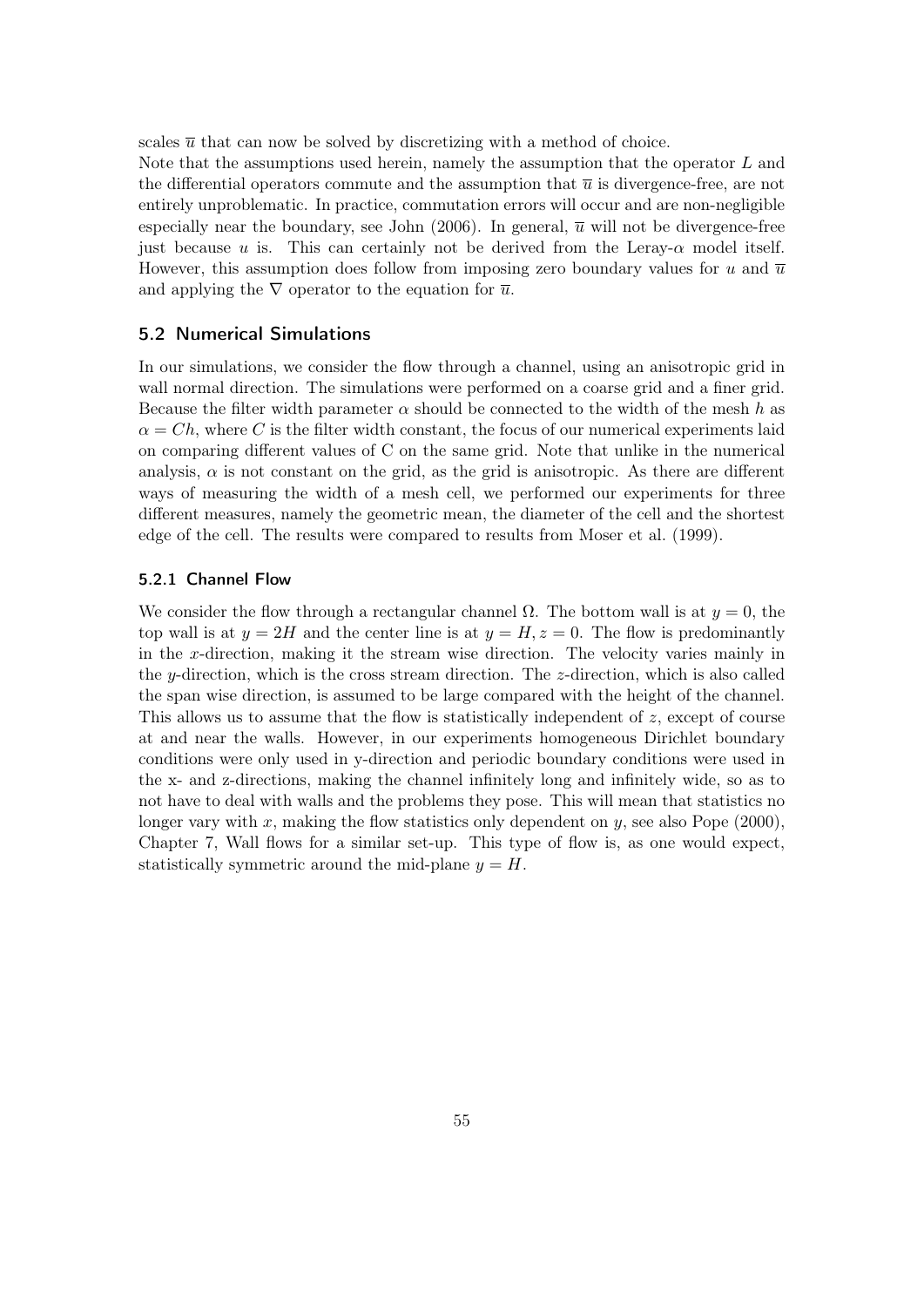scales $\overline{u}$ that can now be solved by discretizing with a method of choice.
Note that the assumptions used herein, namely the assumption that the operator $L$ and the differential operators commute and the assumption that $\overline{u}$ is divergence-free, are not entirely unproblematic. In practice, commutation errors will occur and are non-negligible especially near the boundary, see John (2006). In general, $\overline{u}$ will not be divergence-free just because $u$ is. This can certainly not be derived from the Leray-$\alpha$ model itself. However, this assumption does follow from imposing zero boundary values for $u$ and $\overline{u}$ and applying the $\nabla$ operator to the equation for $\overline{u}$.

## 5.2 Numerical Simulations

In our simulations, we consider the flow through a channel, using an anisotropic grid in wall normal direction. The simulations were performed on a coarse grid and a finer grid. Because the filter width parameter $\alpha$ should be connected to the width of the mesh $h$ as $\alpha = Ch$, where $C$ is the filter width constant, the focus of our numerical experiments laid on comparing different values of C on the same grid. Note that unlike in the numerical analysis, $\alpha$ is not constant on the grid, as the grid is anisotropic. As there are different ways of measuring the width of a mesh cell, we performed our experiments for three different measures, namely the geometric mean, the diameter of the cell and the shortest edge of the cell. The results were compared to results from Moser et al. (1999).

### 5.2.1 Channel Flow

We consider the flow through a rectangular channel $\Omega$. The bottom wall is at $y = 0$, the top wall is at $y = 2H$ and the center line is at $y = H, z = 0$. The flow is predominantly in the $x$-direction, making it the stream wise direction. The velocity varies mainly in the $y$-direction, which is the cross stream direction. The $z$-direction, which is also called the span wise direction, is assumed to be large compared with the height of the channel. This allows us to assume that the flow is statistically independent of $z$, except of course at and near the walls. However, in our experiments homogeneous Dirichlet boundary conditions were only used in y-direction and periodic boundary conditions were used in the x- and z-directions, making the channel infinitely long and infinitely wide, so as to not have to deal with walls and the problems they pose. This will mean that statistics no longer vary with $x$, making the flow statistics only dependent on $y$, see also Pope (2000), Chapter 7, Wall flows for a similar set-up. This type of flow is, as one would expect, statistically symmetric around the mid-plane $y = H$.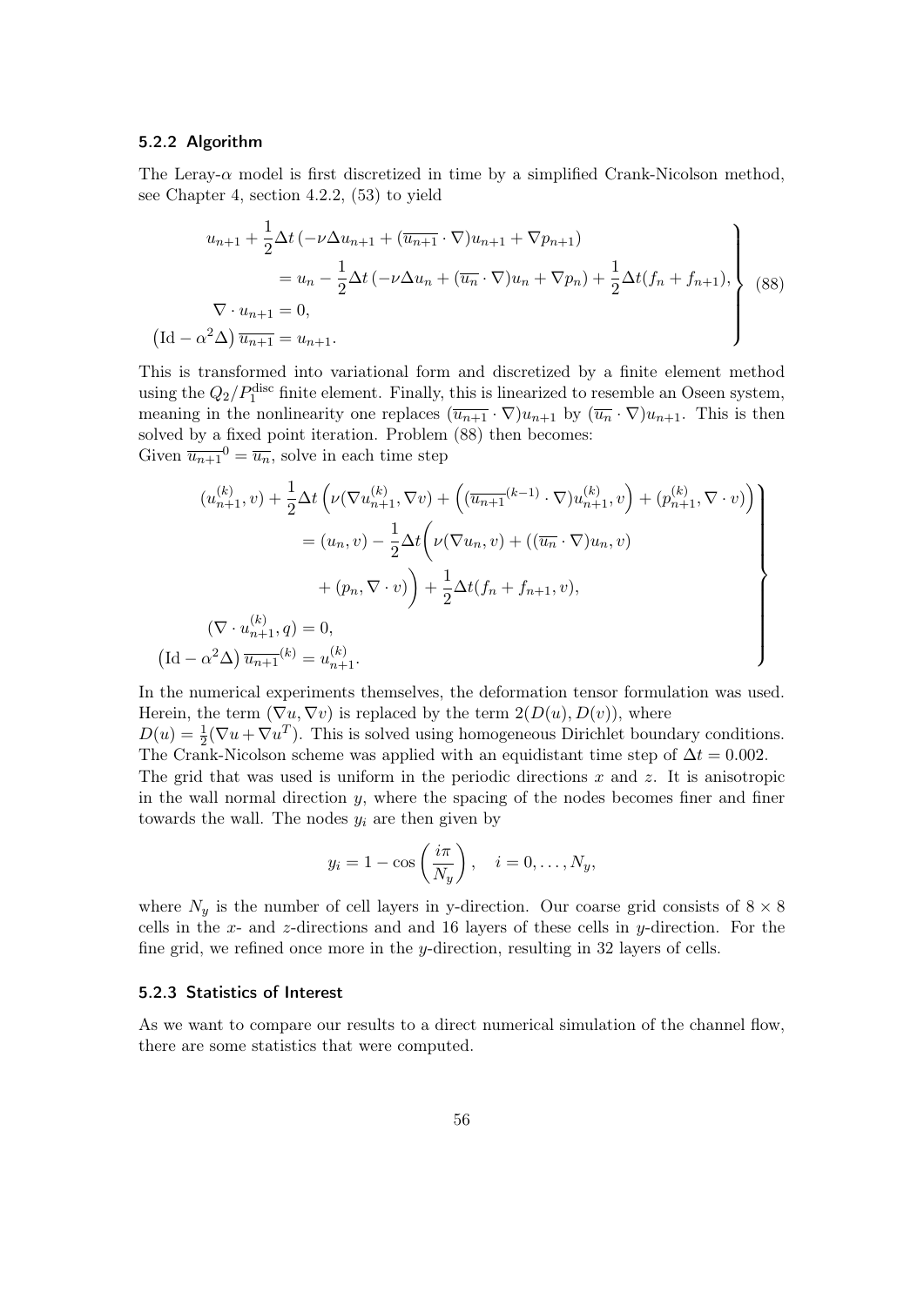### 5.2.2 Algorithm

The Leray-$\alpha$ model is first discretized in time by a simplified Crank-Nicolson method, see Chapter 4, section 4.2.2, (53) to yield

$$
\left.
\begin{aligned}
u_{n+1} + \frac{1}{2}\Delta t\left(-\nu\Delta u_{n+1} + (\overline{u_{n+1}}\cdot\nabla)u_{n+1} + \nabla p_{n+1}\right)& \\
= u_n - \frac{1}{2}\Delta t\left(-\nu\Delta u_n + (\overline{u_n}\cdot\nabla)u_n + \nabla p_n\right) &+ \frac{1}{2}\Delta t(f_n + f_{n+1}), \\
\nabla\cdot u_{n+1} = 0,& \\
\left(\mathrm{Id} - \alpha^2\Delta\right)\overline{u_{n+1}} = u_{n+1}.&
\end{aligned}
\right\} \quad (88)
$$

This is transformed into variational form and discretized by a finite element method using the $Q_2/P_1^{\text{disc}}$ finite element. Finally, this is linearized to resemble an Oseen system, meaning in the nonlinearity one replaces $(\overline{u_{n+1}}\cdot\nabla)u_{n+1}$ by $(\overline{u_n}\cdot\nabla)u_{n+1}$. This is then solved by a fixed point iteration. Problem (88) then becomes:
Given $\overline{u_{n+1}}^0 = \overline{u_n}$, solve in each time step

$$
\left.
\begin{aligned}
(u_{n+1}^{(k)}, v) + \frac{1}{2}\Delta t\Big(\nu(\nabla u_{n+1}^{(k)}, \nabla v) + \Big((\overline{u_{n+1}}^{(k-1)}\cdot\nabla)u_{n+1}^{(k)}, v\Big) + (p_{n+1}^{(k)}, \nabla\cdot v)\Big)& \\
= (u_n, v) - \frac{1}{2}\Delta t\Big(\nu(\nabla u_n, v) + ((\overline{u_n}\cdot\nabla)u_n, v)& \\
+ (p_n, \nabla\cdot v)\Big) + \frac{1}{2}\Delta t(f_n + f_{n+1}, v),& \\
(\nabla\cdot u_{n+1}^{(k)}, q) = 0,& \\
\left(\mathrm{Id} - \alpha^2\Delta\right)\overline{u_{n+1}}^{(k)} = u_{n+1}^{(k)}.&
\end{aligned}
\right\}
$$

In the numerical experiments themselves, the deformation tensor formulation was used. Herein, the term $(\nabla u, \nabla v)$ is replaced by the term $2(D(u), D(v))$, where $D(u) = \frac{1}{2}(\nabla u + \nabla u^T)$. This is solved using homogeneous Dirichlet boundary conditions. The Crank-Nicolson scheme was applied with an equidistant time step of $\Delta t = 0.002$. The grid that was used is uniform in the periodic directions $x$ and $z$. It is anisotropic in the wall normal direction $y$, where the spacing of the nodes becomes finer and finer towards the wall. The nodes $y_i$ are then given by

$$
y_i = 1 - \cos\left(\frac{i\pi}{N_y}\right), \quad i = 0, \ldots, N_y,
$$

where $N_y$ is the number of cell layers in y-direction. Our coarse grid consists of $8 \times 8$ cells in the $x$- and $z$-directions and and 16 layers of these cells in $y$-direction. For the fine grid, we refined once more in the $y$-direction, resulting in 32 layers of cells.

### 5.2.3 Statistics of Interest

As we want to compare our results to a direct numerical simulation of the channel flow, there are some statistics that were computed.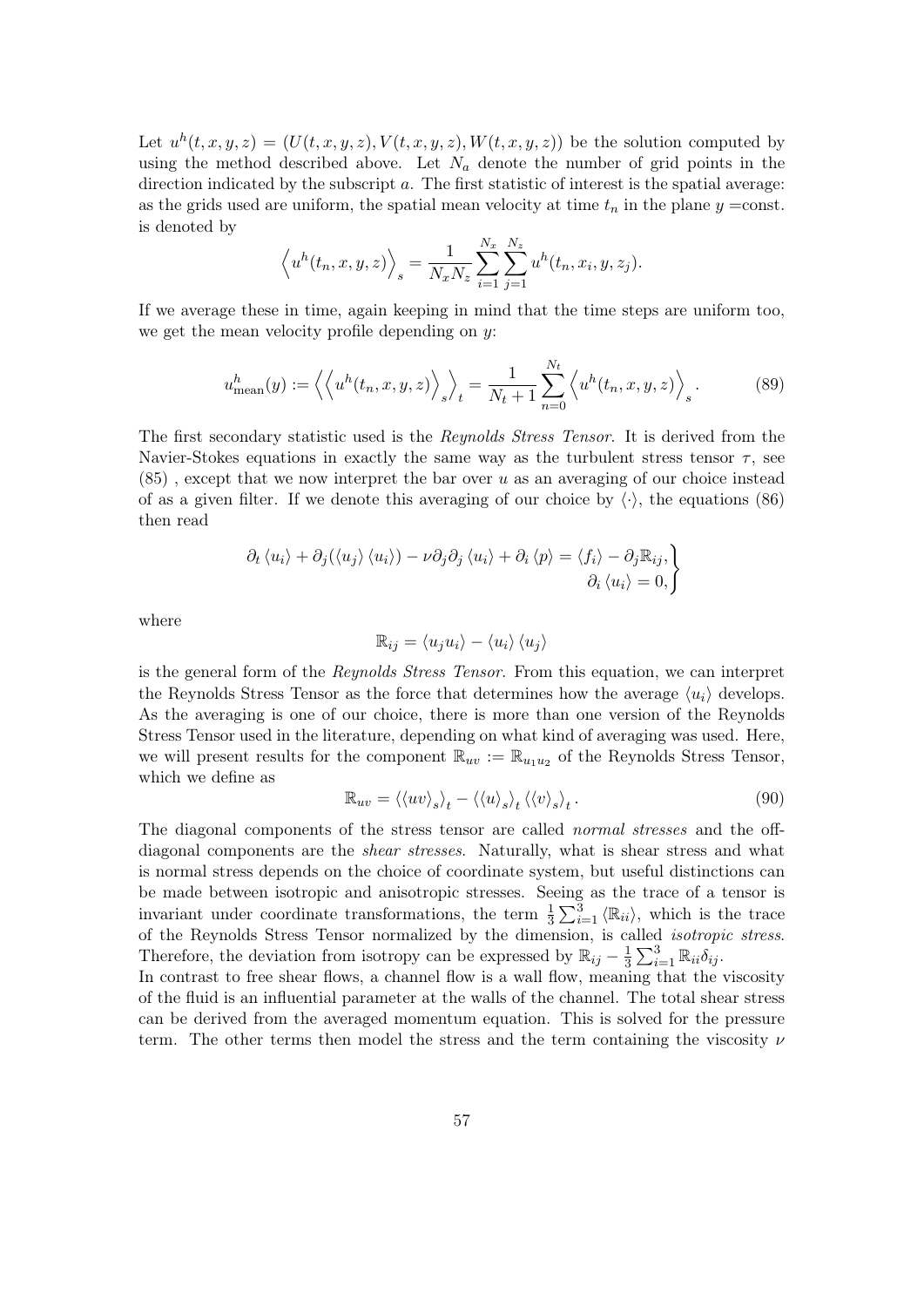Let $u^h(t, x, y, z) = (U(t, x, y, z), V(t, x, y, z), W(t, x, y, z))$ be the solution computed by using the method described above. Let $N_a$ denote the number of grid points in the direction indicated by the subscript $a$. The first statistic of interest is the spatial average: as the grids used are uniform, the spatial mean velocity at time $t_n$ in the plane $y$ =const. is denoted by

$$\left\langle u^h(t_n, x, y, z) \right\rangle_s = \frac{1}{N_x N_z} \sum_{i=1}^{N_x} \sum_{j=1}^{N_z} u^h(t_n, x_i, y, z_j).$$

If we average these in time, again keeping in mind that the time steps are uniform too, we get the mean velocity profile depending on $y$:

$$u^h_{\text{mean}}(y) := \left\langle \left\langle u^h(t_n, x, y, z) \right\rangle_s \right\rangle_t = \frac{1}{N_t + 1} \sum_{n=0}^{N_t} \left\langle u^h(t_n, x, y, z) \right\rangle_s. \tag{89}$$

The first secondary statistic used is the *Reynolds Stress Tensor*. It is derived from the Navier-Stokes equations in exactly the same way as the turbulent stress tensor $\tau$, see (85) , except that we now interpret the bar over $u$ as an averaging of our choice instead of as a given filter. If we denote this averaging of our choice by $\langle \cdot \rangle$, the equations (86) then read

$$\left.\begin{aligned} \partial_t \langle u_i \rangle + \partial_j(\langle u_j \rangle \langle u_i \rangle) - \nu \partial_j \partial_j \langle u_i \rangle + \partial_i \langle p \rangle = \langle f_i \rangle - \partial_j \mathbb{R}_{ij}, \\ \partial_i \langle u_i \rangle = 0, \end{aligned}\right\}$$

where

$$\mathbb{R}_{ij} = \langle u_j u_i \rangle - \langle u_i \rangle \langle u_j \rangle$$

is the general form of the *Reynolds Stress Tensor*. From this equation, we can interpret the Reynolds Stress Tensor as the force that determines how the average $\langle u_i \rangle$ develops. As the averaging is one of our choice, there is more than one version of the Reynolds Stress Tensor used in the literature, depending on what kind of averaging was used. Here, we will present results for the component $\mathbb{R}_{uv} := \mathbb{R}_{u_1 u_2}$ of the Reynolds Stress Tensor, which we define as

$$\mathbb{R}_{uv} = \left\langle \langle uv \rangle_s \right\rangle_t - \left\langle \langle u \rangle_s \right\rangle_t \left\langle \langle v \rangle_s \right\rangle_t. \tag{90}$$

The diagonal components of the stress tensor are called *normal stresses* and the off-diagonal components are the *shear stresses*. Naturally, what is shear stress and what is normal stress depends on the choice of coordinate system, but useful distinctions can be made between isotropic and anisotropic stresses. Seeing as the trace of a tensor is invariant under coordinate transformations, the term $\frac{1}{3} \sum_{i=1}^{3} \langle \mathbb{R}_{ii} \rangle$, which is the trace of the Reynolds Stress Tensor normalized by the dimension, is called *isotropic stress*. Therefore, the deviation from isotropy can be expressed by $\mathbb{R}_{ij} - \frac{1}{3} \sum_{i=1}^{3} \mathbb{R}_{ii} \delta_{ij}$.
In contrast to free shear flows, a channel flow is a wall flow, meaning that the viscosity of the fluid is an influential parameter at the walls of the channel. The total shear stress can be derived from the averaged momentum equation. This is solved for the pressure term. The other terms then model the stress and the term containing the viscosity $\nu$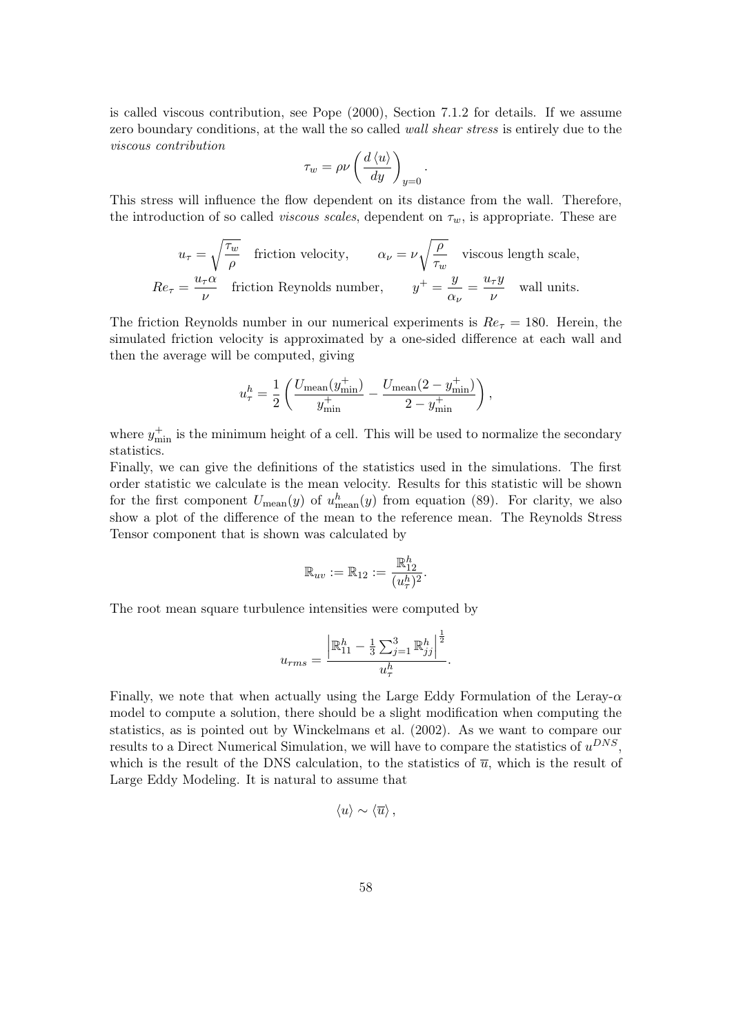is called viscous contribution, see Pope (2000), Section 7.1.2 for details. If we assume zero boundary conditions, at the wall the so called *wall shear stress* is entirely due to the *viscous contribution*

$$\tau_w = \rho\nu \left( \frac{d \langle u \rangle}{dy} \right)_{y=0}.$$

This stress will influence the flow dependent on its distance from the wall. Therefore, the introduction of so called *viscous scales*, dependent on $\tau_w$, is appropriate. These are

$$u_\tau = \sqrt{\frac{\tau_w}{\rho}} \quad \text{friction velocity}, \qquad \alpha_\nu = \nu\sqrt{\frac{\rho}{\tau_w}} \quad \text{viscous length scale},$$
$$Re_\tau = \frac{u_\tau \alpha}{\nu} \quad \text{friction Reynolds number}, \qquad y^+ = \frac{y}{\alpha_\nu} = \frac{u_\tau y}{\nu} \quad \text{wall units}.$$

The friction Reynolds number in our numerical experiments is $Re_\tau = 180$. Herein, the simulated friction velocity is approximated by a one-sided difference at each wall and then the average will be computed, giving

$$u_\tau^h = \frac{1}{2}\left( \frac{U_{\text{mean}}(y^+_{\text{min}})}{y^+_{\text{min}}} - \frac{U_{\text{mean}}(2 - y^+_{\text{min}})}{2 - y^+_{\text{min}}} \right),$$

where $y^+_{\text{min}}$ is the minimum height of a cell. This will be used to normalize the secondary statistics.

Finally, we can give the definitions of the statistics used in the simulations. The first order statistic we calculate is the mean velocity. Results for this statistic will be shown for the first component $U_{\text{mean}}(y)$ of $u^h_{\text{mean}}(y)$ from equation (89). For clarity, we also show a plot of the difference of the mean to the reference mean. The Reynolds Stress Tensor component that is shown was calculated by

$$\mathbb{R}_{uv} := \mathbb{R}_{12} := \frac{\mathbb{R}^h_{12}}{(u^h_\tau)^2}.$$

The root mean square turbulence intensities were computed by

$$u_{rms} = \frac{\left| \mathbb{R}^h_{11} - \frac{1}{3}\sum_{j=1}^{3} \mathbb{R}^h_{jj} \right|^{\frac{1}{2}}}{u^h_\tau}.$$

Finally, we note that when actually using the Large Eddy Formulation of the Leray-$\alpha$ model to compute a solution, there should be a slight modification when computing the statistics, as is pointed out by Winckelmans et al. (2002). As we want to compare our results to a Direct Numerical Simulation, we will have to compare the statistics of $u^{DNS}$, which is the result of the DNS calculation, to the statistics of $\overline{u}$, which is the result of Large Eddy Modeling. It is natural to assume that

$$\langle u \rangle \sim \langle \overline{u} \rangle,$$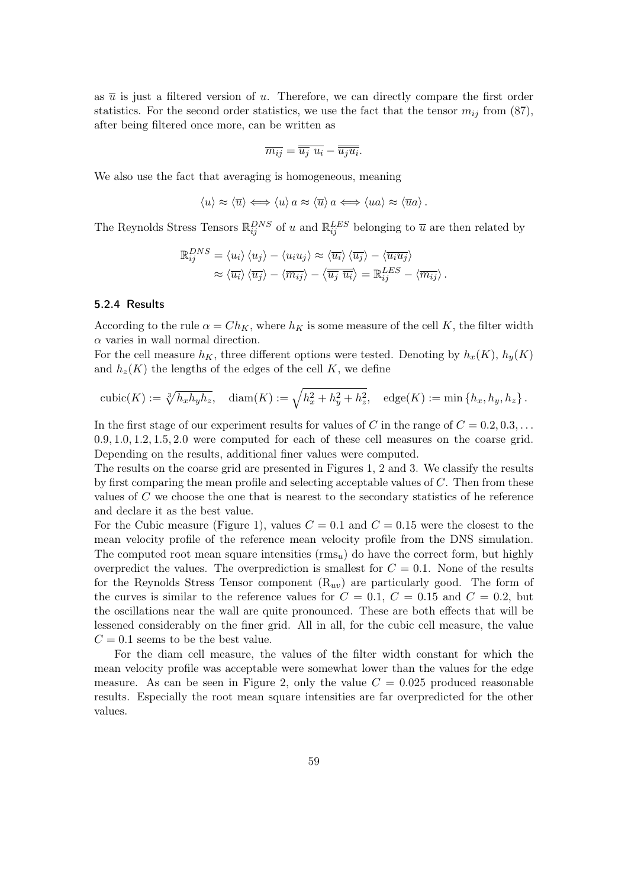as $\overline{u}$ is just a filtered version of $u$. Therefore, we can directly compare the first order statistics. For the second order statistics, we use the fact that the tensor $m_{ij}$ from (87), after being filtered once more, can be written as

$$\overline{m_{ij}} = \overline{\overline{u_j}\ \overline{u_i}} - \overline{\overline{u_j u_i}}.$$

We also use the fact that averaging is homogeneous, meaning

$$\langle u \rangle \approx \langle \overline{u} \rangle \Longleftrightarrow \langle u \rangle a \approx \langle \overline{u} \rangle a \Longleftrightarrow \langle ua \rangle \approx \langle \overline{u} a \rangle .$$

The Reynolds Stress Tensors $\mathbb{R}_{ij}^{DNS}$ of $u$ and $\mathbb{R}_{ij}^{LES}$ belonging to $\overline{u}$ are then related by

$$\begin{aligned}
\mathbb{R}_{ij}^{DNS} &= \langle u_i \rangle \langle u_j \rangle - \langle u_i u_j \rangle \approx \langle \overline{u_i} \rangle \langle \overline{u_j} \rangle - \langle \overline{u_i u_j} \rangle \\
&\approx \langle \overline{u_i} \rangle \langle \overline{u_j} \rangle - \langle \overline{m_{ij}} \rangle - \left\langle \overline{\overline{u_j}\ \overline{u_i}} \right\rangle = \mathbb{R}_{ij}^{LES} - \langle \overline{m_{ij}} \rangle .
\end{aligned}$$

### 5.2.4 Results

According to the rule $\alpha = C h_K$, where $h_K$ is some measure of the cell $K$, the filter width $\alpha$ varies in wall normal direction.

For the cell measure $h_K$, three different options were tested. Denoting by $h_x(K)$, $h_y(K)$ and $h_z(K)$ the lengths of the edges of the cell $K$, we define

$$\mathrm{cubic}(K) := \sqrt[3]{h_x h_y h_z}, \quad \mathrm{diam}(K) := \sqrt{h_x^2 + h_y^2 + h_z^2}, \quad \mathrm{edge}(K) := \min\{h_x, h_y, h_z\}.$$

In the first stage of our experiment results for values of $C$ in the range of $C = 0.2, 0.3, \ldots$ $0.9, 1.0, 1.2, 1.5, 2.0$ were computed for each of these cell measures on the coarse grid. Depending on the results, additional finer values were computed.

The results on the coarse grid are presented in Figures 1, 2 and 3. We classify the results by first comparing the mean profile and selecting acceptable values of $C$. Then from these values of $C$ we choose the one that is nearest to the secondary statistics of he reference and declare it as the best value.

For the Cubic measure (Figure 1), values $C = 0.1$ and $C = 0.15$ were the closest to the mean velocity profile of the reference mean velocity profile from the DNS simulation. The computed root mean square intensities ($\mathrm{rms}_u$) do have the correct form, but highly overpredict the values. The overprediction is smallest for $C = 0.1$. None of the results for the Reynolds Stress Tensor component ($\mathrm{R}_{uv}$) are particularly good. The form of the curves is similar to the reference values for $C = 0.1$, $C = 0.15$ and $C = 0.2$, but the oscillations near the wall are quite pronounced. These are both effects that will be lessened considerably on the finer grid. All in all, for the cubic cell measure, the value $C = 0.1$ seems to be the best value.

For the diam cell measure, the values of the filter width constant for which the mean velocity profile was acceptable were somewhat lower than the values for the edge measure. As can be seen in Figure 2, only the value $C = 0.025$ produced reasonable results. Especially the root mean square intensities are far overpredicted for the other values.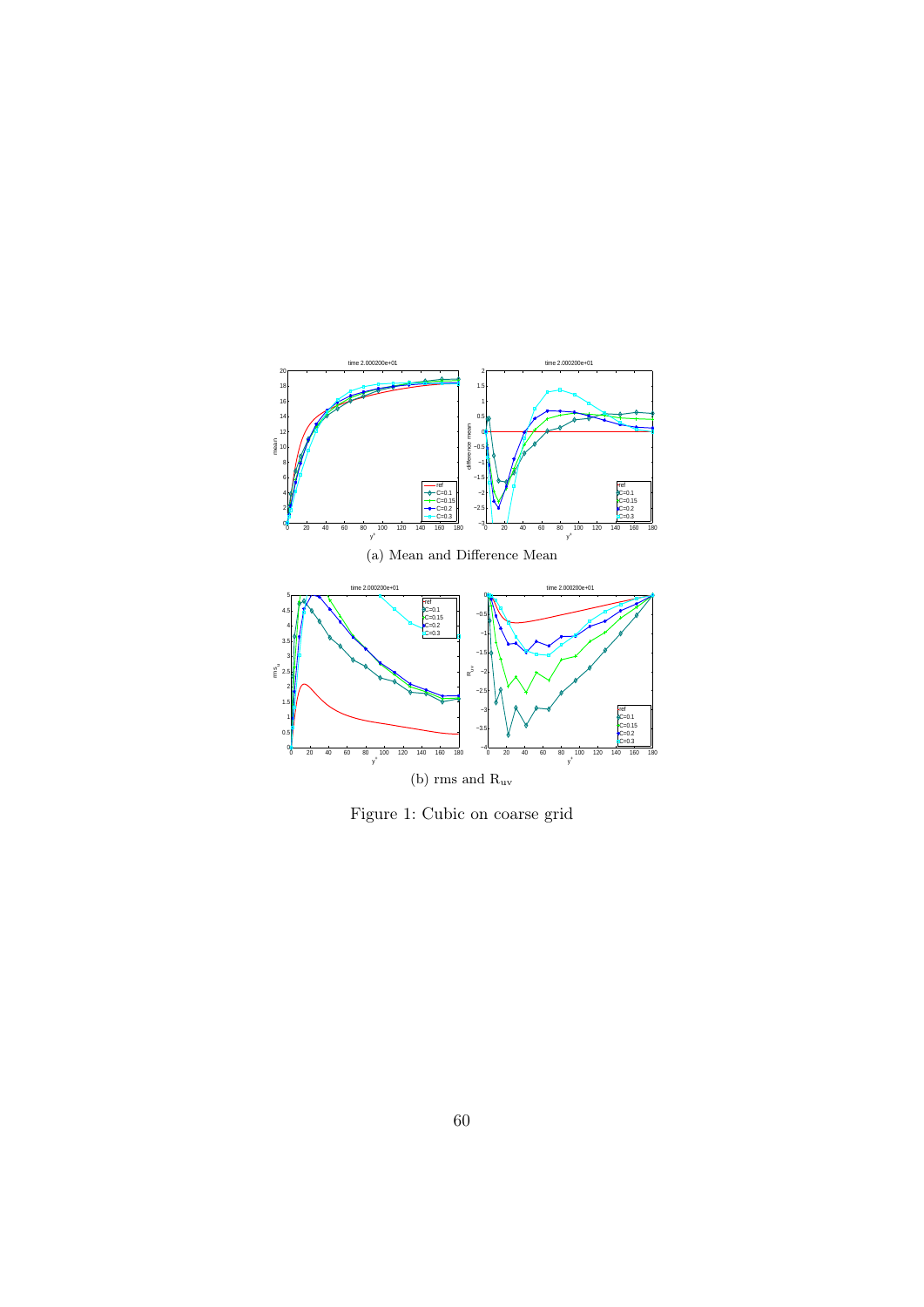(a) Mean and Difference Mean

(b) rms and $R_{uv}$

Figure 1: Cubic on coarse grid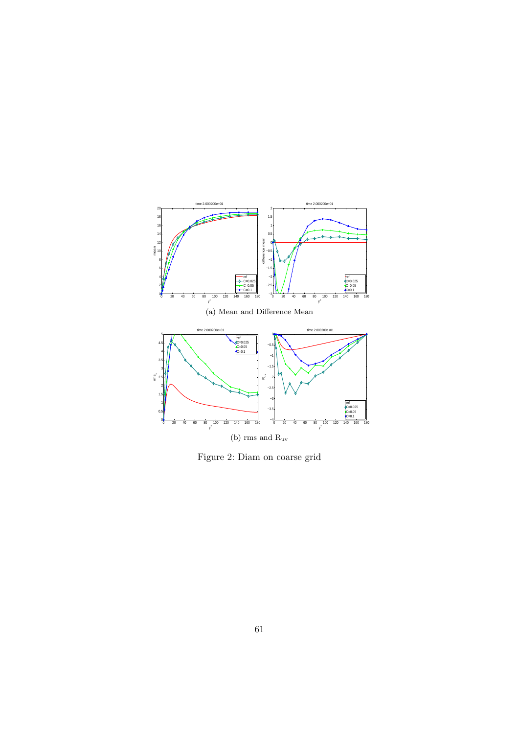(a) Mean and Difference Mean

(b) rms and $\mathrm{R_{uv}}$

Figure 2: Diam on coarse grid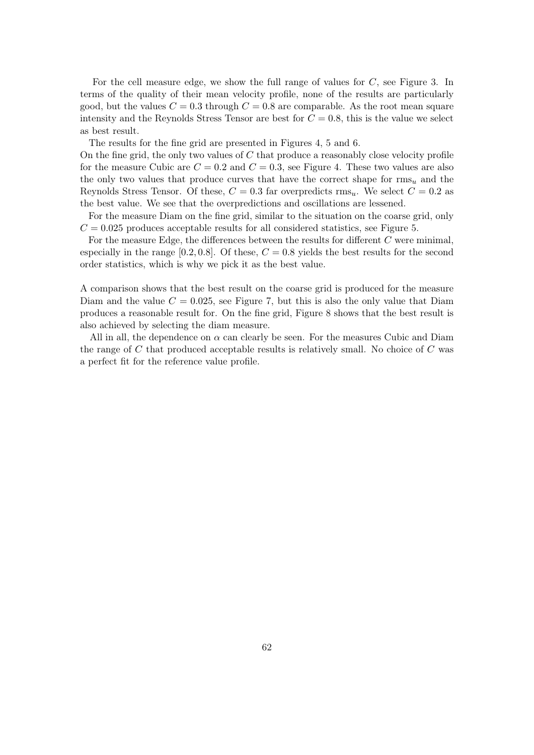For the cell measure edge, we show the full range of values for $C$, see Figure 3. In terms of the quality of their mean velocity profile, none of the results are particularly good, but the values $C = 0.3$ through $C = 0.8$ are comparable. As the root mean square intensity and the Reynolds Stress Tensor are best for $C = 0.8$, this is the value we select as best result.

The results for the fine grid are presented in Figures 4, 5 and 6.
On the fine grid, the only two values of $C$ that produce a reasonably close velocity profile for the measure Cubic are $C = 0.2$ and $C = 0.3$, see Figure 4. These two values are also the only two values that produce curves that have the correct shape for $\text{rms}_u$ and the Reynolds Stress Tensor. Of these, $C = 0.3$ far overpredicts $\text{rms}_u$. We select $C = 0.2$ as the best value. We see that the overpredictions and oscillations are lessened.

For the measure Diam on the fine grid, similar to the situation on the coarse grid, only $C = 0.025$ produces acceptable results for all considered statistics, see Figure 5.

For the measure Edge, the differences between the results for different $C$ were minimal, especially in the range $[0.2, 0.8]$. Of these, $C = 0.8$ yields the best results for the second order statistics, which is why we pick it as the best value.

A comparison shows that the best result on the coarse grid is produced for the measure Diam and the value $C = 0.025$, see Figure 7, but this is also the only value that Diam produces a reasonable result for. On the fine grid, Figure 8 shows that the best result is also achieved by selecting the diam measure.

All in all, the dependence on $\alpha$ can clearly be seen. For the measures Cubic and Diam the range of $C$ that produced acceptable results is relatively small. No choice of $C$ was a perfect fit for the reference value profile.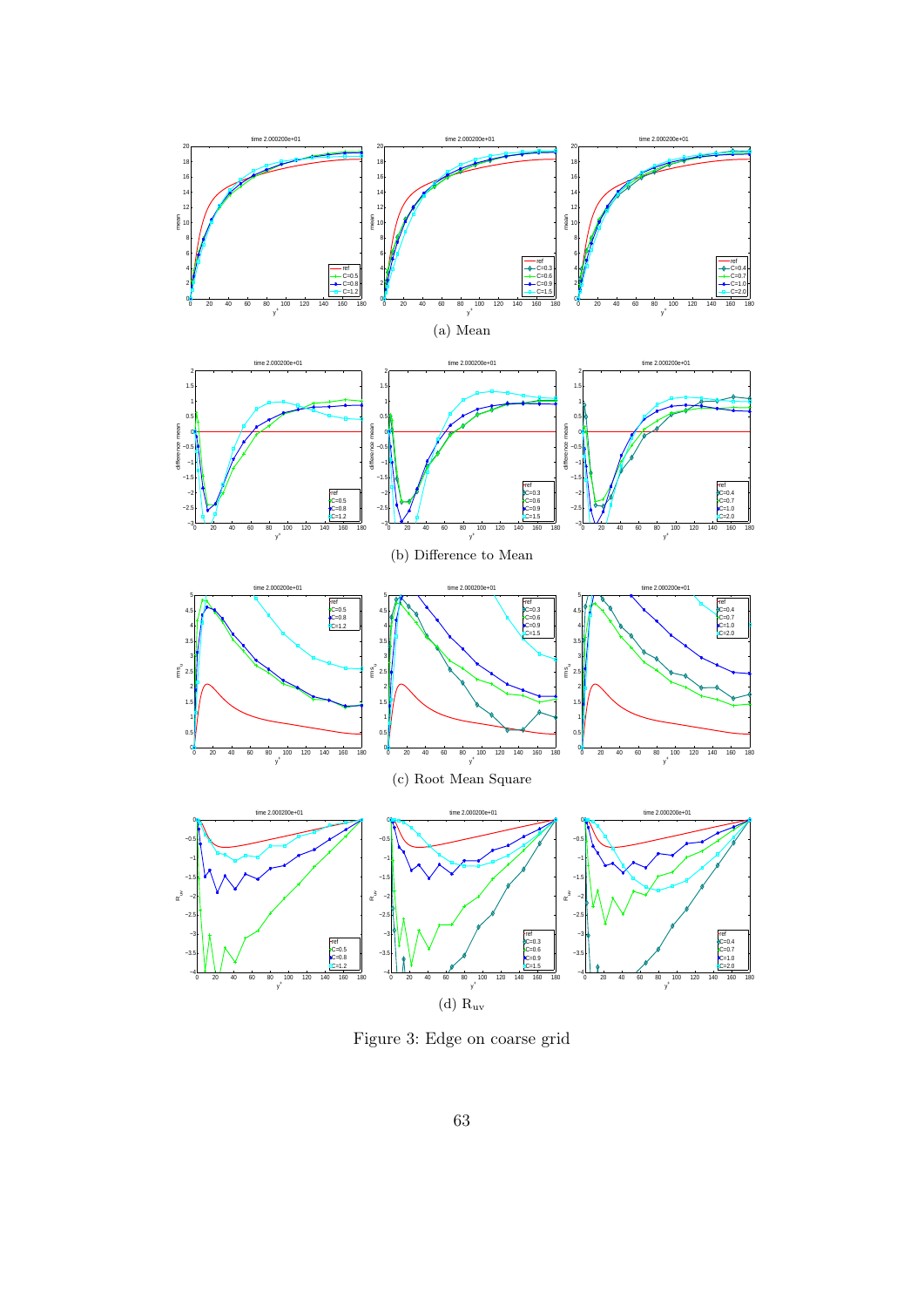(a) Mean

(b) Difference to Mean

(c) Root Mean Square

(d) $R_{uv}$

Figure 3: Edge on coarse grid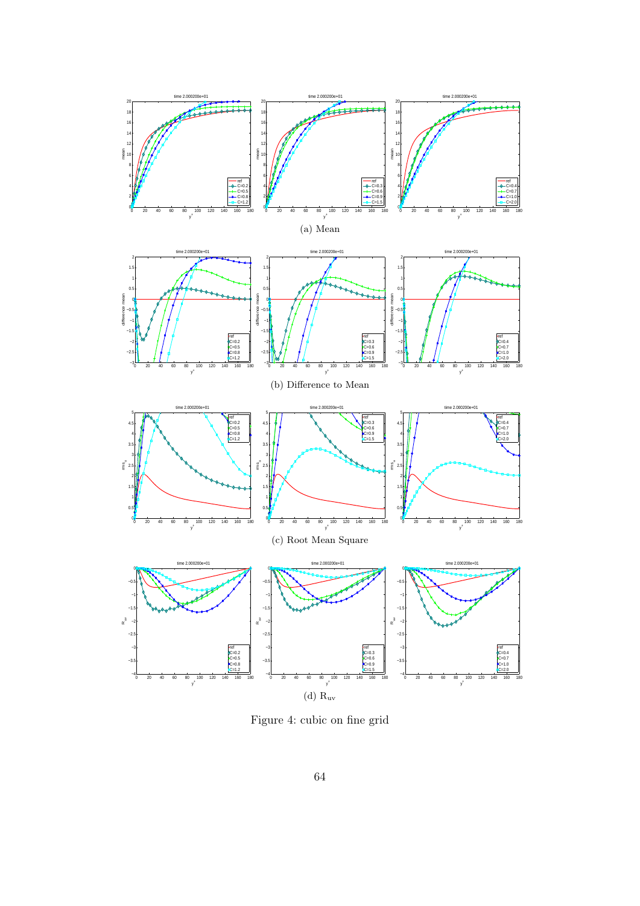(a) Mean

(b) Difference to Mean

(c) Root Mean Square

(d) $R_{uv}$

Figure 4: cubic on fine grid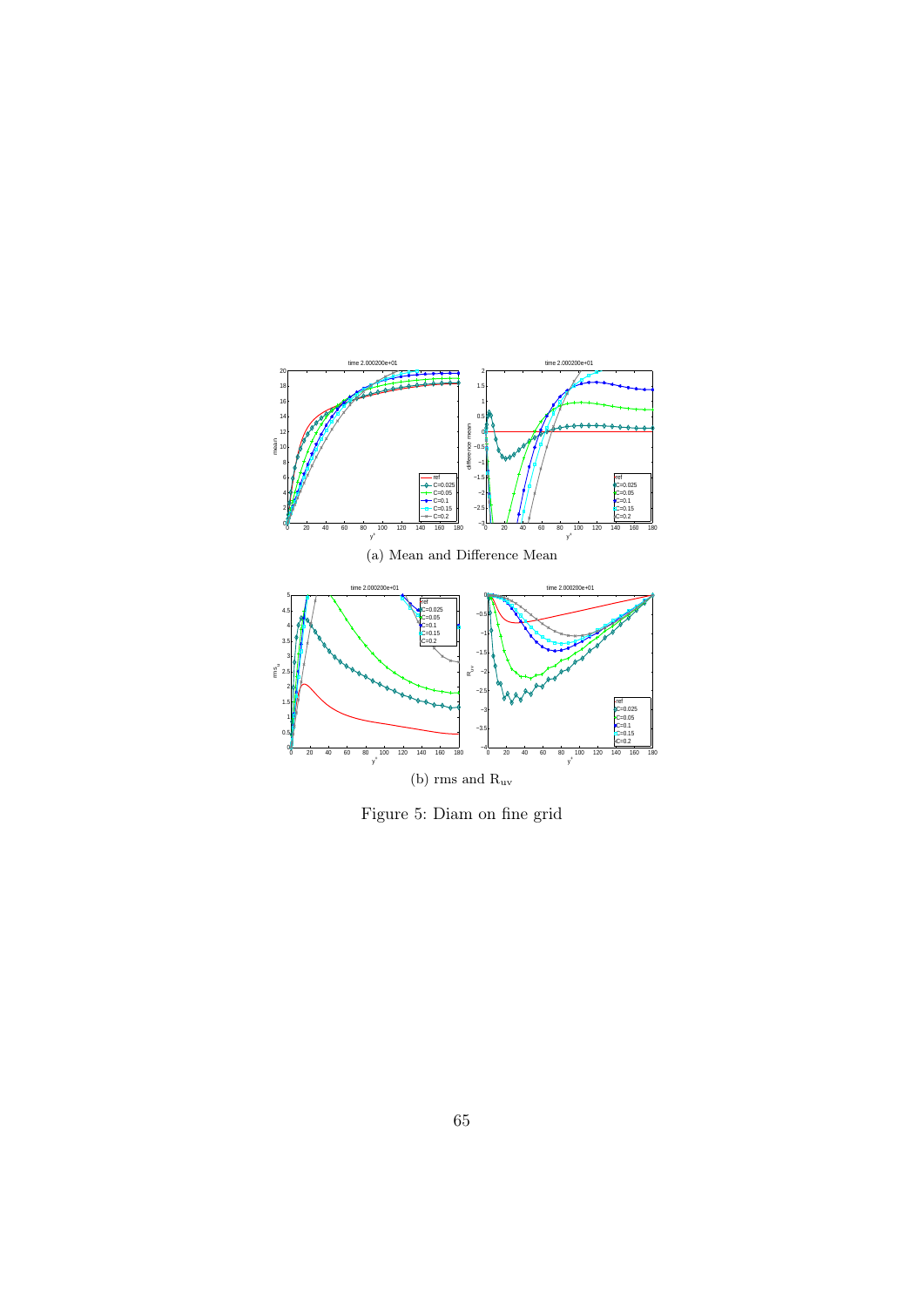(a) Mean and Difference Mean

(b) rms and $\mathrm{R_{uv}}$

Figure 5: Diam on fine grid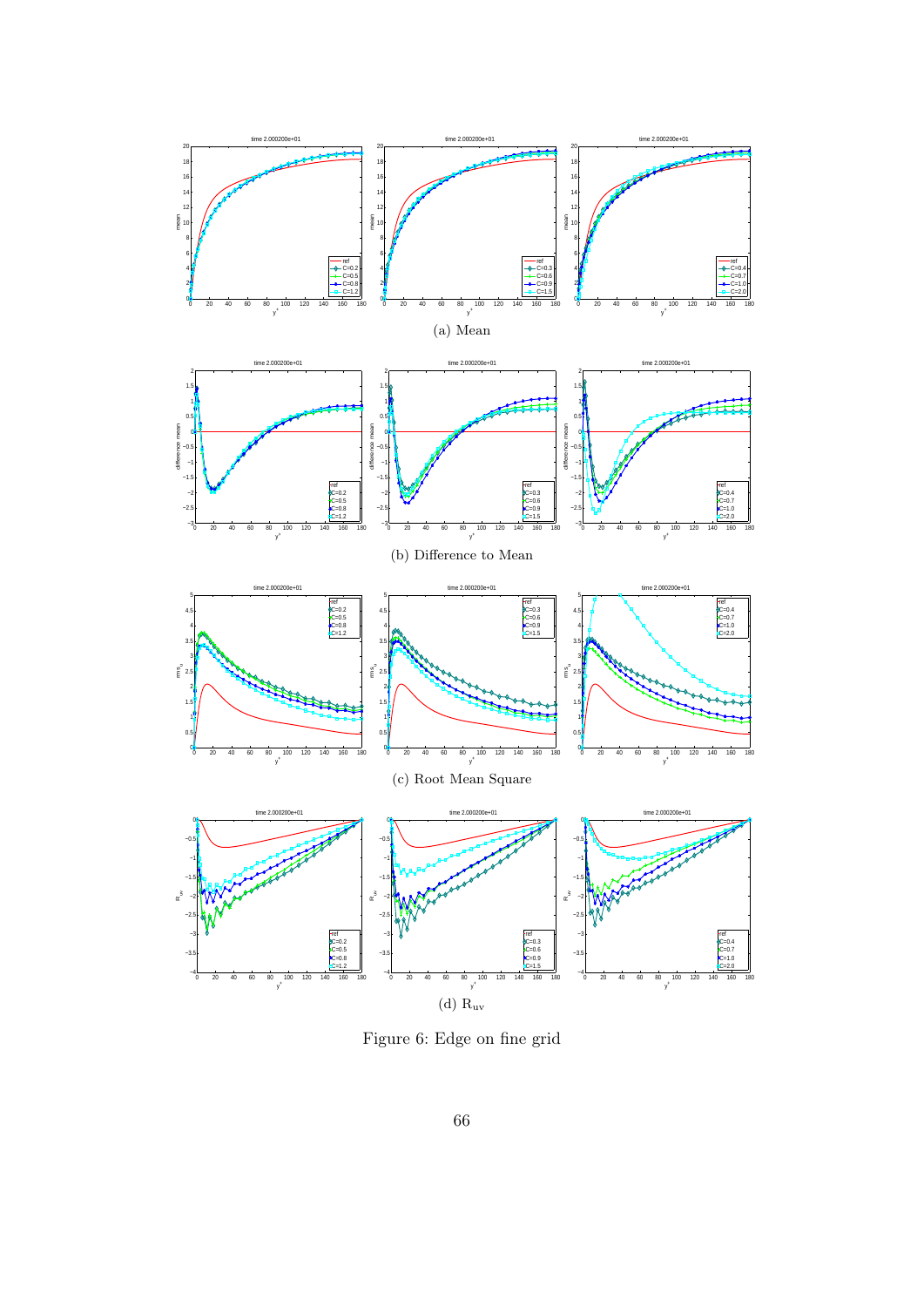(a) Mean

(b) Difference to Mean

(c) Root Mean Square

(d) $\mathrm{R_{uv}}$

Figure 6: Edge on fine grid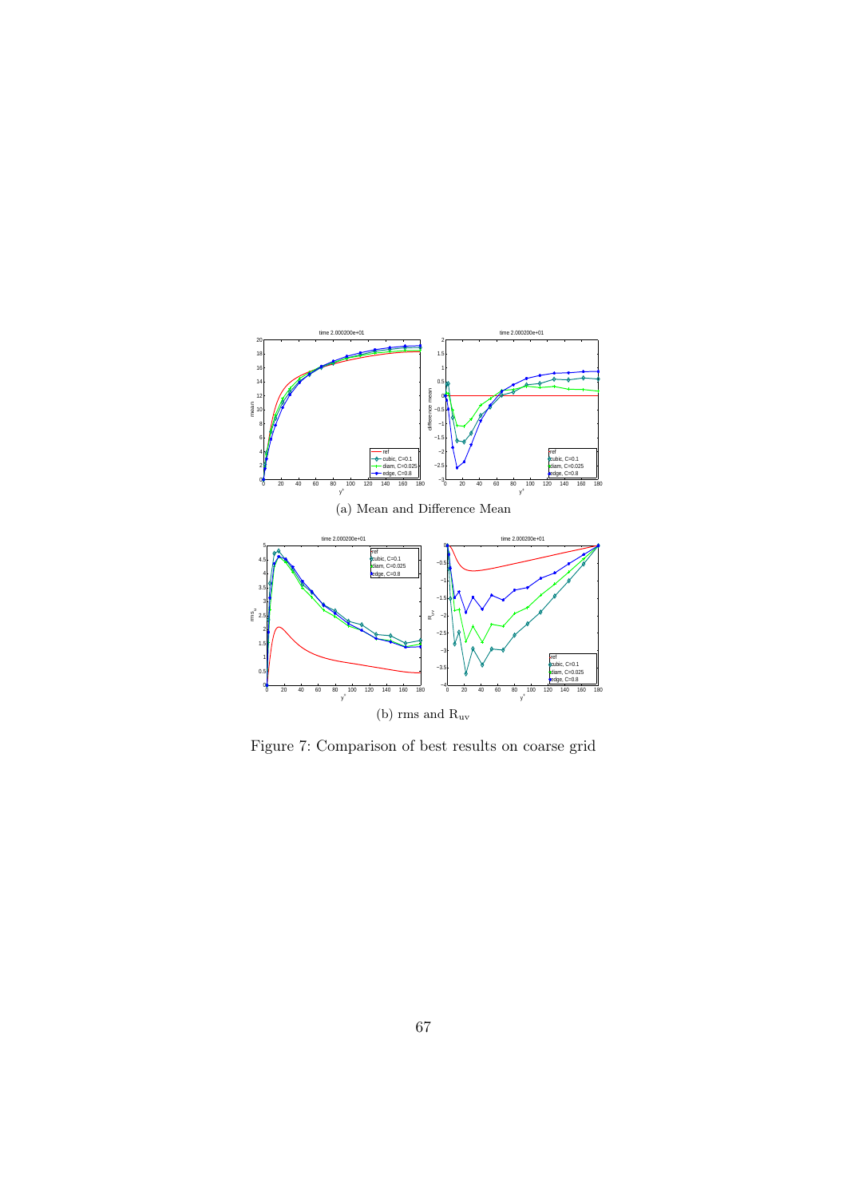(a) Mean and Difference Mean

(b) rms and $\mathrm{R_{uv}}$

Figure 7: Comparison of best results on coarse grid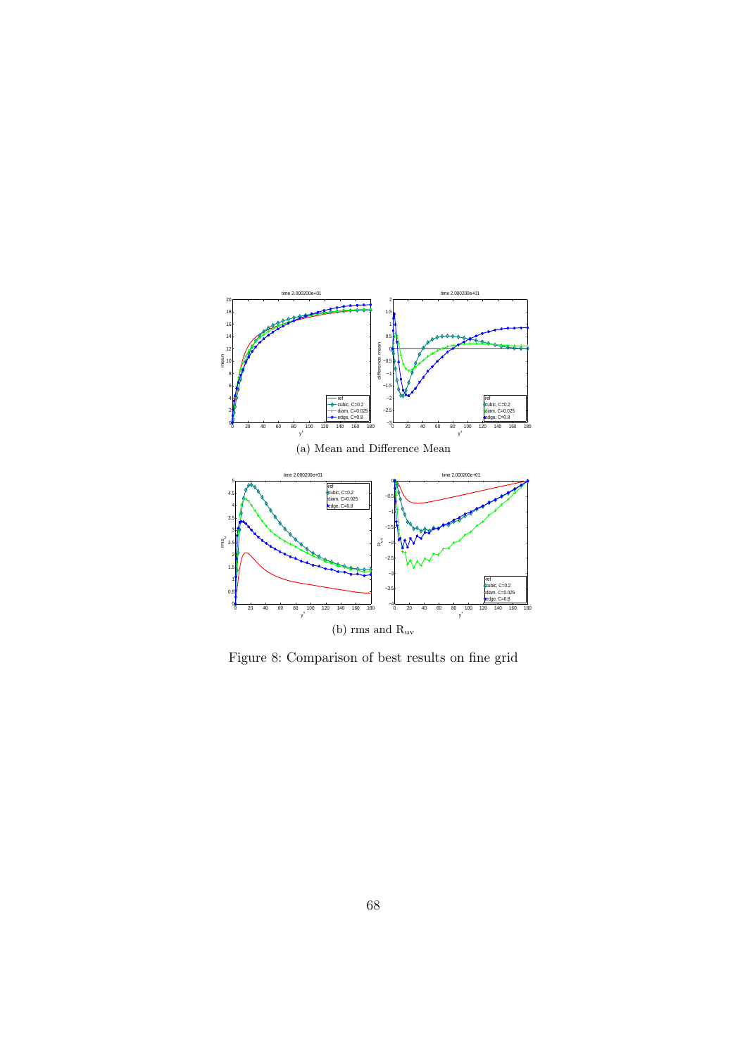(a) Mean and Difference Mean

(b) rms and $R_{uv}$

Figure 8: Comparison of best results on fine grid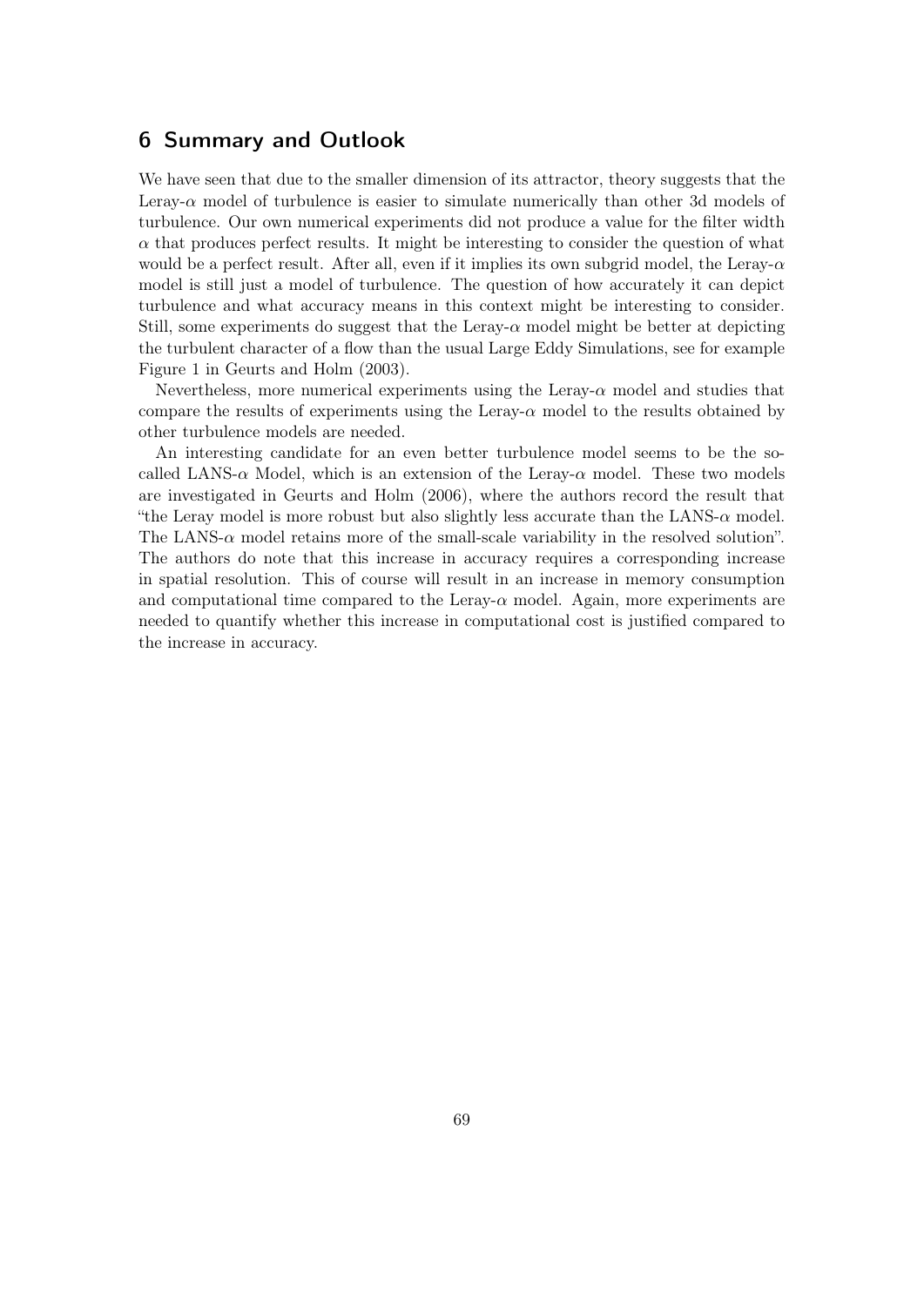# 6 Summary and Outlook

We have seen that due to the smaller dimension of its attractor, theory suggests that the Leray-$\alpha$ model of turbulence is easier to simulate numerically than other 3d models of turbulence. Our own numerical experiments did not produce a value for the filter width $\alpha$ that produces perfect results. It might be interesting to consider the question of what would be a perfect result. After all, even if it implies its own subgrid model, the Leray-$\alpha$ model is still just a model of turbulence. The question of how accurately it can depict turbulence and what accuracy means in this context might be interesting to consider. Still, some experiments do suggest that the Leray-$\alpha$ model might be better at depicting the turbulent character of a flow than the usual Large Eddy Simulations, see for example Figure 1 in Geurts and Holm (2003).

Nevertheless, more numerical experiments using the Leray-$\alpha$ model and studies that compare the results of experiments using the Leray-$\alpha$ model to the results obtained by other turbulence models are needed.

An interesting candidate for an even better turbulence model seems to be the so-called LANS-$\alpha$ Model, which is an extension of the Leray-$\alpha$ model. These two models are investigated in Geurts and Holm (2006), where the authors record the result that "the Leray model is more robust but also slightly less accurate than the LANS-$\alpha$ model. The LANS-$\alpha$ model retains more of the small-scale variability in the resolved solution". The authors do note that this increase in accuracy requires a corresponding increase in spatial resolution. This of course will result in an increase in memory consumption and computational time compared to the Leray-$\alpha$ model. Again, more experiments are needed to quantify whether this increase in computational cost is justified compared to the increase in accuracy.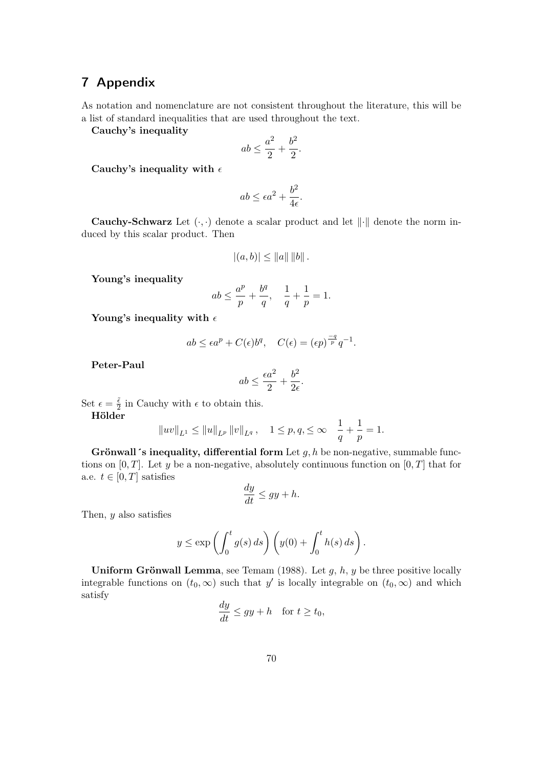## 7 Appendix

As notation and nomenclature are not consistent throughout the literature, this will be a list of standard inequalities that are used throughout the text.

**Cauchy's inequality**

$$ab \leq \frac{a^2}{2} + \frac{b^2}{2}.$$

**Cauchy's inequality with $\epsilon$**

$$ab \leq \epsilon a^2 + \frac{b^2}{4\epsilon}.$$

**Cauchy-Schwarz** Let $(\cdot, \cdot)$ denote a scalar product and let $\|\cdot\|$ denote the norm induced by this scalar product. Then

$$|(a, b)| \leq \|a\| \, \|b\| \, .$$

**Young's inequality**

$$ab \leq \frac{a^p}{p} + \frac{b^q}{q}, \quad \frac{1}{q} + \frac{1}{p} = 1.$$

**Young's inequality with $\epsilon$**

$$ab \leq \epsilon a^p + C(\epsilon) b^q, \quad C(\epsilon) = (\epsilon p)^{\frac{-q}{p}} q^{-1}.$$

**Peter-Paul**

$$ab \leq \frac{\epsilon a^2}{2} + \frac{b^2}{2\epsilon}.$$

Set $\epsilon = \frac{\tilde{\epsilon}}{2}$ in Cauchy with $\epsilon$ to obtain this.

**Hölder**

$$\|uv\|_{L^1} \leq \|u\|_{L^p} \|v\|_{L^q}, \quad 1 \leq p, q, \leq \infty \quad \frac{1}{q} + \frac{1}{p} = 1.$$

**Grönwall´s inequality, differential form** Let $g, h$ be non-negative, summable functions on $[0, T]$. Let $y$ be a non-negative, absolutely continuous function on $[0, T]$ that for a.e. $t \in [0, T]$ satisfies

$$\frac{dy}{dt} \leq gy + h.$$

Then, $y$ also satisfies

$$y \leq \exp\left(\int_0^t g(s)\, ds\right) \left(y(0) + \int_0^t h(s)\, ds\right).$$

**Uniform Grönwall Lemma**, see Temam (1988). Let $g$, $h$, $y$ be three positive locally integrable functions on $(t_0, \infty)$ such that $y'$ is locally integrable on $(t_0, \infty)$ and which satisfy

$$\frac{dy}{dt} \leq gy + h \quad \text{for } t \geq t_0,$$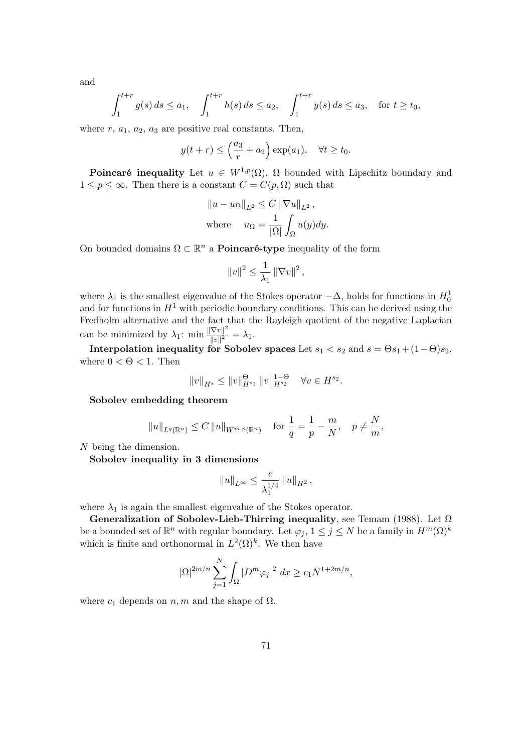and

$$\int_1^{t+r} g(s)\,ds \le a_1, \quad \int_1^{t+r} h(s)\,ds \le a_2, \quad \int_1^{t+r} y(s)\,ds \le a_3, \quad \text{for } t \ge t_0,$$

where $r$, $a_1$, $a_2$, $a_3$ are positive real constants. Then,

$$y(t+r) \le \left(\frac{a_3}{r} + a_2\right)\exp(a_1), \quad \forall t \ge t_0.$$

**Poincaré inequality** Let $u \in W^{1,p}(\Omega)$, $\Omega$ bounded with Lipschitz boundary and $1 \le p \le \infty$. Then there is a constant $C = C(p, \Omega)$ such that

$$\|u - u_\Omega\|_{L^2} \le C\,\|\nabla u\|_{L^2}\,,$$

$$\text{where} \quad u_\Omega = \frac{1}{|\Omega|}\int_\Omega u(y)dy.$$

On bounded domains $\Omega \subset \mathbb{R}^n$ a **Poincaré-type** inequality of the form

$$\|v\|^2 \le \frac{1}{\lambda_1}\|\nabla v\|^2\,,$$

where $\lambda_1$ is the smallest eigenvalue of the Stokes operator $-\Delta$, holds for functions in $H_0^1$ and for functions in $H^1$ with periodic boundary conditions. This can be derived using the Fredholm alternative and the fact that the Rayleigh quotient of the negative Laplacian can be minimized by $\lambda_1$: $\min \frac{\|\nabla v\|^2}{\|v\|^2} = \lambda_1$.

**Interpolation inequality for Sobolev spaces** Let $s_1 < s_2$ and $s = \Theta s_1 + (1-\Theta)s_2$, where $0 < \Theta < 1$. Then

$$\|v\|_{H^s} \le \|v\|_{H^{s_1}}^{\Theta}\,\|v\|_{H^{s_2}}^{1-\Theta} \quad \forall v \in H^{s_2}.$$

**Sobolev embedding theorem**

$$\|u\|_{L^q(\mathbb{R}^n)} \le C\,\|u\|_{W^{m,p}(\mathbb{R}^n)} \quad \text{for } \frac{1}{q} = \frac{1}{p} - \frac{m}{N}, \quad p \ne \frac{N}{m},$$

$N$ being the dimension.

**Sobolev inequality in 3 dimensions**

$$\|u\|_{L^\infty} \le \frac{c}{\lambda_1^{1/4}}\,\|u\|_{H^2}\,,$$

where $\lambda_1$ is again the smallest eigenvalue of the Stokes operator.

**Generalization of Sobolev-Lieb-Thirring inequality**, see Temam (1988). Let $\Omega$ be a bounded set of $\mathbb{R}^n$ with regular boundary. Let $\varphi_j$, $1 \le j \le N$ be a family in $H^m(\Omega)^k$ which is finite and orthonormal in $L^2(\Omega)^k$. We then have

$$|\Omega|^{2m/n}\sum_{j=1}^{N}\int_\Omega |D^m\varphi_j|^2\,dx \ge c_1 N^{1+2m/n},$$

where $c_1$ depends on $n, m$ and the shape of $\Omega$.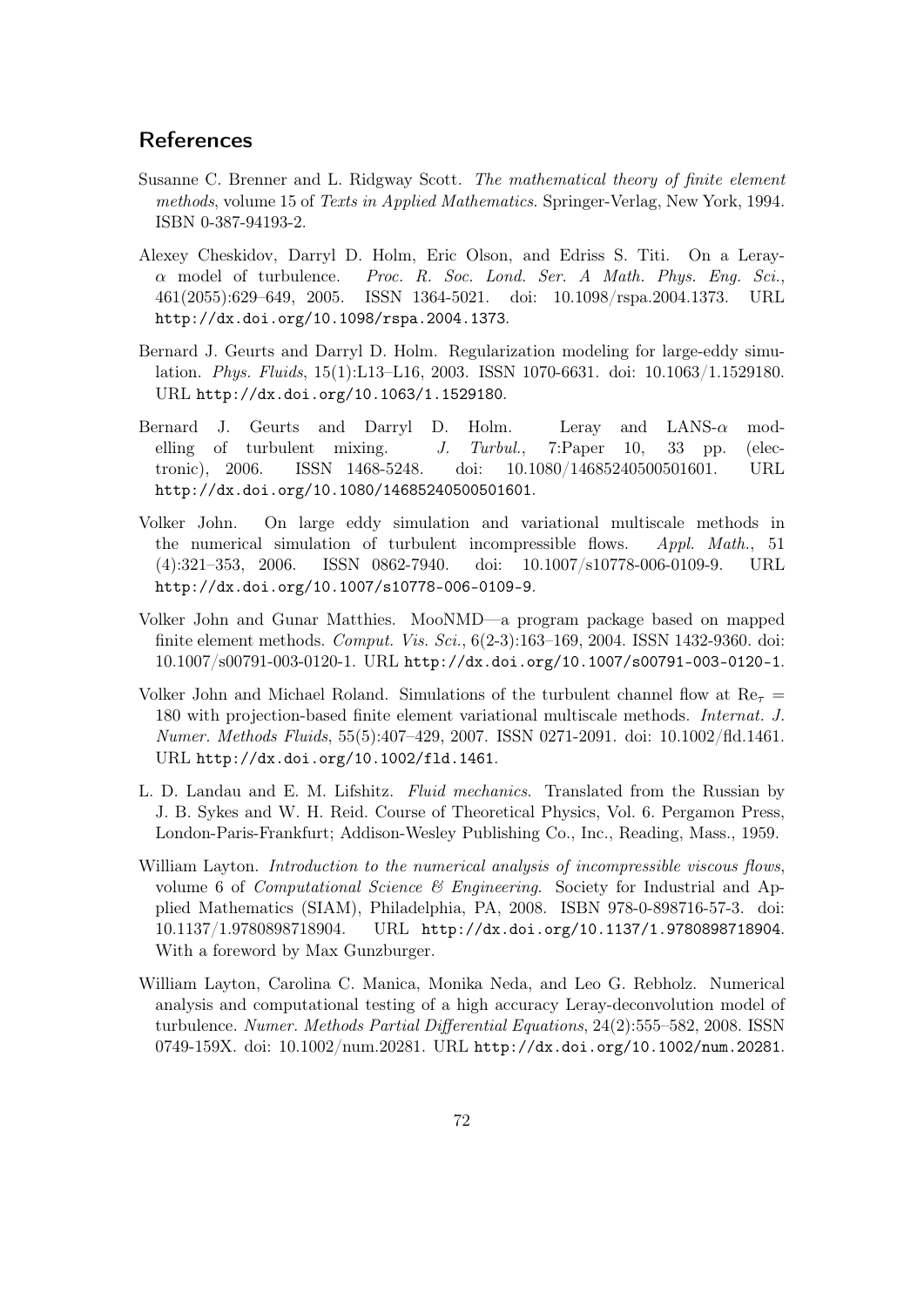## References

Susanne C. Brenner and L. Ridgway Scott. *The mathematical theory of finite element methods*, volume 15 of *Texts in Applied Mathematics*. Springer-Verlag, New York, 1994. ISBN 0-387-94193-2.

Alexey Cheskidov, Darryl D. Holm, Eric Olson, and Edriss S. Titi. On a Leray-$\alpha$ model of turbulence. *Proc. R. Soc. Lond. Ser. A Math. Phys. Eng. Sci.*, 461(2055):629–649, 2005. ISSN 1364-5021. doi: 10.1098/rspa.2004.1373. URL `http://dx.doi.org/10.1098/rspa.2004.1373`.

Bernard J. Geurts and Darryl D. Holm. Regularization modeling for large-eddy simulation. *Phys. Fluids*, 15(1):L13–L16, 2003. ISSN 1070-6631. doi: 10.1063/1.1529180. URL `http://dx.doi.org/10.1063/1.1529180`.

Bernard J. Geurts and Darryl D. Holm. Leray and LANS-$\alpha$ modelling of turbulent mixing. *J. Turbul.*, 7:Paper 10, 33 pp. (electronic), 2006. ISSN 1468-5248. doi: 10.1080/14685240500501601. URL `http://dx.doi.org/10.1080/14685240500501601`.

Volker John. On large eddy simulation and variational multiscale methods in the numerical simulation of turbulent incompressible flows. *Appl. Math.*, 51 (4):321–353, 2006. ISSN 0862-7940. doi: 10.1007/s10778-006-0109-9. URL `http://dx.doi.org/10.1007/s10778-006-0109-9`.

Volker John and Gunar Matthies. MooNMD—a program package based on mapped finite element methods. *Comput. Vis. Sci.*, 6(2-3):163–169, 2004. ISSN 1432-9360. doi: 10.1007/s00791-003-0120-1. URL `http://dx.doi.org/10.1007/s00791-003-0120-1`.

Volker John and Michael Roland. Simulations of the turbulent channel flow at $\mathrm{Re}_\tau = 180$ with projection-based finite element variational multiscale methods. *Internat. J. Numer. Methods Fluids*, 55(5):407–429, 2007. ISSN 0271-2091. doi: 10.1002/fld.1461. URL `http://dx.doi.org/10.1002/fld.1461`.

L. D. Landau and E. M. Lifshitz. *Fluid mechanics*. Translated from the Russian by J. B. Sykes and W. H. Reid. Course of Theoretical Physics, Vol. 6. Pergamon Press, London-Paris-Frankfurt; Addison-Wesley Publishing Co., Inc., Reading, Mass., 1959.

William Layton. *Introduction to the numerical analysis of incompressible viscous flows*, volume 6 of *Computational Science & Engineering*. Society for Industrial and Applied Mathematics (SIAM), Philadelphia, PA, 2008. ISBN 978-0-898716-57-3. doi: 10.1137/1.9780898718904. URL `http://dx.doi.org/10.1137/1.9780898718904`. With a foreword by Max Gunzburger.

William Layton, Carolina C. Manica, Monika Neda, and Leo G. Rebholz. Numerical analysis and computational testing of a high accuracy Leray-deconvolution model of turbulence. *Numer. Methods Partial Differential Equations*, 24(2):555–582, 2008. ISSN 0749-159X. doi: 10.1002/num.20281. URL `http://dx.doi.org/10.1002/num.20281`.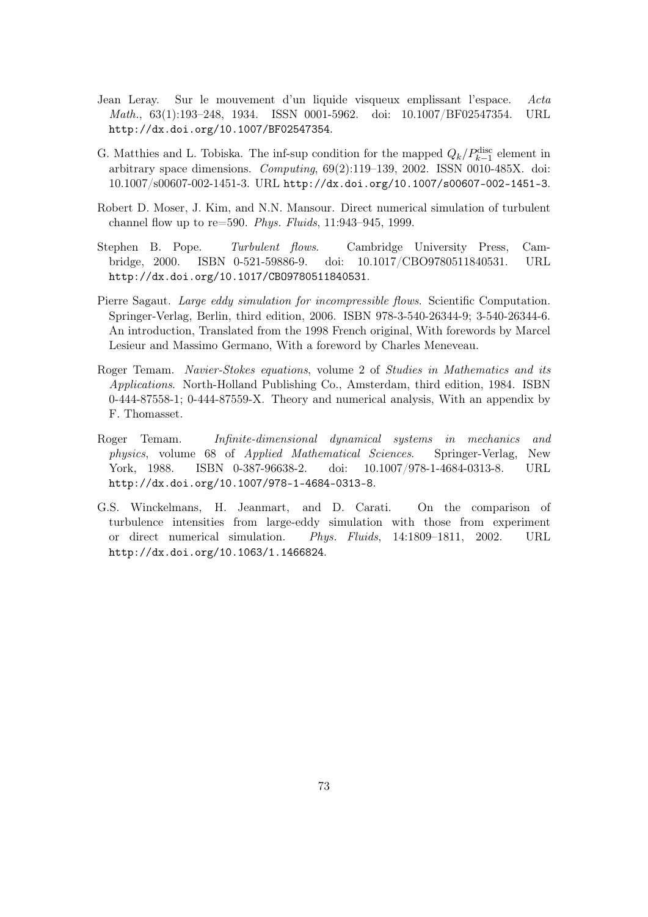Jean Leray. Sur le mouvement d'un liquide visqueux emplissant l'espace. *Acta Math.*, 63(1):193–248, 1934. ISSN 0001-5962. doi: 10.1007/BF02547354. URL http://dx.doi.org/10.1007/BF02547354.

G. Matthies and L. Tobiska. The inf-sup condition for the mapped $Q_k/P_{k-1}^{\mathrm{disc}}$ element in arbitrary space dimensions. *Computing*, 69(2):119–139, 2002. ISSN 0010-485X. doi: 10.1007/s00607-002-1451-3. URL http://dx.doi.org/10.1007/s00607-002-1451-3.

Robert D. Moser, J. Kim, and N.N. Mansour. Direct numerical simulation of turbulent channel flow up to re=590. *Phys. Fluids*, 11:943–945, 1999.

Stephen B. Pope. *Turbulent flows*. Cambridge University Press, Cambridge, 2000. ISBN 0-521-59886-9. doi: 10.1017/CBO9780511840531. URL http://dx.doi.org/10.1017/CBO9780511840531.

Pierre Sagaut. *Large eddy simulation for incompressible flows*. Scientific Computation. Springer-Verlag, Berlin, third edition, 2006. ISBN 978-3-540-26344-9; 3-540-26344-6. An introduction, Translated from the 1998 French original, With forewords by Marcel Lesieur and Massimo Germano, With a foreword by Charles Meneveau.

Roger Temam. *Navier-Stokes equations*, volume 2 of *Studies in Mathematics and its Applications*. North-Holland Publishing Co., Amsterdam, third edition, 1984. ISBN 0-444-87558-1; 0-444-87559-X. Theory and numerical analysis, With an appendix by F. Thomasset.

Roger Temam. *Infinite-dimensional dynamical systems in mechanics and physics*, volume 68 of *Applied Mathematical Sciences*. Springer-Verlag, New York, 1988. ISBN 0-387-96638-2. doi: 10.1007/978-1-4684-0313-8. URL http://dx.doi.org/10.1007/978-1-4684-0313-8.

G.S. Winckelmans, H. Jeanmart, and D. Carati. On the comparison of turbulence intensities from large-eddy simulation with those from experiment or direct numerical simulation. *Phys. Fluids*, 14:1809–1811, 2002. URL http://dx.doi.org/10.1063/1.1466824.